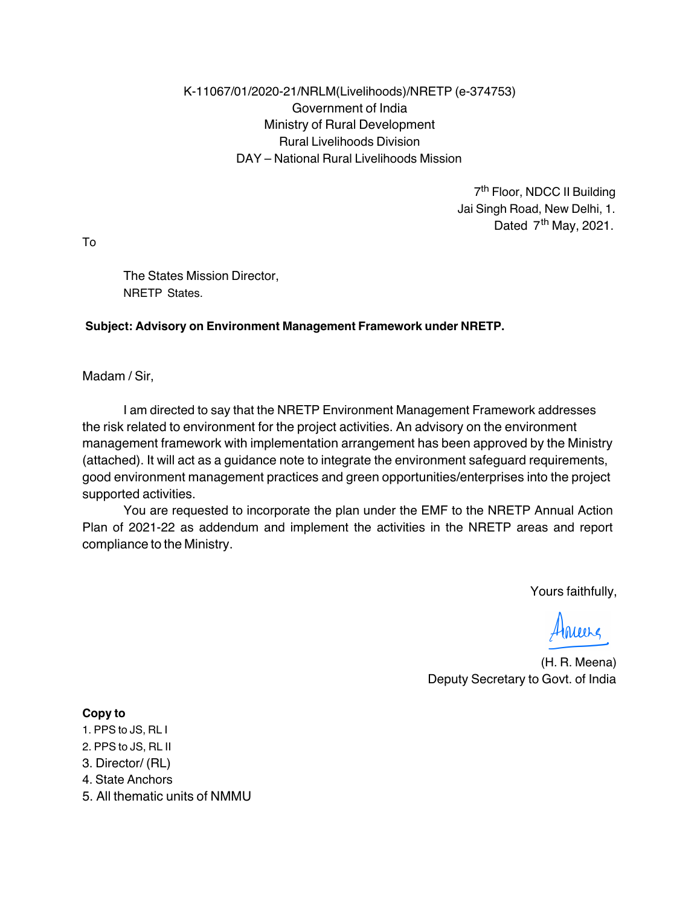K-11067/01/2020-21/NRLM(Livelihoods)/NRETP (e-374753)
Government of India
Ministry of Rural Development
Rural Livelihoods Division
DAY – National Rural Livelihoods Mission

7th Floor, NDCC II Building
Jai Singh Road, New Delhi, 1.
Dated 7th May, 2021.

To

The States Mission Director,
NRETP States.

**Subject: Advisory on Environment Management Framework under NRETP.**

Madam / Sir,

I am directed to say that the NRETP Environment Management Framework addresses the risk related to environment for the project activities. An advisory on the environment management framework with implementation arrangement has been approved by the Ministry (attached). It will act as a guidance note to integrate the environment safeguard requirements, good environment management practices and green opportunities/enterprises into the project supported activities.

You are requested to incorporate the plan under the EMF to the NRETP Annual Action Plan of 2021-22 as addendum and implement the activities in the NRETP areas and report compliance to the Ministry.

Yours faithfully,

(H. R. Meena)
Deputy Secretary to Govt. of India

**Copy to**

1. PPS to JS, RL I
2. PPS to JS, RL II
3. Director/ (RL)
4. State Anchors
5. All thematic units of NMMU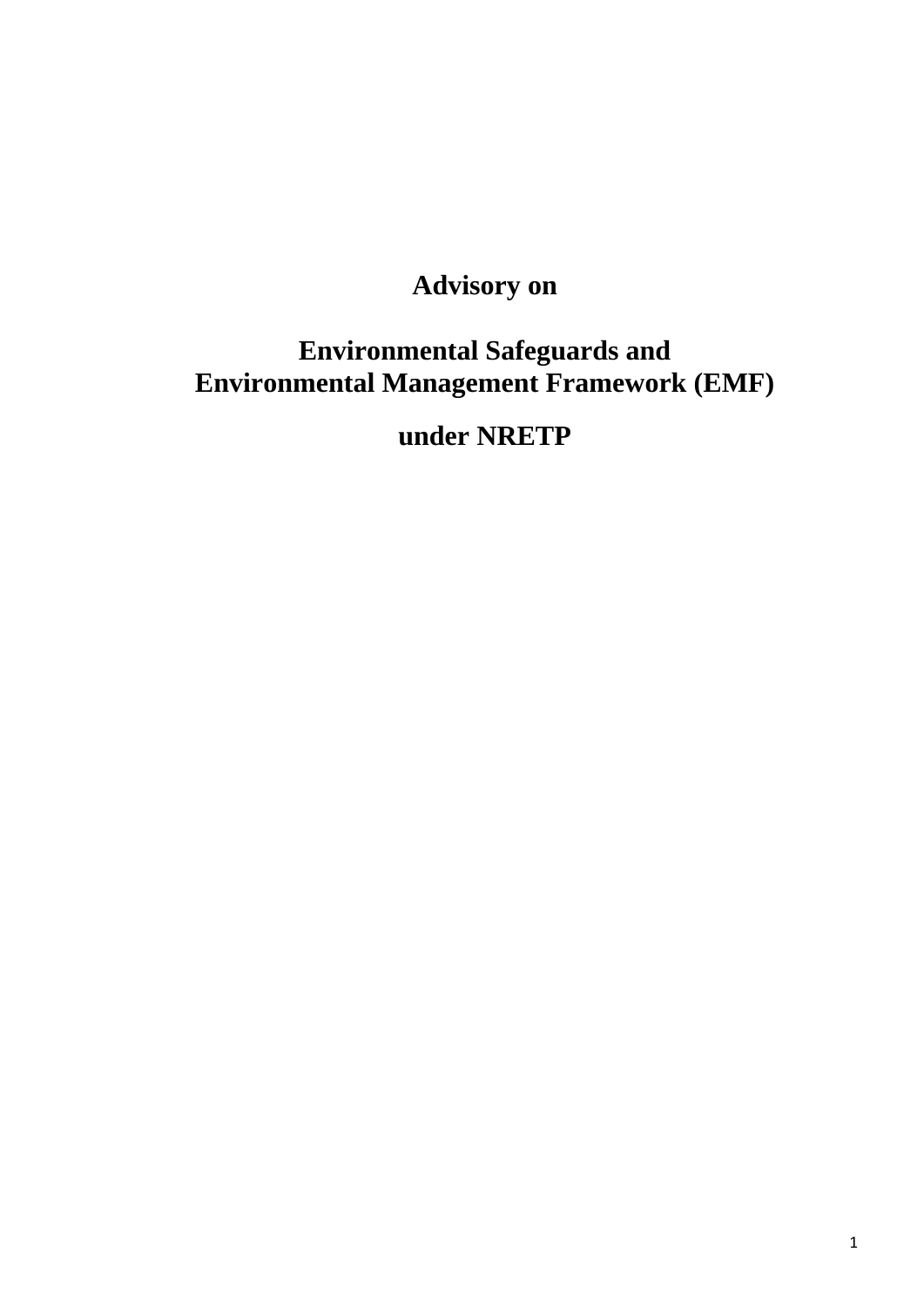# Advisory on

# Environmental Safeguards and Environmental Management Framework (EMF)

# under NRETP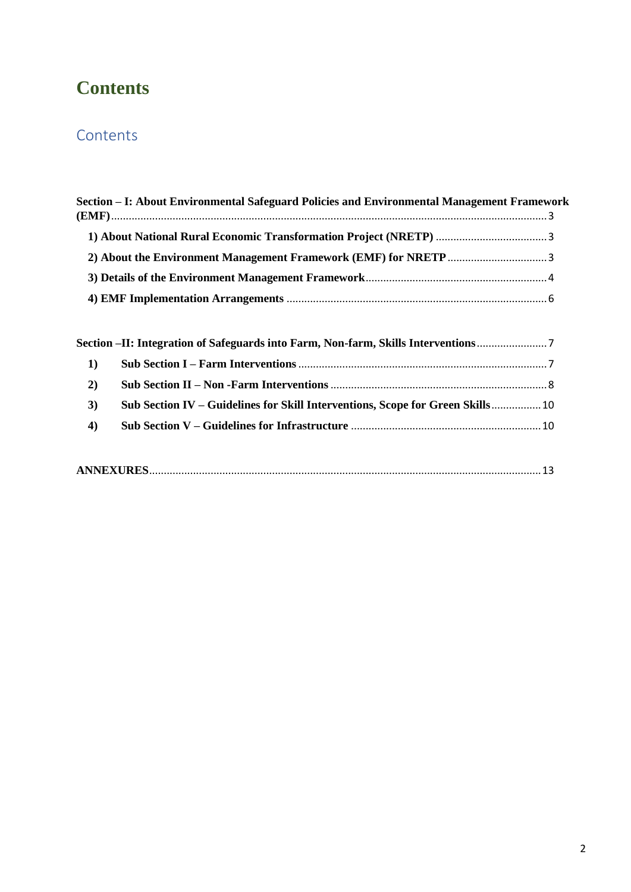# Contents

## Contents

**Section – I: About Environmental Safeguard Policies and Environmental Management Framework (EMF)** ........ 3

- **1) About National Rural Economic Transformation Project (NRETP)** ........ 3
- **2) About the Environment Management Framework (EMF) for NRETP** ........ 3
- **3) Details of the Environment Management Framework** ........ 4
- **4) EMF Implementation Arrangements** ........ 6

**Section –II: Integration of Safeguards into Farm, Non-farm, Skills Interventions** ........ 7

- **1) Sub Section I – Farm Interventions** ........ 7
- **2) Sub Section II – Non -Farm Interventions** ........ 8
- **3) Sub Section IV – Guidelines for Skill Interventions, Scope for Green Skills** ........ 10
- **4) Sub Section V – Guidelines for Infrastructure** ........ 10

**ANNEXURES** ........ 13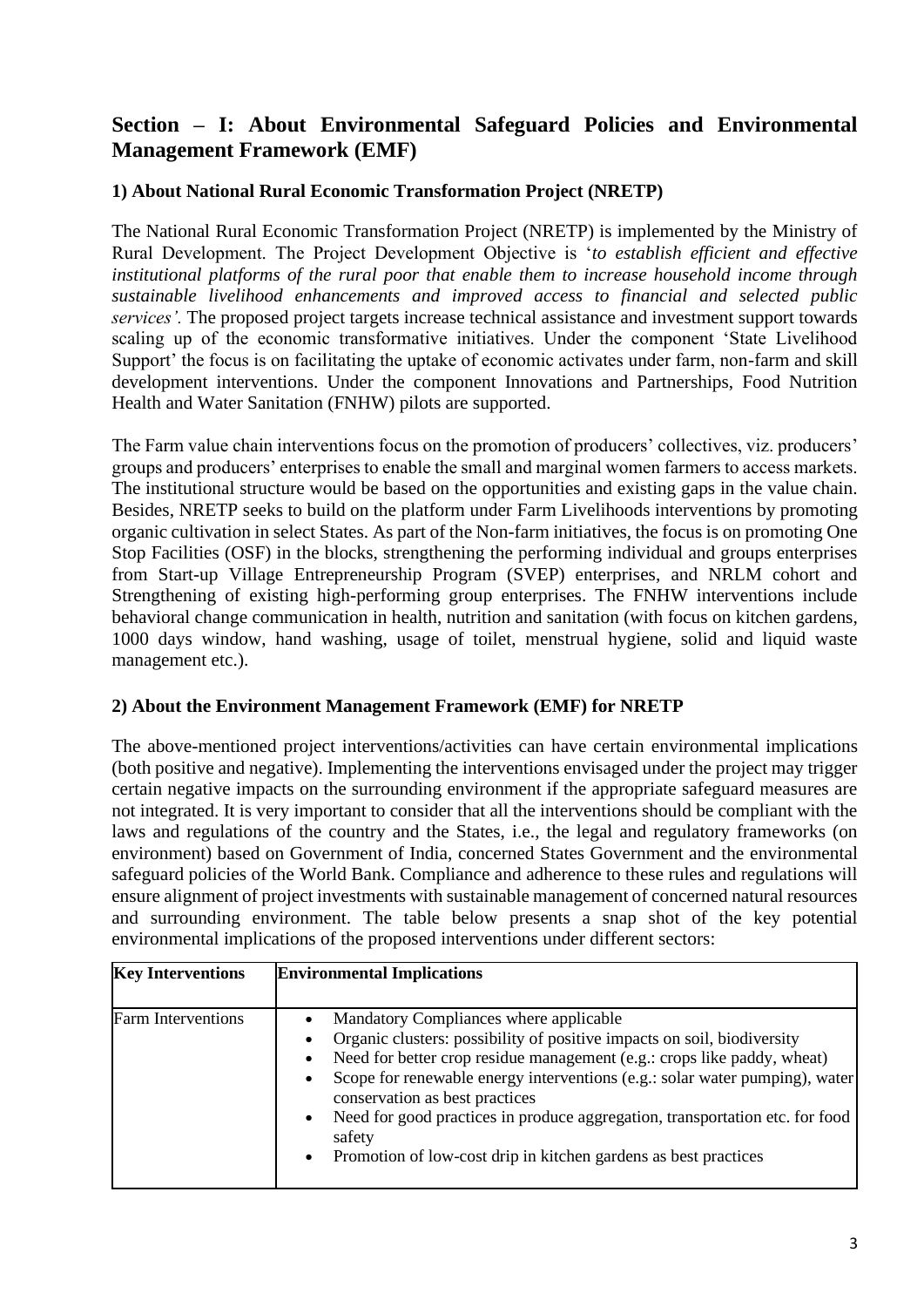## Section – I: About Environmental Safeguard Policies and Environmental Management Framework (EMF)

### 1) About National Rural Economic Transformation Project (NRETP)

The National Rural Economic Transformation Project (NRETP) is implemented by the Ministry of Rural Development. The Project Development Objective is '*to establish efficient and effective institutional platforms of the rural poor that enable them to increase household income through sustainable livelihood enhancements and improved access to financial and selected public services'.* The proposed project targets increase technical assistance and investment support towards scaling up of the economic transformative initiatives. Under the component 'State Livelihood Support' the focus is on facilitating the uptake of economic activates under farm, non-farm and skill development interventions. Under the component Innovations and Partnerships, Food Nutrition Health and Water Sanitation (FNHW) pilots are supported.

The Farm value chain interventions focus on the promotion of producers' collectives, viz. producers' groups and producers' enterprises to enable the small and marginal women farmers to access markets. The institutional structure would be based on the opportunities and existing gaps in the value chain. Besides, NRETP seeks to build on the platform under Farm Livelihoods interventions by promoting organic cultivation in select States. As part of the Non-farm initiatives, the focus is on promoting One Stop Facilities (OSF) in the blocks, strengthening the performing individual and groups enterprises from Start-up Village Entrepreneurship Program (SVEP) enterprises, and NRLM cohort and Strengthening of existing high-performing group enterprises. The FNHW interventions include behavioral change communication in health, nutrition and sanitation (with focus on kitchen gardens, 1000 days window, hand washing, usage of toilet, menstrual hygiene, solid and liquid waste management etc.).

### 2) About the Environment Management Framework (EMF) for NRETP

The above-mentioned project interventions/activities can have certain environmental implications (both positive and negative). Implementing the interventions envisaged under the project may trigger certain negative impacts on the surrounding environment if the appropriate safeguard measures are not integrated. It is very important to consider that all the interventions should be compliant with the laws and regulations of the country and the States, i.e., the legal and regulatory frameworks (on environment) based on Government of India, concerned States Government and the environmental safeguard policies of the World Bank. Compliance and adherence to these rules and regulations will ensure alignment of project investments with sustainable management of concerned natural resources and surrounding environment. The table below presents a snap shot of the key potential environmental implications of the proposed interventions under different sectors:

| Key Interventions | Environmental Implications |
|---|---|
| Farm Interventions | • Mandatory Compliances where applicable<br>• Organic clusters: possibility of positive impacts on soil, biodiversity<br>• Need for better crop residue management (e.g.: crops like paddy, wheat)<br>• Scope for renewable energy interventions (e.g.: solar water pumping), water conservation as best practices<br>• Need for good practices in produce aggregation, transportation etc. for food safety<br>• Promotion of low-cost drip in kitchen gardens as best practices |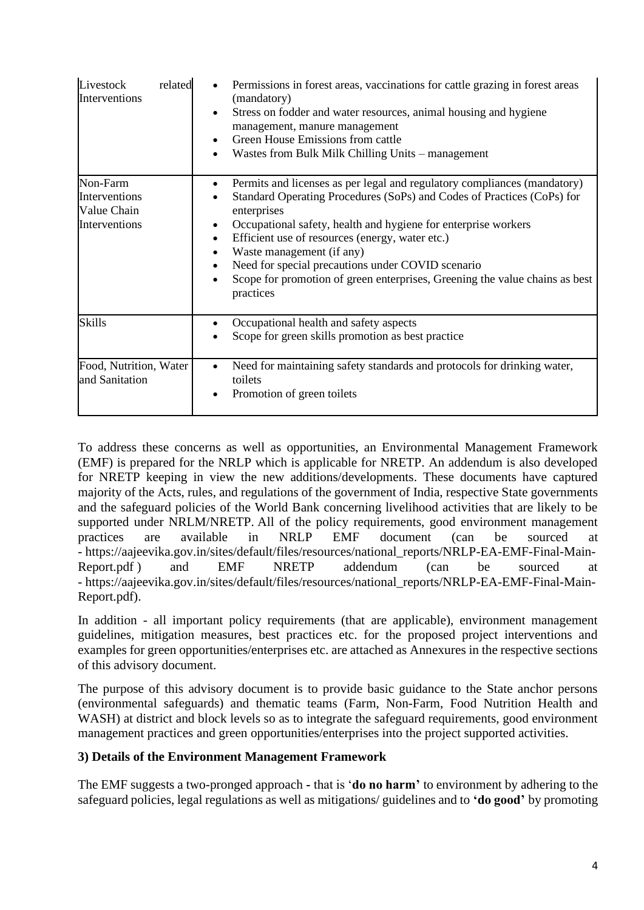| Livestock related Interventions | • Permissions in forest areas, vaccinations for cattle grazing in forest areas (mandatory)<br>• Stress on fodder and water resources, animal housing and hygiene management, manure management<br>• Green House Emissions from cattle<br>• Wastes from Bulk Milk Chilling Units – management |
|---|---|
| Non-Farm Interventions Value Chain Interventions | • Permits and licenses as per legal and regulatory compliances (mandatory)<br>• Standard Operating Procedures (SoPs) and Codes of Practices (CoPs) for enterprises<br>• Occupational safety, health and hygiene for enterprise workers<br>• Efficient use of resources (energy, water etc.)<br>• Waste management (if any)<br>• Need for special precautions under COVID scenario<br>• Scope for promotion of green enterprises, Greening the value chains as best practices |
| Skills | • Occupational health and safety aspects<br>• Scope for green skills promotion as best practice |
| Food, Nutrition, Water and Sanitation | • Need for maintaining safety standards and protocols for drinking water, toilets<br>• Promotion of green toilets |

To address these concerns as well as opportunities, an Environmental Management Framework (EMF) is prepared for the NRLP which is applicable for NRETP. An addendum is also developed for NRETP keeping in view the new additions/developments. These documents have captured majority of the Acts, rules, and regulations of the government of India, respective State governments and the safeguard policies of the World Bank concerning livelihood activities that are likely to be supported under NRLM/NRETP. All of the policy requirements, good environment management practices are available in NRLP EMF document (can be sourced at - https://aajeevika.gov.in/sites/default/files/resources/national_reports/NRLP-EA-EMF-Final-Main-Report.pdf ) and EMF NRETP addendum (can be sourced at - https://aajeevika.gov.in/sites/default/files/resources/national_reports/NRLP-EA-EMF-Final-Main-Report.pdf).

In addition - all important policy requirements (that are applicable), environment management guidelines, mitigation measures, best practices etc. for the proposed project interventions and examples for green opportunities/enterprises etc. are attached as Annexures in the respective sections of this advisory document.

The purpose of this advisory document is to provide basic guidance to the State anchor persons (environmental safeguards) and thematic teams (Farm, Non-Farm, Food Nutrition Health and WASH) at district and block levels so as to integrate the safeguard requirements, good environment management practices and green opportunities/enterprises into the project supported activities.

### 3) Details of the Environment Management Framework

The EMF suggests a two-pronged approach - that is '**do no harm**' to environment by adhering to the safeguard policies, legal regulations as well as mitigations/ guidelines and to **'do good'** by promoting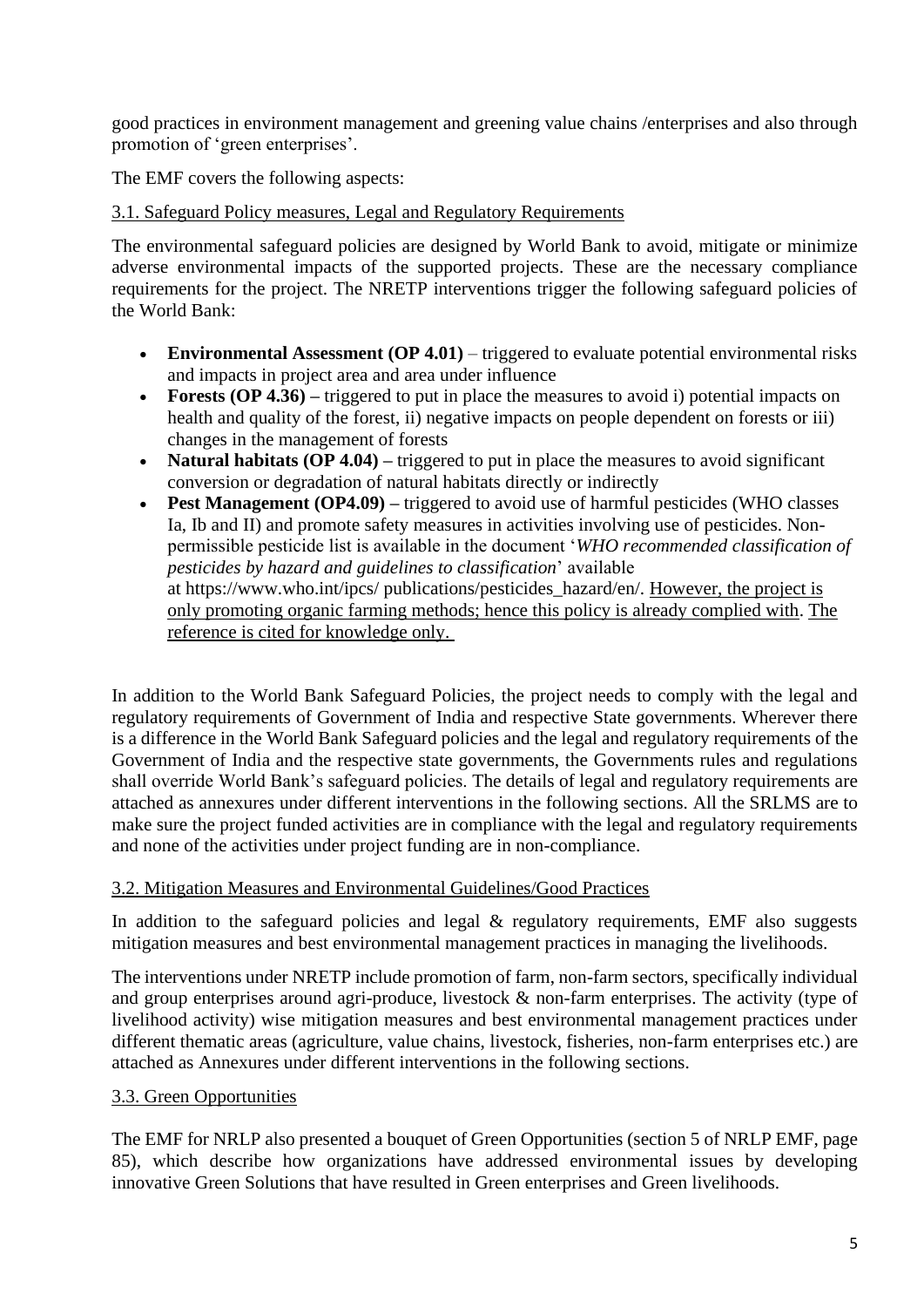good practices in environment management and greening value chains /enterprises and also through promotion of 'green enterprises'.

The EMF covers the following aspects:

### 3.1. Safeguard Policy measures, Legal and Regulatory Requirements

The environmental safeguard policies are designed by World Bank to avoid, mitigate or minimize adverse environmental impacts of the supported projects. These are the necessary compliance requirements for the project. The NRETP interventions trigger the following safeguard policies of the World Bank:

- **Environmental Assessment (OP 4.01)** – triggered to evaluate potential environmental risks and impacts in project area and area under influence
- **Forests (OP 4.36) –** triggered to put in place the measures to avoid i) potential impacts on health and quality of the forest, ii) negative impacts on people dependent on forests or iii) changes in the management of forests
- **Natural habitats (OP 4.04) –** triggered to put in place the measures to avoid significant conversion or degradation of natural habitats directly or indirectly
- **Pest Management (OP4.09) –** triggered to avoid use of harmful pesticides (WHO classes Ia, Ib and II) and promote safety measures in activities involving use of pesticides. Non-permissible pesticide list is available in the document '*WHO recommended classification of pesticides by hazard and guidelines to classification*' available at https://www.who.int/ipcs/ publications/pesticides_hazard/en/. However, the project is only promoting organic farming methods; hence this policy is already complied with. The reference is cited for knowledge only.

In addition to the World Bank Safeguard Policies, the project needs to comply with the legal and regulatory requirements of Government of India and respective State governments. Wherever there is a difference in the World Bank Safeguard policies and the legal and regulatory requirements of the Government of India and the respective state governments, the Governments rules and regulations shall override World Bank's safeguard policies. The details of legal and regulatory requirements are attached as annexures under different interventions in the following sections. All the SRLMS are to make sure the project funded activities are in compliance with the legal and regulatory requirements and none of the activities under project funding are in non-compliance.

### 3.2. Mitigation Measures and Environmental Guidelines/Good Practices

In addition to the safeguard policies and legal & regulatory requirements, EMF also suggests mitigation measures and best environmental management practices in managing the livelihoods.

The interventions under NRETP include promotion of farm, non-farm sectors, specifically individual and group enterprises around agri-produce, livestock & non-farm enterprises. The activity (type of livelihood activity) wise mitigation measures and best environmental management practices under different thematic areas (agriculture, value chains, livestock, fisheries, non-farm enterprises etc.) are attached as Annexures under different interventions in the following sections.

### 3.3. Green Opportunities

The EMF for NRLP also presented a bouquet of Green Opportunities (section 5 of NRLP EMF, page 85), which describe how organizations have addressed environmental issues by developing innovative Green Solutions that have resulted in Green enterprises and Green livelihoods.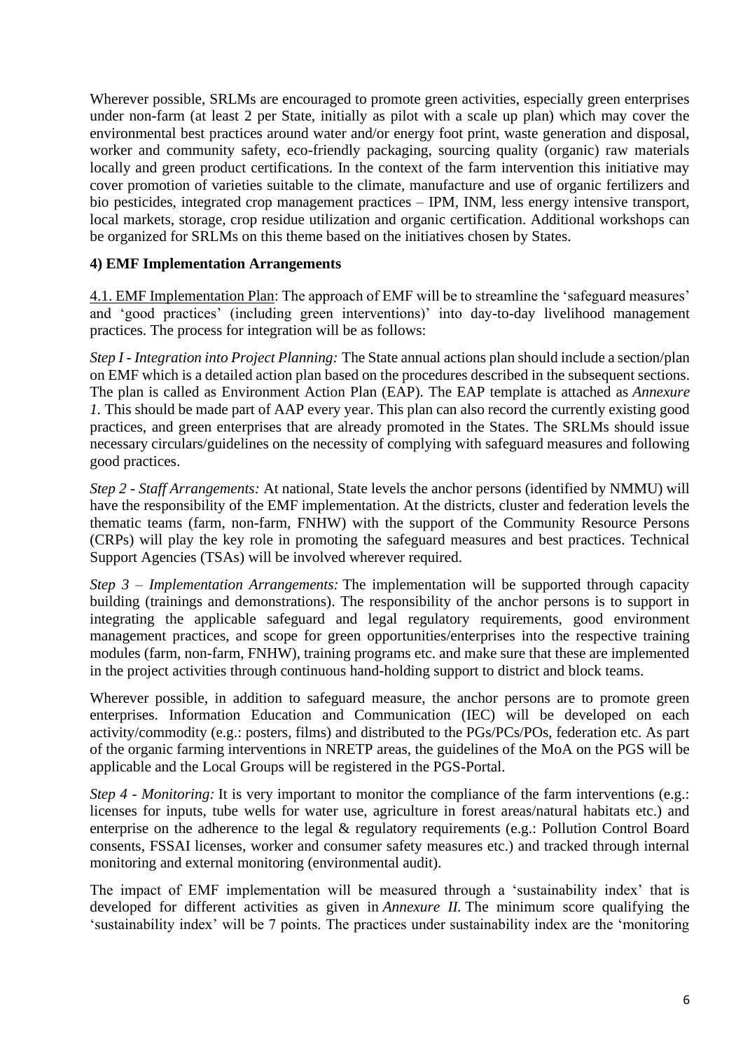Wherever possible, SRLMs are encouraged to promote green activities, especially green enterprises under non-farm (at least 2 per State, initially as pilot with a scale up plan) which may cover the environmental best practices around water and/or energy foot print, waste generation and disposal, worker and community safety, eco-friendly packaging, sourcing quality (organic) raw materials locally and green product certifications. In the context of the farm intervention this initiative may cover promotion of varieties suitable to the climate, manufacture and use of organic fertilizers and bio pesticides, integrated crop management practices – IPM, INM, less energy intensive transport, local markets, storage, crop residue utilization and organic certification. Additional workshops can be organized for SRLMs on this theme based on the initiatives chosen by States.

**4) EMF Implementation Arrangements**

4.1. EMF Implementation Plan: The approach of EMF will be to streamline the 'safeguard measures' and 'good practices' (including green interventions)' into day-to-day livelihood management practices. The process for integration will be as follows:

*Step I - Integration into Project Planning:* The State annual actions plan should include a section/plan on EMF which is a detailed action plan based on the procedures described in the subsequent sections. The plan is called as Environment Action Plan (EAP). The EAP template is attached as *Annexure 1.* This should be made part of AAP every year. This plan can also record the currently existing good practices, and green enterprises that are already promoted in the States. The SRLMs should issue necessary circulars/guidelines on the necessity of complying with safeguard measures and following good practices.

*Step 2 - Staff Arrangements:* At national, State levels the anchor persons (identified by NMMU) will have the responsibility of the EMF implementation. At the districts, cluster and federation levels the thematic teams (farm, non-farm, FNHW) with the support of the Community Resource Persons (CRPs) will play the key role in promoting the safeguard measures and best practices. Technical Support Agencies (TSAs) will be involved wherever required.

*Step 3 – Implementation Arrangements:* The implementation will be supported through capacity building (trainings and demonstrations). The responsibility of the anchor persons is to support in integrating the applicable safeguard and legal regulatory requirements, good environment management practices, and scope for green opportunities/enterprises into the respective training modules (farm, non-farm, FNHW), training programs etc. and make sure that these are implemented in the project activities through continuous hand-holding support to district and block teams.

Wherever possible, in addition to safeguard measure, the anchor persons are to promote green enterprises. Information Education and Communication (IEC) will be developed on each activity/commodity (e.g.: posters, films) and distributed to the PGs/PCs/POs, federation etc. As part of the organic farming interventions in NRETP areas, the guidelines of the MoA on the PGS will be applicable and the Local Groups will be registered in the PGS-Portal.

*Step 4 - Monitoring:* It is very important to monitor the compliance of the farm interventions (e.g.: licenses for inputs, tube wells for water use, agriculture in forest areas/natural habitats etc.) and enterprise on the adherence to the legal & regulatory requirements (e.g.: Pollution Control Board consents, FSSAI licenses, worker and consumer safety measures etc.) and tracked through internal monitoring and external monitoring (environmental audit).

The impact of EMF implementation will be measured through a 'sustainability index' that is developed for different activities as given in *Annexure II.* The minimum score qualifying the 'sustainability index' will be 7 points. The practices under sustainability index are the 'monitoring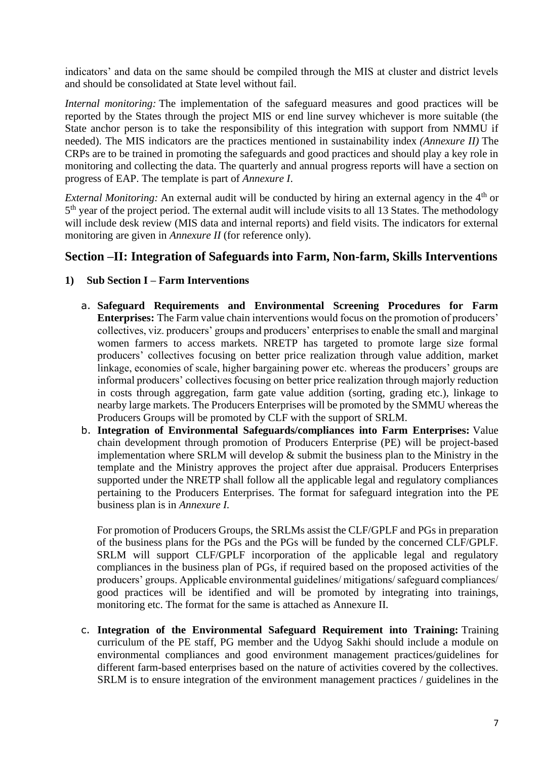indicators' and data on the same should be compiled through the MIS at cluster and district levels and should be consolidated at State level without fail.

*Internal monitoring:* The implementation of the safeguard measures and good practices will be reported by the States through the project MIS or end line survey whichever is more suitable (the State anchor person is to take the responsibility of this integration with support from NMMU if needed). The MIS indicators are the practices mentioned in sustainability index *(Annexure II)* The CRPs are to be trained in promoting the safeguards and good practices and should play a key role in monitoring and collecting the data. The quarterly and annual progress reports will have a section on progress of EAP. The template is part of *Annexure I*.

*External Monitoring:* An external audit will be conducted by hiring an external agency in the 4th or 5th year of the project period. The external audit will include visits to all 13 States. The methodology will include desk review (MIS data and internal reports) and field visits. The indicators for external monitoring are given in *Annexure II* (for reference only).

## Section –II: Integration of Safeguards into Farm, Non-farm, Skills Interventions

**1) Sub Section I – Farm Interventions**

a. **Safeguard Requirements and Environmental Screening Procedures for Farm Enterprises:** The Farm value chain interventions would focus on the promotion of producers' collectives, viz. producers' groups and producers' enterprises to enable the small and marginal women farmers to access markets. NRETP has targeted to promote large size formal producers' collectives focusing on better price realization through value addition, market linkage, economies of scale, higher bargaining power etc. whereas the producers' groups are informal producers' collectives focusing on better price realization through majorly reduction in costs through aggregation, farm gate value addition (sorting, grading etc.), linkage to nearby large markets. The Producers Enterprises will be promoted by the SMMU whereas the Producers Groups will be promoted by CLF with the support of SRLM.

b. **Integration of Environmental Safeguards/compliances into Farm Enterprises:** Value chain development through promotion of Producers Enterprise (PE) will be project-based implementation where SRLM will develop & submit the business plan to the Ministry in the template and the Ministry approves the project after due appraisal. Producers Enterprises supported under the NRETP shall follow all the applicable legal and regulatory compliances pertaining to the Producers Enterprises. The format for safeguard integration into the PE business plan is in *Annexure I.*

   For promotion of Producers Groups, the SRLMs assist the CLF/GPLF and PGs in preparation of the business plans for the PGs and the PGs will be funded by the concerned CLF/GPLF. SRLM will support CLF/GPLF incorporation of the applicable legal and regulatory compliances in the business plan of PGs, if required based on the proposed activities of the producers' groups. Applicable environmental guidelines/ mitigations/ safeguard compliances/ good practices will be identified and will be promoted by integrating into trainings, monitoring etc. The format for the same is attached as Annexure II.

c. **Integration of the Environmental Safeguard Requirement into Training:** Training curriculum of the PE staff, PG member and the Udyog Sakhi should include a module on environmental compliances and good environment management practices/guidelines for different farm-based enterprises based on the nature of activities covered by the collectives. SRLM is to ensure integration of the environment management practices / guidelines in the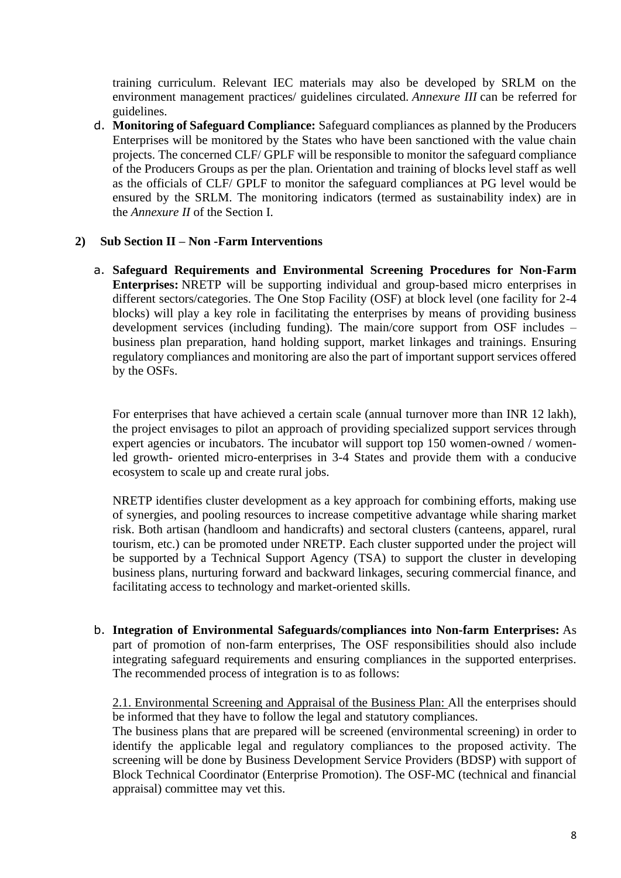training curriculum. Relevant IEC materials may also be developed by SRLM on the environment management practices/ guidelines circulated. *Annexure III* can be referred for guidelines.

d. **Monitoring of Safeguard Compliance:** Safeguard compliances as planned by the Producers Enterprises will be monitored by the States who have been sanctioned with the value chain projects. The concerned CLF/ GPLF will be responsible to monitor the safeguard compliance of the Producers Groups as per the plan. Orientation and training of blocks level staff as well as the officials of CLF/ GPLF to monitor the safeguard compliances at PG level would be ensured by the SRLM. The monitoring indicators (termed as sustainability index) are in the *Annexure II* of the Section I.

### 2) Sub Section II – Non -Farm Interventions

a. **Safeguard Requirements and Environmental Screening Procedures for Non-Farm Enterprises:** NRETP will be supporting individual and group-based micro enterprises in different sectors/categories. The One Stop Facility (OSF) at block level (one facility for 2-4 blocks) will play a key role in facilitating the enterprises by means of providing business development services (including funding). The main/core support from OSF includes – business plan preparation, hand holding support, market linkages and trainings. Ensuring regulatory compliances and monitoring are also the part of important support services offered by the OSFs.

For enterprises that have achieved a certain scale (annual turnover more than INR 12 lakh), the project envisages to pilot an approach of providing specialized support services through expert agencies or incubators. The incubator will support top 150 women-owned / women-led growth- oriented micro-enterprises in 3-4 States and provide them with a conducive ecosystem to scale up and create rural jobs.

NRETP identifies cluster development as a key approach for combining efforts, making use of synergies, and pooling resources to increase competitive advantage while sharing market risk. Both artisan (handloom and handicrafts) and sectoral clusters (canteens, apparel, rural tourism, etc.) can be promoted under NRETP. Each cluster supported under the project will be supported by a Technical Support Agency (TSA) to support the cluster in developing business plans, nurturing forward and backward linkages, securing commercial finance, and facilitating access to technology and market-oriented skills.

b. **Integration of Environmental Safeguards/compliances into Non-farm Enterprises:** As part of promotion of non-farm enterprises, The OSF responsibilities should also include integrating safeguard requirements and ensuring compliances in the supported enterprises. The recommended process of integration is to as follows:

2.1. Environmental Screening and Appraisal of the Business Plan: All the enterprises should be informed that they have to follow the legal and statutory compliances.
The business plans that are prepared will be screened (environmental screening) in order to identify the applicable legal and regulatory compliances to the proposed activity. The screening will be done by Business Development Service Providers (BDSP) with support of Block Technical Coordinator (Enterprise Promotion). The OSF-MC (technical and financial appraisal) committee may vet this.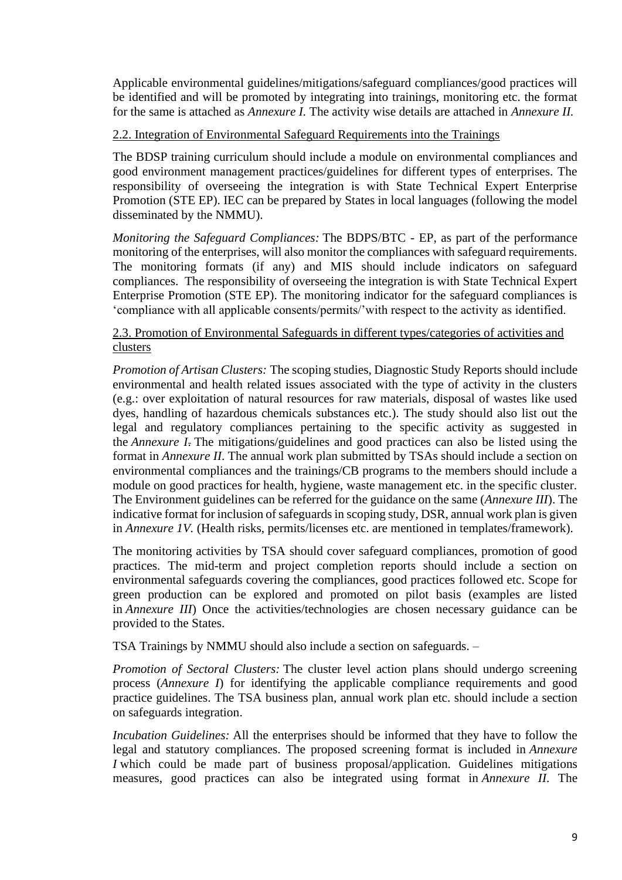Applicable environmental guidelines/mitigations/safeguard compliances/good practices will be identified and will be promoted by integrating into trainings, monitoring etc. the format for the same is attached as *Annexure I.* The activity wise details are attached in *Annexure II.*

## 2.2. Integration of Environmental Safeguard Requirements into the Trainings

The BDSP training curriculum should include a module on environmental compliances and good environment management practices/guidelines for different types of enterprises. The responsibility of overseeing the integration is with State Technical Expert Enterprise Promotion (STE EP). IEC can be prepared by States in local languages (following the model disseminated by the NMMU).

*Monitoring the Safeguard Compliances:* The BDPS/BTC - EP, as part of the performance monitoring of the enterprises, will also monitor the compliances with safeguard requirements. The monitoring formats (if any) and MIS should include indicators on safeguard compliances. The responsibility of overseeing the integration is with State Technical Expert Enterprise Promotion (STE EP). The monitoring indicator for the safeguard compliances is 'compliance with all applicable consents/permits/'with respect to the activity as identified.

## 2.3. Promotion of Environmental Safeguards in different types/categories of activities and clusters

*Promotion of Artisan Clusters:* The scoping studies, Diagnostic Study Reports should include environmental and health related issues associated with the type of activity in the clusters (e.g.: over exploitation of natural resources for raw materials, disposal of wastes like used dyes, handling of hazardous chemicals substances etc.). The study should also list out the legal and regulatory compliances pertaining to the specific activity as suggested in the *Annexure I.* The mitigations/guidelines and good practices can also be listed using the format in *Annexure II*. The annual work plan submitted by TSAs should include a section on environmental compliances and the trainings/CB programs to the members should include a module on good practices for health, hygiene, waste management etc. in the specific cluster. The Environment guidelines can be referred for the guidance on the same (*Annexure III*). The indicative format for inclusion of safeguards in scoping study, DSR, annual work plan is given in *Annexure 1V.* (Health risks, permits/licenses etc. are mentioned in templates/framework).

The monitoring activities by TSA should cover safeguard compliances, promotion of good practices. The mid-term and project completion reports should include a section on environmental safeguards covering the compliances, good practices followed etc. Scope for green production can be explored and promoted on pilot basis (examples are listed in *Annexure III*) Once the activities/technologies are chosen necessary guidance can be provided to the States.

TSA Trainings by NMMU should also include a section on safeguards. –

*Promotion of Sectoral Clusters:* The cluster level action plans should undergo screening process (*Annexure I*) for identifying the applicable compliance requirements and good practice guidelines. The TSA business plan, annual work plan etc. should include a section on safeguards integration.

*Incubation Guidelines:* All the enterprises should be informed that they have to follow the legal and statutory compliances. The proposed screening format is included in *Annexure I* which could be made part of business proposal/application. Guidelines mitigations measures, good practices can also be integrated using format in *Annexure II*. The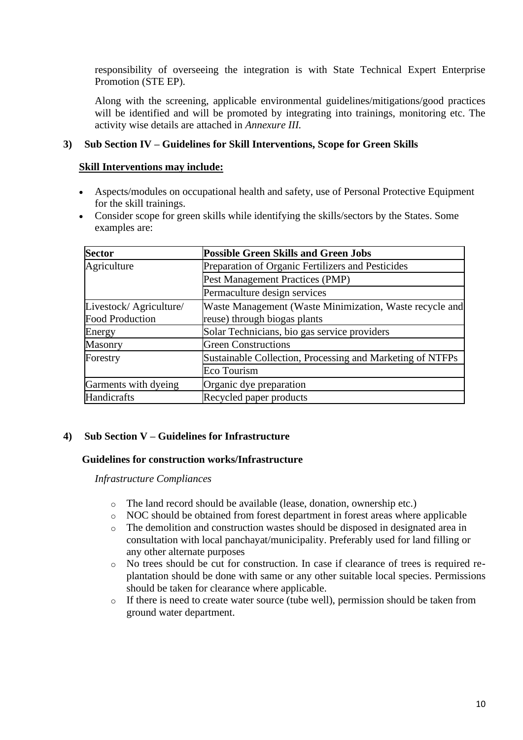responsibility of overseeing the integration is with State Technical Expert Enterprise Promotion (STE EP).

Along with the screening, applicable environmental guidelines/mitigations/good practices will be identified and will be promoted by integrating into trainings, monitoring etc. The activity wise details are attached in *Annexure III.*

### 3) Sub Section IV – Guidelines for Skill Interventions, Scope for Green Skills

**Skill Interventions may include:**

- Aspects/modules on occupational health and safety, use of Personal Protective Equipment for the skill trainings.
- Consider scope for green skills while identifying the skills/sectors by the States. Some examples are:

| Sector | Possible Green Skills and Green Jobs |
|---|---|
| Agriculture | Preparation of Organic Fertilizers and Pesticides |
| | Pest Management Practices (PMP) |
| | Permaculture design services |
| Livestock/ Agriculture/ Food Production | Waste Management (Waste Minimization, Waste recycle and reuse) through biogas plants |
| Energy | Solar Technicians, bio gas service providers |
| Masonry | Green Constructions |
| Forestry | Sustainable Collection, Processing and Marketing of NTFPs |
| | Eco Tourism |
| Garments with dyeing | Organic dye preparation |
| Handicrafts | Recycled paper products |

### 4) Sub Section V – Guidelines for Infrastructure

**Guidelines for construction works/Infrastructure**

*Infrastructure Compliances*

- The land record should be available (lease, donation, ownership etc.)
- NOC should be obtained from forest department in forest areas where applicable
- The demolition and construction wastes should be disposed in designated area in consultation with local panchayat/municipality. Preferably used for land filling or any other alternate purposes
- No trees should be cut for construction. In case if clearance of trees is required re-plantation should be done with same or any other suitable local species. Permissions should be taken for clearance where applicable.
- If there is need to create water source (tube well), permission should be taken from ground water department.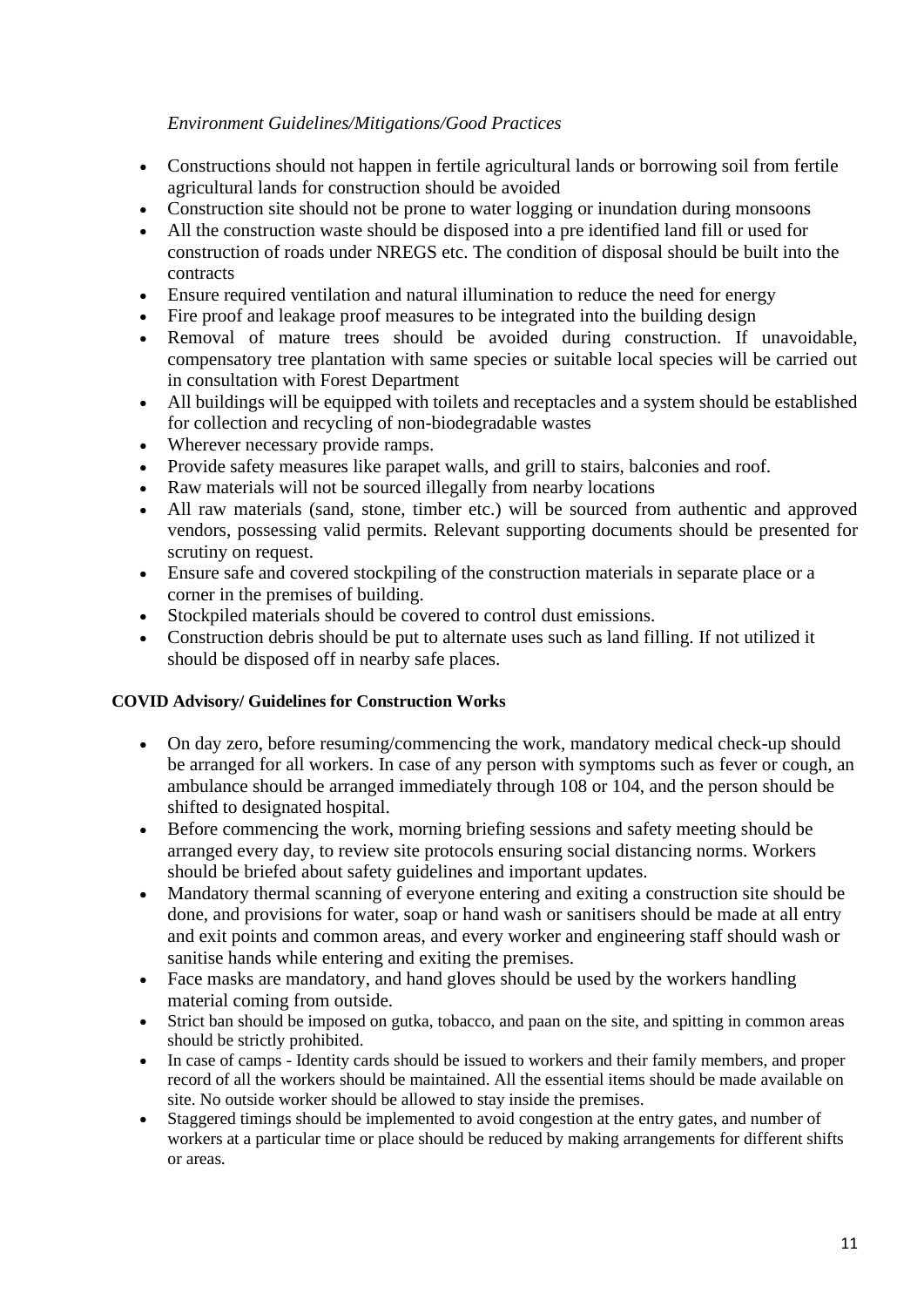*Environment Guidelines/Mitigations/Good Practices*

- Constructions should not happen in fertile agricultural lands or borrowing soil from fertile agricultural lands for construction should be avoided
- Construction site should not be prone to water logging or inundation during monsoons
- All the construction waste should be disposed into a pre identified land fill or used for construction of roads under NREGS etc. The condition of disposal should be built into the contracts
- Ensure required ventilation and natural illumination to reduce the need for energy
- Fire proof and leakage proof measures to be integrated into the building design
- Removal of mature trees should be avoided during construction. If unavoidable, compensatory tree plantation with same species or suitable local species will be carried out in consultation with Forest Department
- All buildings will be equipped with toilets and receptacles and a system should be established for collection and recycling of non-biodegradable wastes
- Wherever necessary provide ramps.
- Provide safety measures like parapet walls, and grill to stairs, balconies and roof.
- Raw materials will not be sourced illegally from nearby locations
- All raw materials (sand, stone, timber etc.) will be sourced from authentic and approved vendors, possessing valid permits. Relevant supporting documents should be presented for scrutiny on request.
- Ensure safe and covered stockpiling of the construction materials in separate place or a corner in the premises of building.
- Stockpiled materials should be covered to control dust emissions.
- Construction debris should be put to alternate uses such as land filling. If not utilized it should be disposed off in nearby safe places.

**COVID Advisory/ Guidelines for Construction Works**

- On day zero, before resuming/commencing the work, mandatory medical check-up should be arranged for all workers. In case of any person with symptoms such as fever or cough, an ambulance should be arranged immediately through 108 or 104, and the person should be shifted to designated hospital.
- Before commencing the work, morning briefing sessions and safety meeting should be arranged every day, to review site protocols ensuring social distancing norms. Workers should be briefed about safety guidelines and important updates.
- Mandatory thermal scanning of everyone entering and exiting a construction site should be done, and provisions for water, soap or hand wash or sanitisers should be made at all entry and exit points and common areas, and every worker and engineering staff should wash or sanitise hands while entering and exiting the premises.
- Face masks are mandatory, and hand gloves should be used by the workers handling material coming from outside.
- Strict ban should be imposed on gutka, tobacco, and paan on the site, and spitting in common areas should be strictly prohibited.
- In case of camps - Identity cards should be issued to workers and their family members, and proper record of all the workers should be maintained. All the essential items should be made available on site. No outside worker should be allowed to stay inside the premises.
- Staggered timings should be implemented to avoid congestion at the entry gates, and number of workers at a particular time or place should be reduced by making arrangements for different shifts or areas.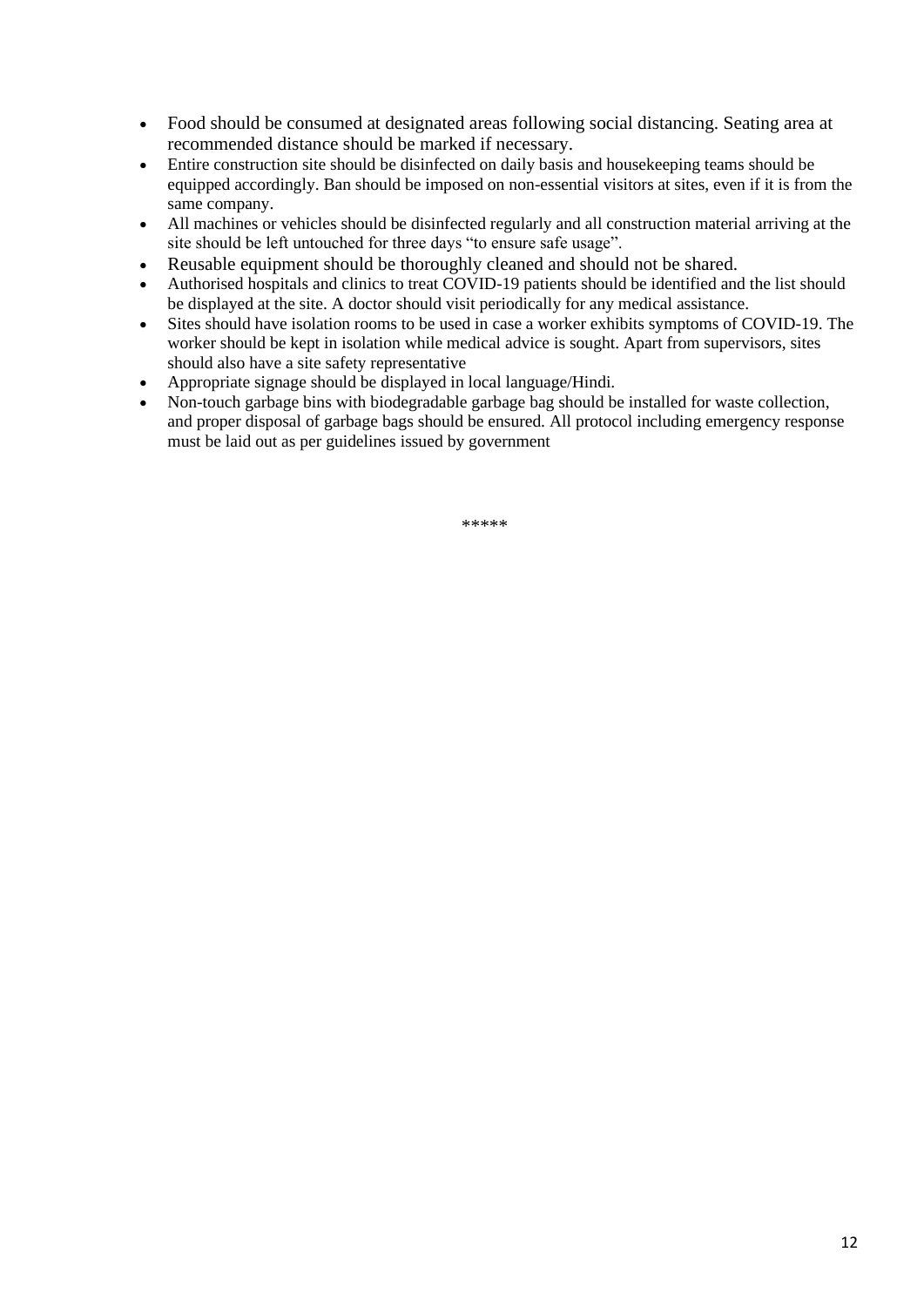- Food should be consumed at designated areas following social distancing. Seating area at recommended distance should be marked if necessary.
- Entire construction site should be disinfected on daily basis and housekeeping teams should be equipped accordingly. Ban should be imposed on non-essential visitors at sites, even if it is from the same company.
- All machines or vehicles should be disinfected regularly and all construction material arriving at the site should be left untouched for three days "to ensure safe usage".
- Reusable equipment should be thoroughly cleaned and should not be shared.
- Authorised hospitals and clinics to treat COVID-19 patients should be identified and the list should be displayed at the site. A doctor should visit periodically for any medical assistance.
- Sites should have isolation rooms to be used in case a worker exhibits symptoms of COVID-19. The worker should be kept in isolation while medical advice is sought. Apart from supervisors, sites should also have a site safety representative
- Appropriate signage should be displayed in local language/Hindi.
- Non-touch garbage bins with biodegradable garbage bag should be installed for waste collection, and proper disposal of garbage bags should be ensured. All protocol including emergency response must be laid out as per guidelines issued by government

*****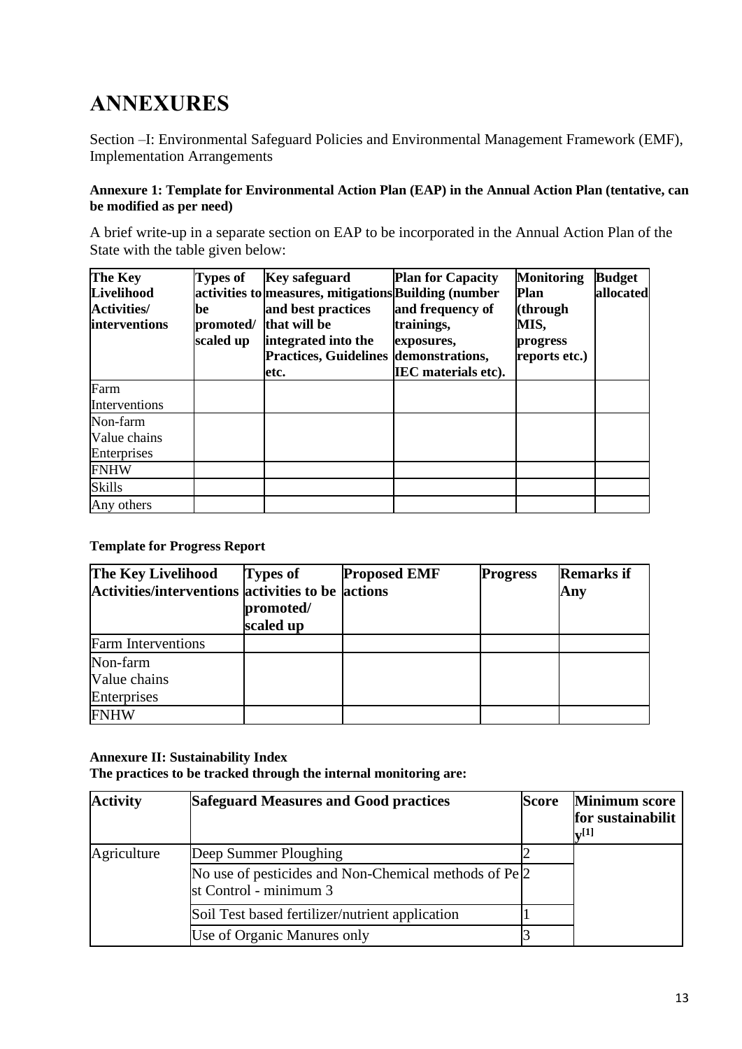# ANNEXURES

Section –I: Environmental Safeguard Policies and Environmental Management Framework (EMF), Implementation Arrangements

**Annexure 1: Template for Environmental Action Plan (EAP) in the Annual Action Plan (tentative, can be modified as per need)**

A brief write-up in a separate section on EAP to be incorporated in the Annual Action Plan of the State with the table given below:

| **The Key Livelihood Activities/ interventions** | **Types of activities to be promoted/ scaled up** | **Key safeguard measures, mitigations and best practices that will be integrated into the Practices, Guidelines etc.** | **Plan for Capacity Building (number and frequency of trainings, exposures, demonstrations, IEC materials etc).** | **Monitoring Plan (through MIS, progress reports etc.)** | **Budget allocated** |
|---|---|---|---|---|---|
| Farm Interventions | | | | | |
| Non-farm Value chains Enterprises | | | | | |
| FNHW | | | | | |
| Skills | | | | | |
| Any others | | | | | |

**Template for Progress Report**

| **The Key Livelihood Activities/interventions** | **Types of activities to be promoted/ scaled up** | **Proposed EMF actions** | **Progress** | **Remarks if Any** |
|---|---|---|---|---|
| Farm Interventions | | | | |
| Non-farm Value chains Enterprises | | | | |
| FNHW | | | | |

**Annexure II: Sustainability Index**
**The practices to be tracked through the internal monitoring are:**

| **Activity** | **Safeguard Measures and Good practices** | **Score** | **Minimum score for sustainability[1]** |
|---|---|---|---|
| Agriculture | Deep Summer Ploughing | 2 | |
| | No use of pesticides and Non-Chemical methods of Pest Control - minimum 3 | 2 | |
| | Soil Test based fertilizer/nutrient application | 1 | |
| | Use of Organic Manures only | 3 | |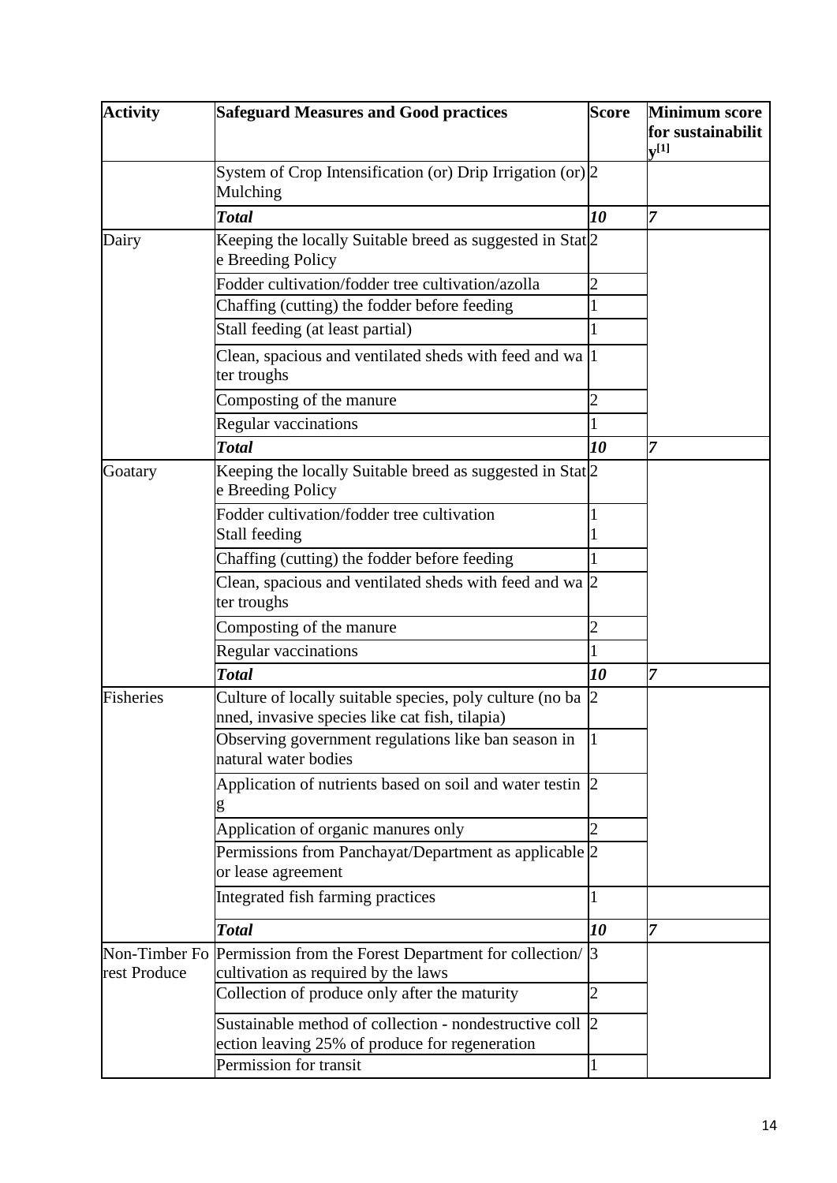| Activity | Safeguard Measures and Good practices | Score | Minimum score for sustainability[1] |
|---|---|---|---|
| | System of Crop Intensification (or) Drip Irrigation (or) Mulching | 2 | |
| | ***Total*** | ***10*** | ***7*** |
| Dairy | Keeping the locally Suitable breed as suggested in State Breeding Policy | 2 | |
| | Fodder cultivation/fodder tree cultivation/azolla | 2 | |
| | Chaffing (cutting) the fodder before feeding | 1 | |
| | Stall feeding (at least partial) | 1 | |
| | Clean, spacious and ventilated sheds with feed and water troughs | 1 | |
| | Composting of the manure | 2 | |
| | Regular vaccinations | 1 | |
| | ***Total*** | ***10*** | ***7*** |
| Goatary | Keeping the locally Suitable breed as suggested in State Breeding Policy | 2 | |
| | Fodder cultivation/fodder tree cultivation<br>Stall feeding | 1<br>1 | |
| | Chaffing (cutting) the fodder before feeding | 1 | |
| | Clean, spacious and ventilated sheds with feed and water troughs | 2 | |
| | Composting of the manure | 2 | |
| | Regular vaccinations | 1 | |
| | ***Total*** | ***10*** | ***7*** |
| Fisheries | Culture of locally suitable species, poly culture (no banned, invasive species like cat fish, tilapia) | 2 | |
| | Observing government regulations like ban season in natural water bodies | 1 | |
| | Application of nutrients based on soil and water testing | 2 | |
| | Application of organic manures only | 2 | |
| | Permissions from Panchayat/Department as applicable or lease agreement | 2 | |
| | Integrated fish farming practices | 1 | |
| | ***Total*** | ***10*** | ***7*** |
| Non-Timber Forest Produce | Permission from the Forest Department for collection/ cultivation as required by the laws | 3 | |
| | Collection of produce only after the maturity | 2 | |
| | Sustainable method of collection - nondestructive collection leaving 25% of produce for regeneration | 2 | |
| | Permission for transit | 1 | |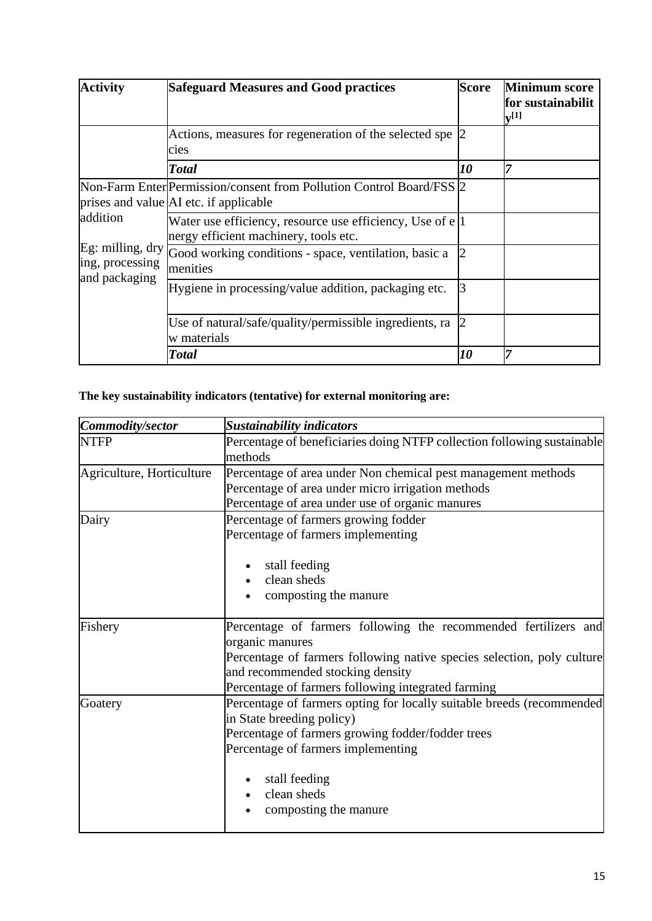| Activity | Safeguard Measures and Good practices | Score | Minimum score for sustainability[1] |
|---|---|---|---|
| | Actions, measures for regeneration of the selected species | 2 | |
| | ***Total*** | ***10*** | *7* |
| Non-Farm Enterprises and value addition<br><br>Eg: milling, drying, processing and packaging | Permission/consent from Pollution Control Board/FSSAI etc. if applicable | 2 | |
| | Water use efficiency, resource use efficiency, Use of energy efficient machinery, tools etc. | 1 | |
| | Good working conditions - space, ventilation, basic amenities | 2 | |
| | Hygiene in processing/value addition, packaging etc. | 3 | |
| | Use of natural/safe/quality/permissible ingredients, raw materials | 2 | |
| | ***Total*** | ***10*** | *7* |

**The key sustainability indicators (tentative) for external monitoring are:**

| ***Commodity/sector*** | ***Sustainability indicators*** |
|---|---|
| NTFP | Percentage of beneficiaries doing NTFP collection following sustainable methods |
| Agriculture, Horticulture | Percentage of area under Non chemical pest management methods<br>Percentage of area under micro irrigation methods<br>Percentage of area under use of organic manures |
| Dairy | Percentage of farmers growing fodder<br>Percentage of farmers implementing<br>• stall feeding<br>• clean sheds<br>• composting the manure |
| Fishery | Percentage of farmers following the recommended fertilizers and organic manures<br>Percentage of farmers following native species selection, poly culture and recommended stocking density<br>Percentage of farmers following integrated farming |
| Goatery | Percentage of farmers opting for locally suitable breeds (recommended in State breeding policy)<br>Percentage of farmers growing fodder/fodder trees<br>Percentage of farmers implementing<br>• stall feeding<br>• clean sheds<br>• composting the manure |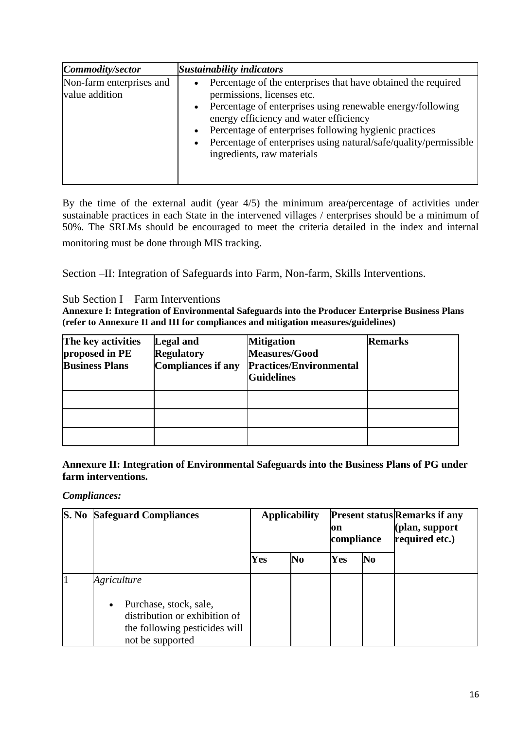| *Commodity/sector* | *Sustainability indicators* |
|---|---|
| Non-farm enterprises and value addition | • Percentage of the enterprises that have obtained the required permissions, licenses etc.<br>• Percentage of enterprises using renewable energy/following energy efficiency and water efficiency<br>• Percentage of enterprises following hygienic practices<br>• Percentage of enterprises using natural/safe/quality/permissible ingredients, raw materials |

By the time of the external audit (year 4/5) the minimum area/percentage of activities under sustainable practices in each State in the intervened villages / enterprises should be a minimum of 50%. The SRLMs should be encouraged to meet the criteria detailed in the index and internal monitoring must be done through MIS tracking.

## Section –II: Integration of Safeguards into Farm, Non-farm, Skills Interventions.

### Sub Section I – Farm Interventions

**Annexure I: Integration of Environmental Safeguards into the Producer Enterprise Business Plans (refer to Annexure II and III for compliances and mitigation measures/guidelines)**

| The key activities proposed in PE Business Plans | Legal and Regulatory Compliances if any | Mitigation Measures/Good Practices/Environmental Guidelines | Remarks |
|---|---|---|---|
| | | | |
| | | | |
| | | | |

**Annexure II: Integration of Environmental Safeguards into the Business Plans of PG under farm interventions.**

***Compliances:***

| S. No | Safeguard Compliances | Applicability | | Present status on compliance | | Remarks if any (plan, support required etc.) |
|---|---|---|---|---|---|---|
| | | Yes | No | Yes | No | |
| 1 | *Agriculture*<br>• Purchase, stock, sale, distribution or exhibition of the following pesticides will not be supported | | | | | |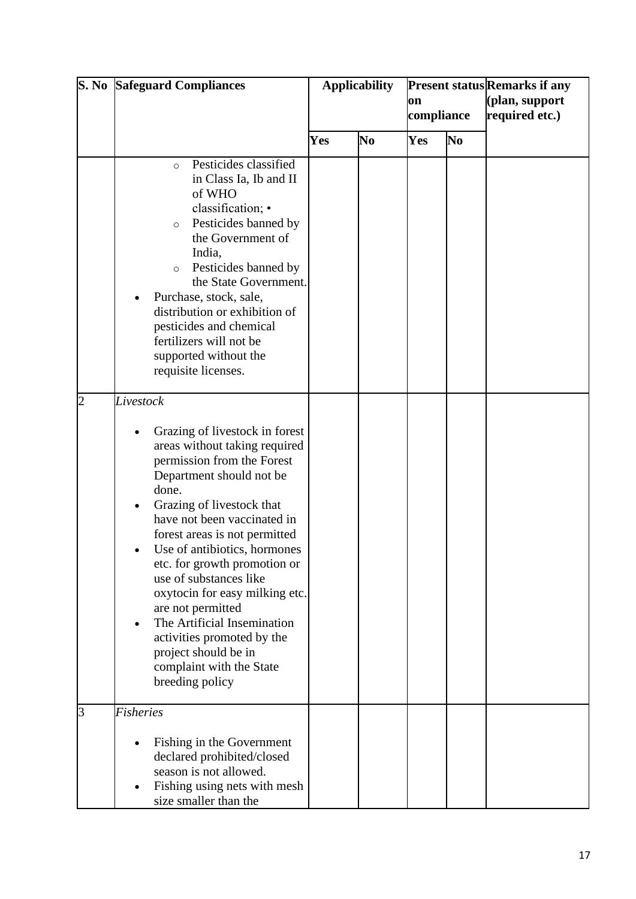| S. No | Safeguard Compliances | Applicability | | Present status on compliance | | Remarks if any (plan, support required etc.) |
|---|---|---|---|---|---|---|
| | | Yes | No | Yes | No | |
| | ○ Pesticides classified in Class Ia, Ib and II of WHO classification; • <br> ○ Pesticides banned by the Government of India, <br> ○ Pesticides banned by the State Government. <br> • Purchase, stock, sale, distribution or exhibition of pesticides and chemical fertilizers will not be supported without the requisite licenses. | | | | | |
| 2 | *Livestock* <br> • Grazing of livestock in forest areas without taking required permission from the Forest Department should not be done. <br> • Grazing of livestock that have not been vaccinated in forest areas is not permitted <br> • Use of antibiotics, hormones etc. for growth promotion or use of substances like oxytocin for easy milking etc. are not permitted <br> • The Artificial Insemination activities promoted by the project should be in complaint with the State breeding policy | | | | | |
| 3 | *Fisheries* <br> • Fishing in the Government declared prohibited/closed season is not allowed. <br> • Fishing using nets with mesh size smaller than the | | | | | |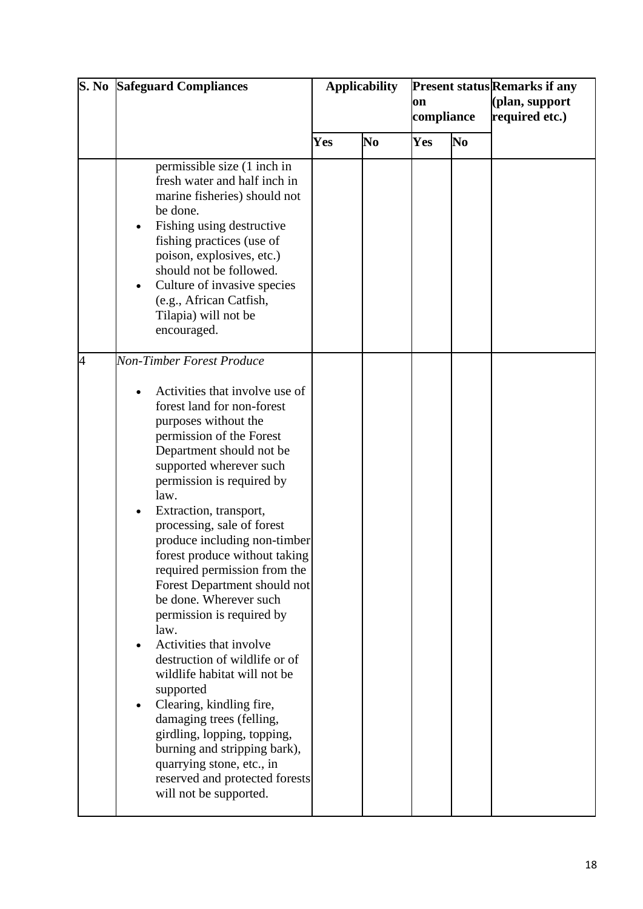| S. No | Safeguard Compliances | Applicability | | Present status on compliance | | Remarks if any (plan, support required etc.) |
|---|---|---|---|---|---|---|
| | | Yes | No | Yes | No | |
| | permissible size (1 inch in fresh water and half inch in marine fisheries) should not be done.<br>• Fishing using destructive fishing practices (use of poison, explosives, etc.) should not be followed.<br>• Culture of invasive species (e.g., African Catfish, Tilapia) will not be encouraged. | | | | | |
| 4 | *Non-Timber Forest Produce*<br>• Activities that involve use of forest land for non-forest purposes without the permission of the Forest Department should not be supported wherever such permission is required by law.<br>• Extraction, transport, processing, sale of forest produce including non-timber forest produce without taking required permission from the Forest Department should not be done. Wherever such permission is required by law.<br>• Activities that involve destruction of wildlife or of wildlife habitat will not be supported<br>• Clearing, kindling fire, damaging trees (felling, girdling, lopping, topping, burning and stripping bark), quarrying stone, etc., in reserved and protected forests will not be supported. | | | | | |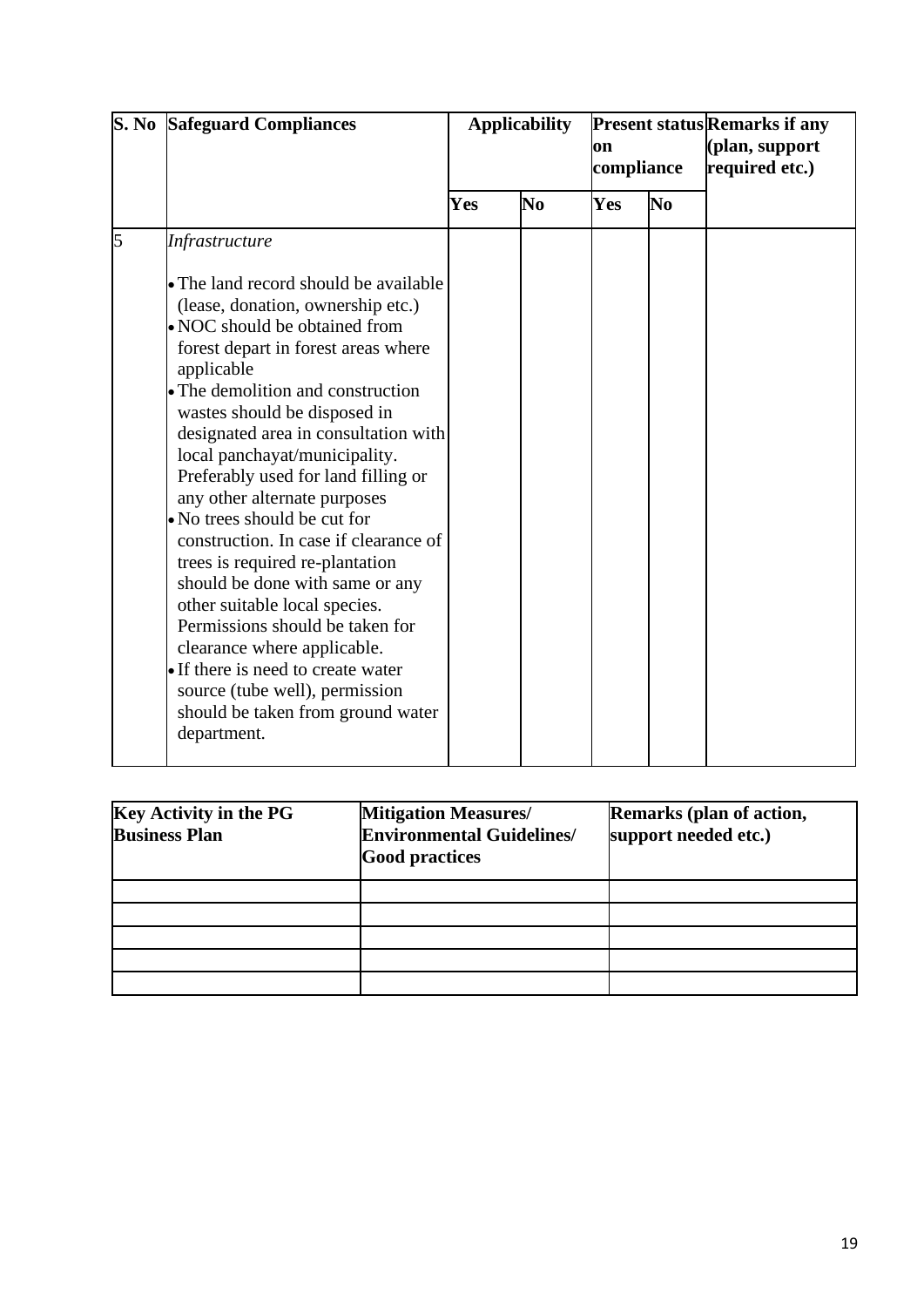| S. No | Safeguard Compliances | Applicability | | Present status on compliance | | Remarks if any (plan, support required etc.) |
|---|---|---|---|---|---|---|
| | | Yes | No | Yes | No | |
| 5 | *Infrastructure*<br><br>• The land record should be available (lease, donation, ownership etc.)<br>• NOC should be obtained from forest depart in forest areas where applicable<br>• The demolition and construction wastes should be disposed in designated area in consultation with local panchayat/municipality. Preferably used for land filling or any other alternate purposes<br>• No trees should be cut for construction. In case if clearance of trees is required re-plantation should be done with same or any other suitable local species. Permissions should be taken for clearance where applicable.<br>• If there is need to create water source (tube well), permission should be taken from ground water department. | | | | | |

| Key Activity in the PG Business Plan | Mitigation Measures/ Environmental Guidelines/ Good practices | Remarks (plan of action, support needed etc.) |
|---|---|---|
| | | |
| | | |
| | | |
| | | |
| | | |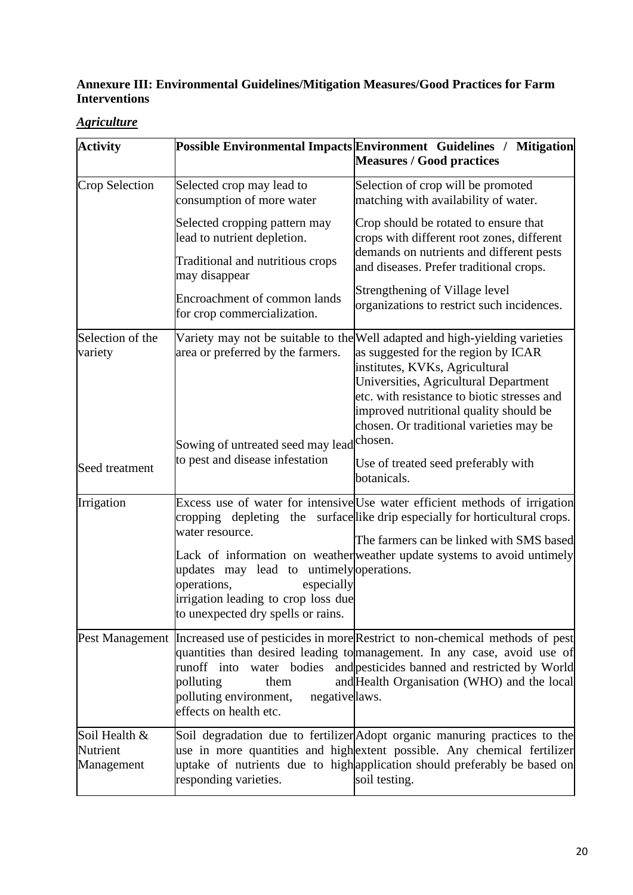**Annexure III: Environmental Guidelines/Mitigation Measures/Good Practices for Farm Interventions**

***Agriculture***

| Activity | Possible Environmental Impacts | Environment Guidelines / Mitigation Measures / Good practices |
|---|---|---|
| Crop Selection | Selected crop may lead to consumption of more water | Selection of crop will be promoted matching with availability of water. |
| | Selected cropping pattern may lead to nutrient depletion.<br><br>Traditional and nutritious crops may disappear | Crop should be rotated to ensure that crops with different root zones, different demands on nutrients and different pests and diseases. Prefer traditional crops. |
| | Encroachment of common lands for crop commercialization. | Strengthening of Village level organizations to restrict such incidences. |
| Selection of the variety | Variety may not be suitable to the area or preferred by the farmers. | Well adapted and high-yielding varieties as suggested for the region by ICAR institutes, KVKs, Agricultural Universities, Agricultural Department etc. with resistance to biotic stresses and improved nutritional quality should be chosen. Or traditional varieties may be chosen. |
| Seed treatment | Sowing of untreated seed may lead to pest and disease infestation | Use of treated seed preferably with botanicals. |
| Irrigation | Excess use of water for intensive cropping depleting the surface water resource. | Use water efficient methods of irrigation like drip especially for horticultural crops. |
| | Lack of information on weather updates may lead to untimely operations, especially irrigation leading to crop loss due to unexpected dry spells or rains. | The farmers can be linked with SMS based weather update systems to avoid untimely operations. |
| Pest Management | Increased use of pesticides in more quantities than desired leading to runoff into water bodies and polluting them and polluting environment, negative effects on health etc. | Restrict to non-chemical methods of pest management. In any case, avoid use of pesticides banned and restricted by World Health Organisation (WHO) and the local laws. |
| Soil Health & Nutrient Management | Soil degradation due to fertilizer use in more quantities and high uptake of nutrients due to high responding varieties. | Adopt organic manuring practices to the extent possible. Any chemical fertilizer application should preferably be based on soil testing. |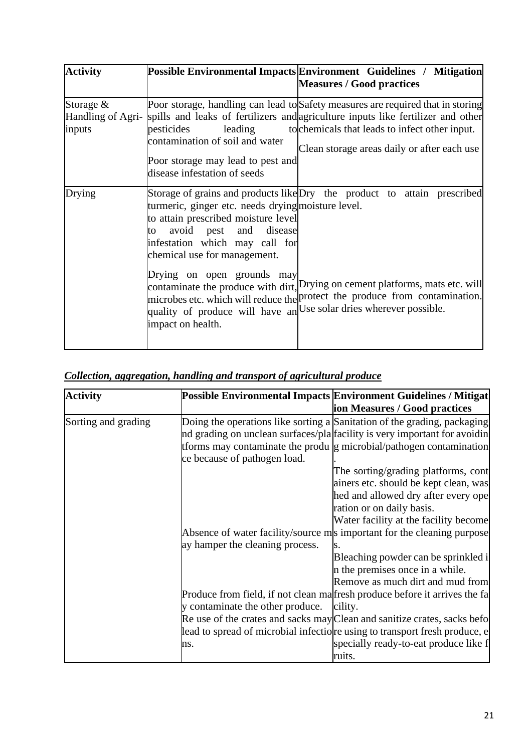| Activity | Possible Environmental Impacts | Environment Guidelines / Mitigation Measures / Good practices |
|---|---|---|
| Storage & Handling of Agri-inputs | Poor storage, handling can lead to spills and leaks of fertilizers and pesticides leading to contamination of soil and water<br><br>Poor storage may lead to pest and disease infestation of seeds | Safety measures are required that in storing agriculture inputs like fertilizer and other chemicals that leads to infect other input.<br><br>Clean storage areas daily or after each use |
| Drying | Storage of grains and products like turmeric, ginger etc. needs drying to attain prescribed moisture level to avoid pest and disease infestation which may call for chemical use for management.<br><br>Drying on open grounds may contaminate the produce with dirt, microbes etc. which will reduce the quality of produce will have an impact on health. | Dry the product to attain prescribed moisture level.<br><br>Drying on cement platforms, mats etc. will protect the produce from contamination. Use solar dries wherever possible. |

***Collection, aggregation, handling and transport of agricultural produce***

| Activity | Possible Environmental Impacts | Environment Guidelines / Mitigation Measures / Good practices |
|---|---|---|
| Sorting and grading | Doing the operations like sorting and grading on unclean surfaces/platforms may contaminate the produce because of pathogen load.<br><br>Absence of water facility/source may hamper the cleaning process.<br><br>Produce from field, if not clean may contaminate the other produce.<br>Re use of the crates and sacks may lead to spread of microbial infections. | Sanitation of the grading, packaging facility is very important for avoiding microbial/pathogen contamination.<br>The sorting/grading platforms, containers etc. should be kept clean, washed and allowed dry after every operation or on daily basis.<br>Water facility at the facility becomes important for the cleaning purposes.<br>Bleaching powder can be sprinkled in the premises once in a while.<br>Remove as much dirt and mud from fresh produce before it arrives the facility.<br>Clean and sanitize crates, sacks before using to transport fresh produce, especially ready-to-eat produce like fruits. |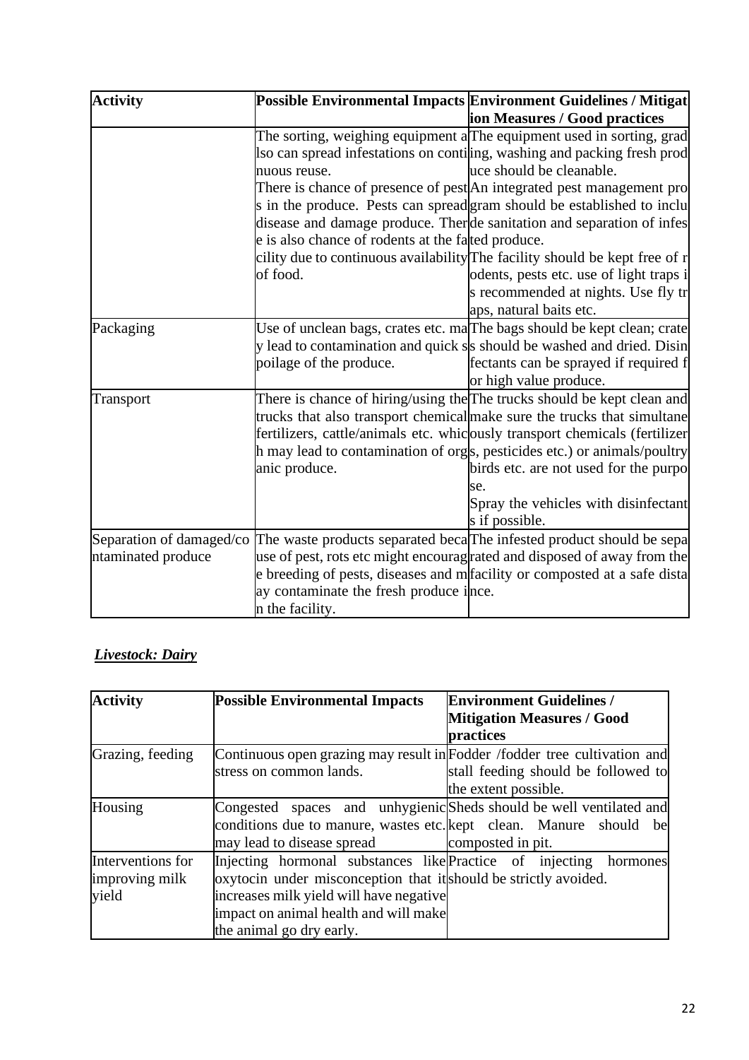| Activity | Possible Environmental Impacts | Environment Guidelines / Mitigation Measures / Good practices |
| --- | --- | --- |
| | The sorting, weighing equipment also can spread infestations on continuous reuse.<br>There is chance of presence of pests in the produce. Pests can spread disease and damage produce. There is also chance of rodents at the facility due to continuous availability of food. | The equipment used in sorting, grading, washing and packing fresh produce should be cleanable.<br>An integrated pest management program should be established to include sanitation and separation of infested produce.<br>The facility should be kept free of rodents, pests etc. use of light traps is recommended at nights. Use fly traps, natural baits etc. |
| Packaging | Use of unclean bags, crates etc. may lead to contamination and quick spoilage of the produce. | The bags should be kept clean; crates should be washed and dried. Disinfectants can be sprayed if required for high value produce. |
| Transport | There is chance of hiring/using the trucks that also transport chemical fertilizers, cattle/animals etc. which may lead to contamination of organic produce. | The trucks should be kept clean and make sure the trucks that simultaneously transport chemicals (fertilizers, pesticides etc.) or animals/poultry birds etc. are not used for the purpose.<br>Spray the vehicles with disinfectants if possible. |
| Separation of damaged/contaminated produce | The waste products separated because of pest, rots etc might encourage breeding of pests, diseases and may contaminate the fresh produce in the facility. | The infested product should be separated and disposed of away from the facility or composted at a safe distance. |

## *Livestock: Dairy*

| Activity | Possible Environmental Impacts | Environment Guidelines / Mitigation Measures / Good practices |
| --- | --- | --- |
| Grazing, feeding | Continuous open grazing may result in stress on common lands. | Fodder /fodder tree cultivation and stall feeding should be followed to the extent possible. |
| Housing | Congested spaces and unhygienic conditions due to manure, wastes etc. may lead to disease spread | Sheds should be well ventilated and kept clean. Manure should be composted in pit. |
| Interventions for improving milk yield | Injecting hormonal substances like oxytocin under misconception that it increases milk yield will have negative impact on animal health and will make the animal go dry early. | Practice of injecting hormones should be strictly avoided. |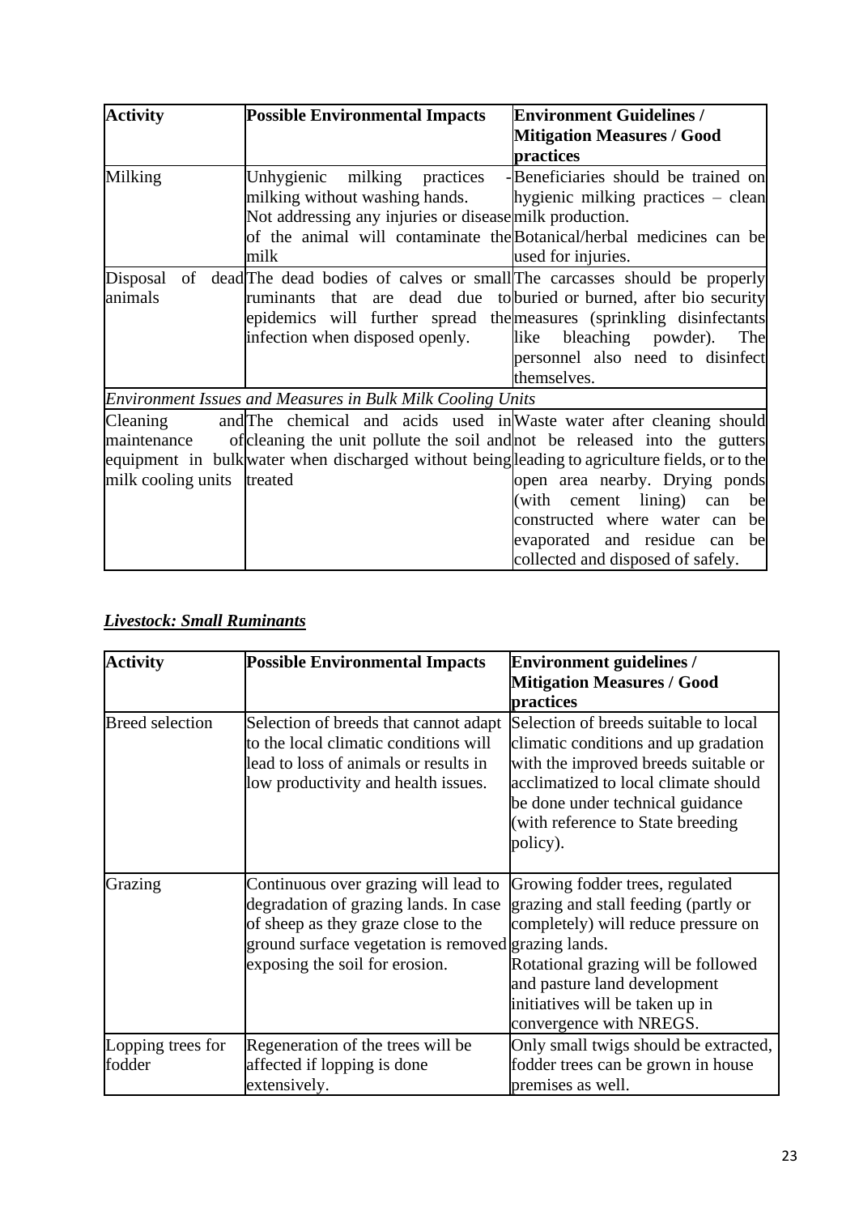| Activity | Possible Environmental Impacts | Environment Guidelines / Mitigation Measures / Good practices |
|---|---|---|
| Milking | Unhygienic milking practices - milking without washing hands. Not addressing any injuries or disease of the animal will contaminate the milk | Beneficiaries should be trained on hygienic milking practices – clean milk production. Botanical/herbal medicines can be used for injuries. |
| Disposal of dead animals | The dead bodies of calves or small ruminants that are dead due to epidemics will further spread the infection when disposed openly. | The carcasses should be properly buried or burned, after bio security measures (sprinkling disinfectants like bleaching powder). The personnel also need to disinfect themselves. |
| *Environment Issues and Measures in Bulk Milk Cooling Units* | | |
| Cleaning and maintenance of equipment in bulk milk cooling units | The chemical and acids used in cleaning the unit pollute the soil and water when discharged without being treated | Waste water after cleaning should not be released into the gutters leading to agriculture fields, or to the open area nearby. Drying ponds (with cement lining) can be constructed where water can be evaporated and residue can be collected and disposed of safely. |

## ***Livestock: Small Ruminants***

| Activity | Possible Environmental Impacts | Environment guidelines / Mitigation Measures / Good practices |
|---|---|---|
| Breed selection | Selection of breeds that cannot adapt to the local climatic conditions will lead to loss of animals or results in low productivity and health issues. | Selection of breeds suitable to local climatic conditions and up gradation with the improved breeds suitable or acclimatized to local climate should be done under technical guidance (with reference to State breeding policy). |
| Grazing | Continuous over grazing will lead to degradation of grazing lands. In case of sheep as they graze close to the ground surface vegetation is removed exposing the soil for erosion. | Growing fodder trees, regulated grazing and stall feeding (partly or completely) will reduce pressure on grazing lands. Rotational grazing will be followed and pasture land development initiatives will be taken up in convergence with NREGS. |
| Lopping trees for fodder | Regeneration of the trees will be affected if lopping is done extensively. | Only small twigs should be extracted, fodder trees can be grown in house premises as well. |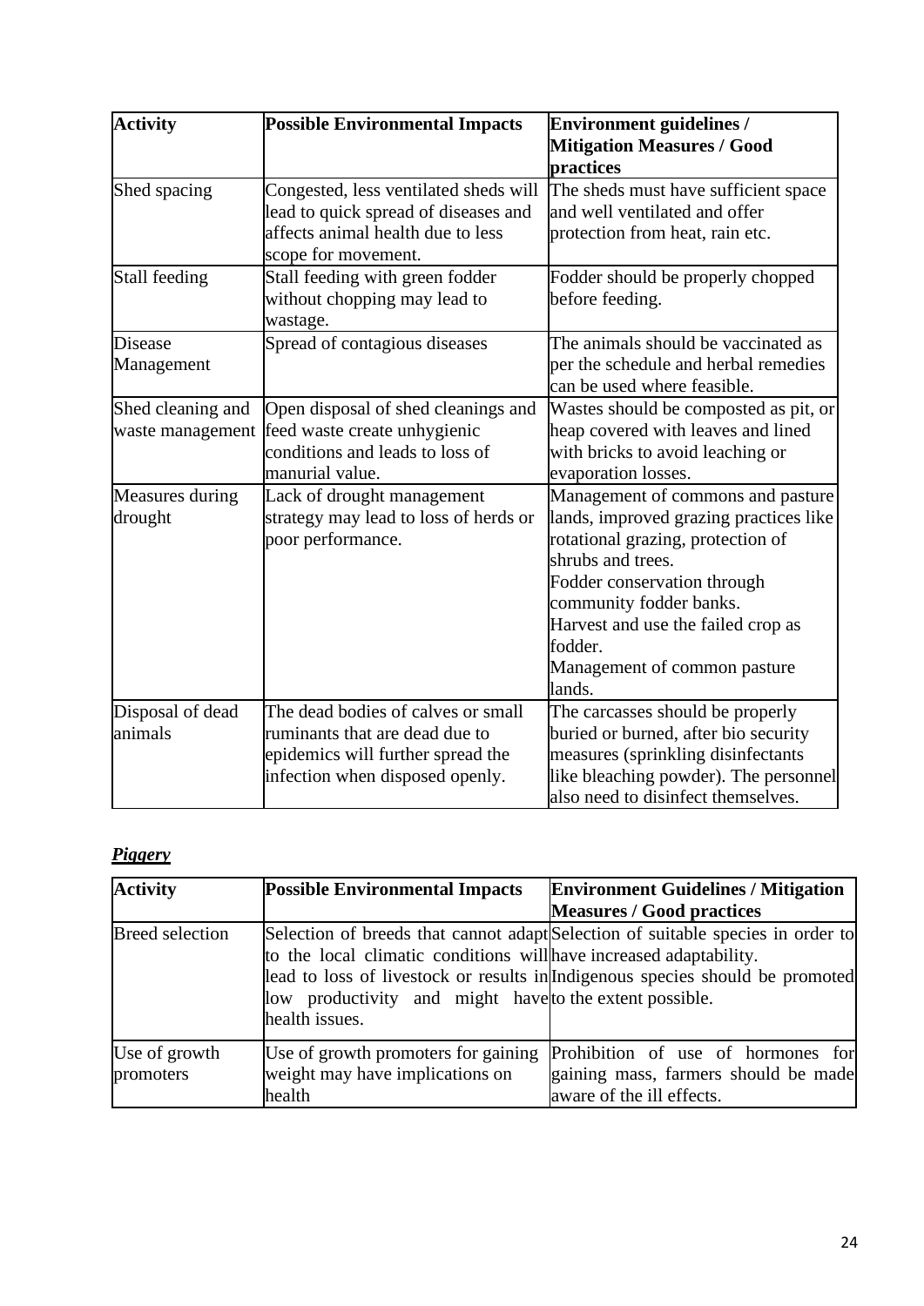| Activity | Possible Environmental Impacts | Environment guidelines / Mitigation Measures / Good practices |
|---|---|---|
| Shed spacing | Congested, less ventilated sheds will lead to quick spread of diseases and affects animal health due to less scope for movement. | The sheds must have sufficient space and well ventilated and offer protection from heat, rain etc. |
| Stall feeding | Stall feeding with green fodder without chopping may lead to wastage. | Fodder should be properly chopped before feeding. |
| Disease Management | Spread of contagious diseases | The animals should be vaccinated as per the schedule and herbal remedies can be used where feasible. |
| Shed cleaning and waste management | Open disposal of shed cleanings and feed waste create unhygienic conditions and leads to loss of manurial value. | Wastes should be composted as pit, or heap covered with leaves and lined with bricks to avoid leaching or evaporation losses. |
| Measures during drought | Lack of drought management strategy may lead to loss of herds or poor performance. | Management of commons and pasture lands, improved grazing practices like rotational grazing, protection of shrubs and trees.<br>Fodder conservation through community fodder banks.<br>Harvest and use the failed crop as fodder.<br>Management of common pasture lands. |
| Disposal of dead animals | The dead bodies of calves or small ruminants that are dead due to epidemics will further spread the infection when disposed openly. | The carcasses should be properly buried or burned, after bio security measures (sprinkling disinfectants like bleaching powder). The personnel also need to disinfect themselves. |

***Piggery***

| Activity | Possible Environmental Impacts | Environment Guidelines / Mitigation Measures / Good practices |
|---|---|---|
| Breed selection | Selection of breeds that cannot adapt to the local climatic conditions will lead to loss of livestock or results in low productivity and might have health issues. | Selection of suitable species in order to have increased adaptability.<br>Indigenous species should be promoted to the extent possible. |
| Use of growth promoters | Use of growth promoters for gaining weight may have implications on health | Prohibition of use of hormones for gaining mass, farmers should be made aware of the ill effects. |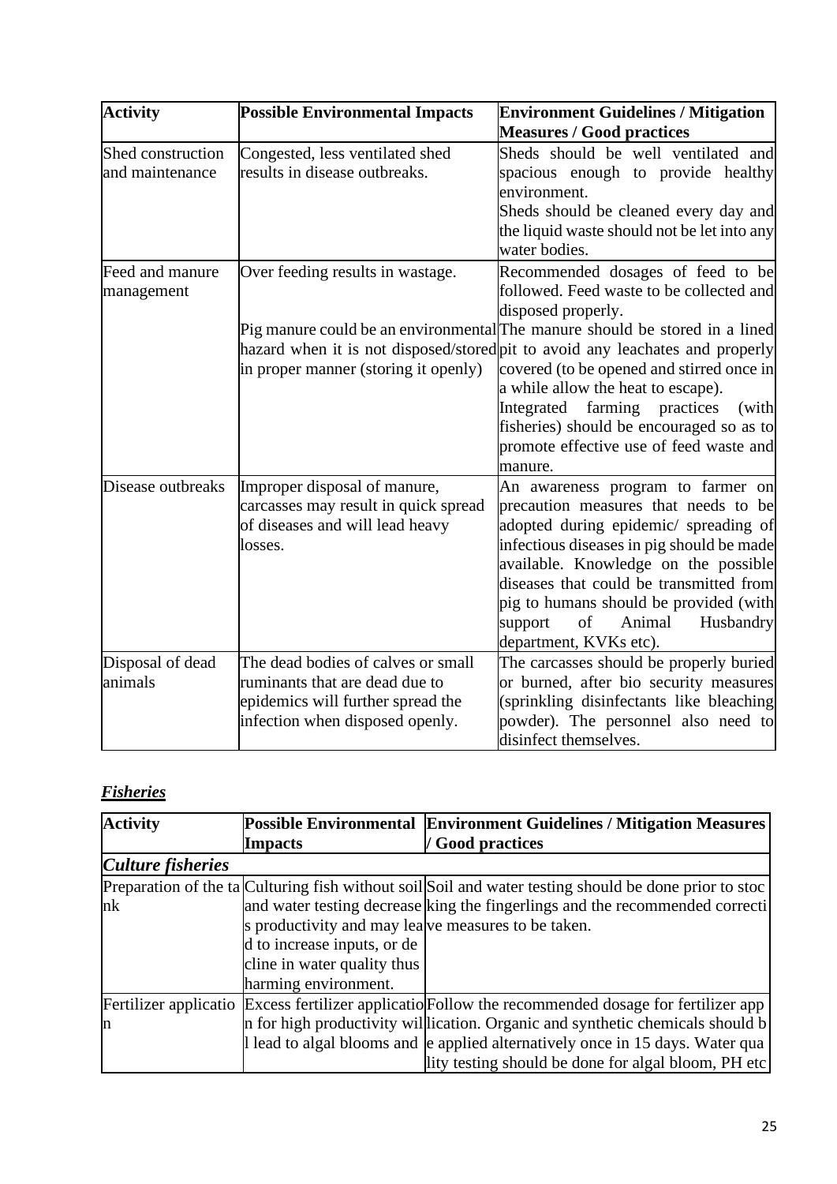| Activity | Possible Environmental Impacts | Environment Guidelines / Mitigation Measures / Good practices |
|---|---|---|
| Shed construction and maintenance | Congested, less ventilated shed results in disease outbreaks. | Sheds should be well ventilated and spacious enough to provide healthy environment. Sheds should be cleaned every day and the liquid waste should not be let into any water bodies. |
| Feed and manure management | Over feeding results in wastage. Pig manure could be an environmental hazard when it is not disposed/stored in proper manner (storing it openly) | Recommended dosages of feed to be followed. Feed waste to be collected and disposed properly. The manure should be stored in a lined pit to avoid any leachates and properly covered (to be opened and stirred once in a while allow the heat to escape). Integrated farming practices (with fisheries) should be encouraged so as to promote effective use of feed waste and manure. |
| Disease outbreaks | Improper disposal of manure, carcasses may result in quick spread of diseases and will lead heavy losses. | An awareness program to farmer on precaution measures that needs to be adopted during epidemic/ spreading of infectious diseases in pig should be made available. Knowledge on the possible diseases that could be transmitted from pig to humans should be provided (with support of Animal Husbandry department, KVKs etc). |
| Disposal of dead animals | The dead bodies of calves or small ruminants that are dead due to epidemics will further spread the infection when disposed openly. | The carcasses should be properly buried or burned, after bio security measures (sprinkling disinfectants like bleaching powder). The personnel also need to disinfect themselves. |

## ***Fisheries***

| Activity | Possible Environmental Impacts | Environment Guidelines / Mitigation Measures / Good practices |
|---|---|---|
| ***Culture fisheries*** | | |
| Preparation of the tank | Culturing fish without soil and water testing decreases productivity and may lead to increase inputs, or decline in water quality thus harming environment. | Soil and water testing should be done prior to stocking the fingerlings and the recommended corrective measures to be taken. |
| Fertilizer application | Excess fertilizer application for high productivity will lead to algal blooms and | Follow the recommended dosage for fertilizer application. Organic and synthetic chemicals should be applied alternatively once in 15 days. Water quality testing should be done for algal bloom, PH etc |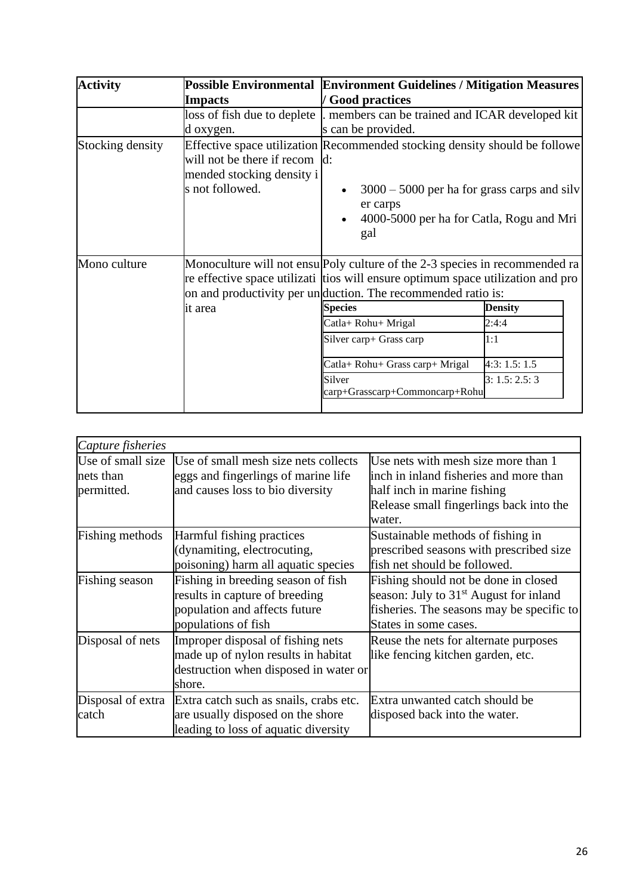| Activity | Possible Environmental Impacts | Environment Guidelines / Mitigation Measures / Good practices |
|---|---|---|
| | loss of fish due to depleted oxygen. | . members can be trained and ICAR developed kits can be provided. |
| Stocking density | Effective space utilization will not be there if recommended stocking density is not followed. | Recommended stocking density should be followed:<br>• 3000 – 5000 per ha for grass carps and silver carps<br>• 4000-5000 per ha for Catla, Rogu and Mrigal |
| Mono culture | Monoculture will not ensure effective space utilization and productivity per unit area | Poly culture of the 2-3 species in recommended ratios will ensure optimum space utilization and production. The recommended ratio is:<br><br>Species — Density<br>Catla+ Rohu+ Mrigal — 2:4:4<br>Silver carp+ Grass carp — 1:1<br>Catla+ Rohu+ Grass carp+ Mrigal — 4:3: 1.5: 1.5<br>Silver carp+Grasscarp+Commoncarp+Rohu — 3: 1.5: 2.5: 3 |

| *Capture fisheries* | | |
|---|---|---|
| Use of small size nets than permitted. | Use of small mesh size nets collects eggs and fingerlings of marine life and causes loss to bio diversity | Use nets with mesh size more than 1 inch in inland fisheries and more than half inch in marine fishing<br>Release small fingerlings back into the water. |
| Fishing methods | Harmful fishing practices (dynamiting, electrocuting, poisoning) harm all aquatic species | Sustainable methods of fishing in prescribed seasons with prescribed size fish net should be followed. |
| Fishing season | Fishing in breeding season of fish results in capture of breeding population and affects future populations of fish | Fishing should not be done in closed season: July to 31st August for inland fisheries. The seasons may be specific to States in some cases. |
| Disposal of nets | Improper disposal of fishing nets made up of nylon results in habitat destruction when disposed in water or shore. | Reuse the nets for alternate purposes like fencing kitchen garden, etc. |
| Disposal of extra catch | Extra catch such as snails, crabs etc. are usually disposed on the shore leading to loss of aquatic diversity | Extra unwanted catch should be disposed back into the water. |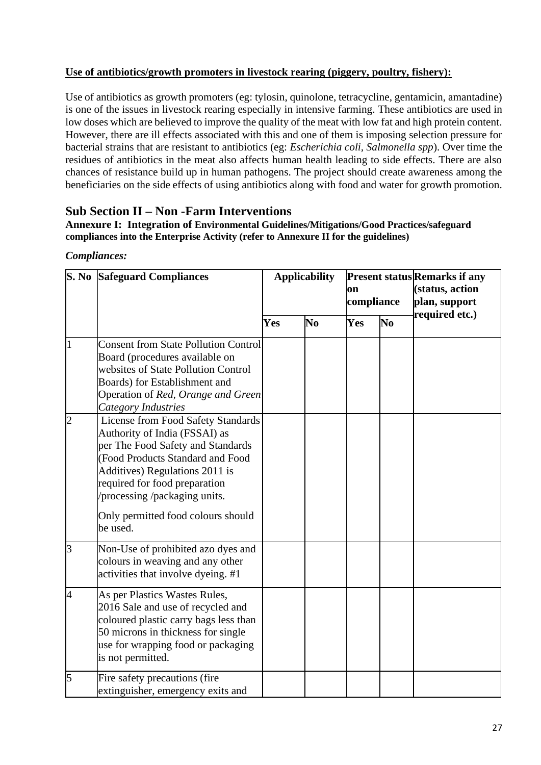**Use of antibiotics/growth promoters in livestock rearing (piggery, poultry, fishery):**

Use of antibiotics as growth promoters (eg: tylosin, quinolone, tetracycline, gentamicin, amantadine) is one of the issues in livestock rearing especially in intensive farming. These antibiotics are used in low doses which are believed to improve the quality of the meat with low fat and high protein content. However, there are ill effects associated with this and one of them is imposing selection pressure for bacterial strains that are resistant to antibiotics (eg: *Escherichia coli*, *Salmonella spp*). Over time the residues of antibiotics in the meat also affects human health leading to side effects. There are also chances of resistance build up in human pathogens. The project should create awareness among the beneficiaries on the side effects of using antibiotics along with food and water for growth promotion.

## Sub Section II – Non -Farm Interventions

**Annexure I: Integration of Environmental Guidelines/Mitigations/Good Practices/safeguard compliances into the Enterprise Activity (refer to Annexure II for the guidelines)**

***Compliances:***

| S. No | Safeguard Compliances | Applicability | | Present status on compliance | | Remarks if any (status, action plan, support required etc.) |
|---|---|---|---|---|---|---|
| | | Yes | No | Yes | No | |
| 1 | Consent from State Pollution Control Board (procedures available on websites of State Pollution Control Boards) for Establishment and Operation of *Red, Orange and Green Category Industries* | | | | | |
| 2 | License from Food Safety Standards Authority of India (FSSAI) as per The Food Safety and Standards (Food Products Standard and Food Additives) Regulations 2011 is required for food preparation /processing /packaging units.<br><br>Only permitted food colours should be used. | | | | | |
| 3 | Non-Use of prohibited azo dyes and colours in weaving and any other activities that involve dyeing. #1 | | | | | |
| 4 | As per Plastics Wastes Rules, 2016 Sale and use of recycled and coloured plastic carry bags less than 50 microns in thickness for single use for wrapping food or packaging is not permitted. | | | | | |
| 5 | Fire safety precautions (fire extinguisher, emergency exits and | | | | | |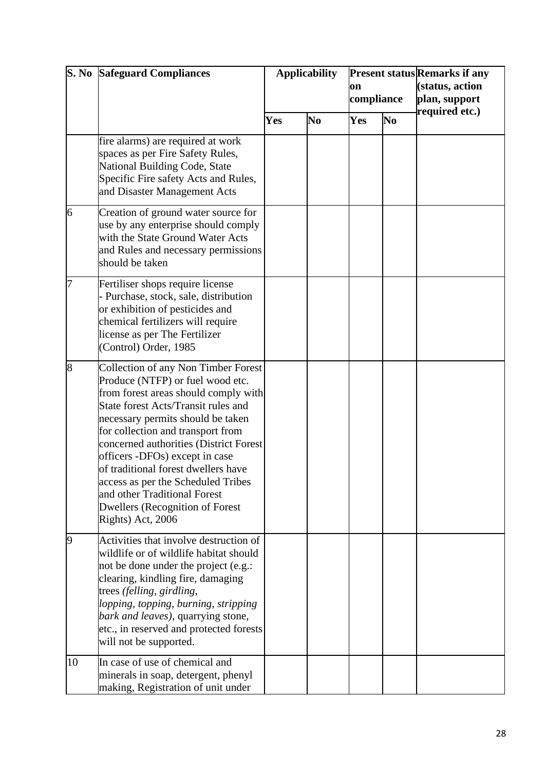| S. No | Safeguard Compliances | Applicability | | Present status on compliance | | Remarks if any (status, action plan, support required etc.) |
|---|---|---|---|---|---|---|
| | | Yes | No | Yes | No | |
| | fire alarms) are required at work spaces as per Fire Safety Rules, National Building Code, State Specific Fire safety Acts and Rules, and Disaster Management Acts | | | | | |
| 6 | Creation of ground water source for use by any enterprise should comply with the State Ground Water Acts and Rules and necessary permissions should be taken | | | | | |
| 7 | Fertiliser shops require license - Purchase, stock, sale, distribution or exhibition of pesticides and chemical fertilizers will require license as per The Fertilizer (Control) Order, 1985 | | | | | |
| 8 | Collection of any Non Timber Forest Produce (NTFP) or fuel wood etc. from forest areas should comply with State forest Acts/Transit rules and necessary permits should be taken for collection and transport from concerned authorities (District Forest officers -DFOs) except in case of traditional forest dwellers have access as per the Scheduled Tribes and other Traditional Forest Dwellers (Recognition of Forest Rights) Act, 2006 | | | | | |
| 9 | Activities that involve destruction of wildlife or of wildlife habitat should not be done under the project (e.g.: clearing, kindling fire, damaging trees *(felling, girdling, lopping, topping, burning, stripping bark and leaves)*, quarrying stone, etc., in reserved and protected forests will not be supported. | | | | | |
| 10 | In case of use of chemical and minerals in soap, detergent, phenyl making, Registration of unit under | | | | | |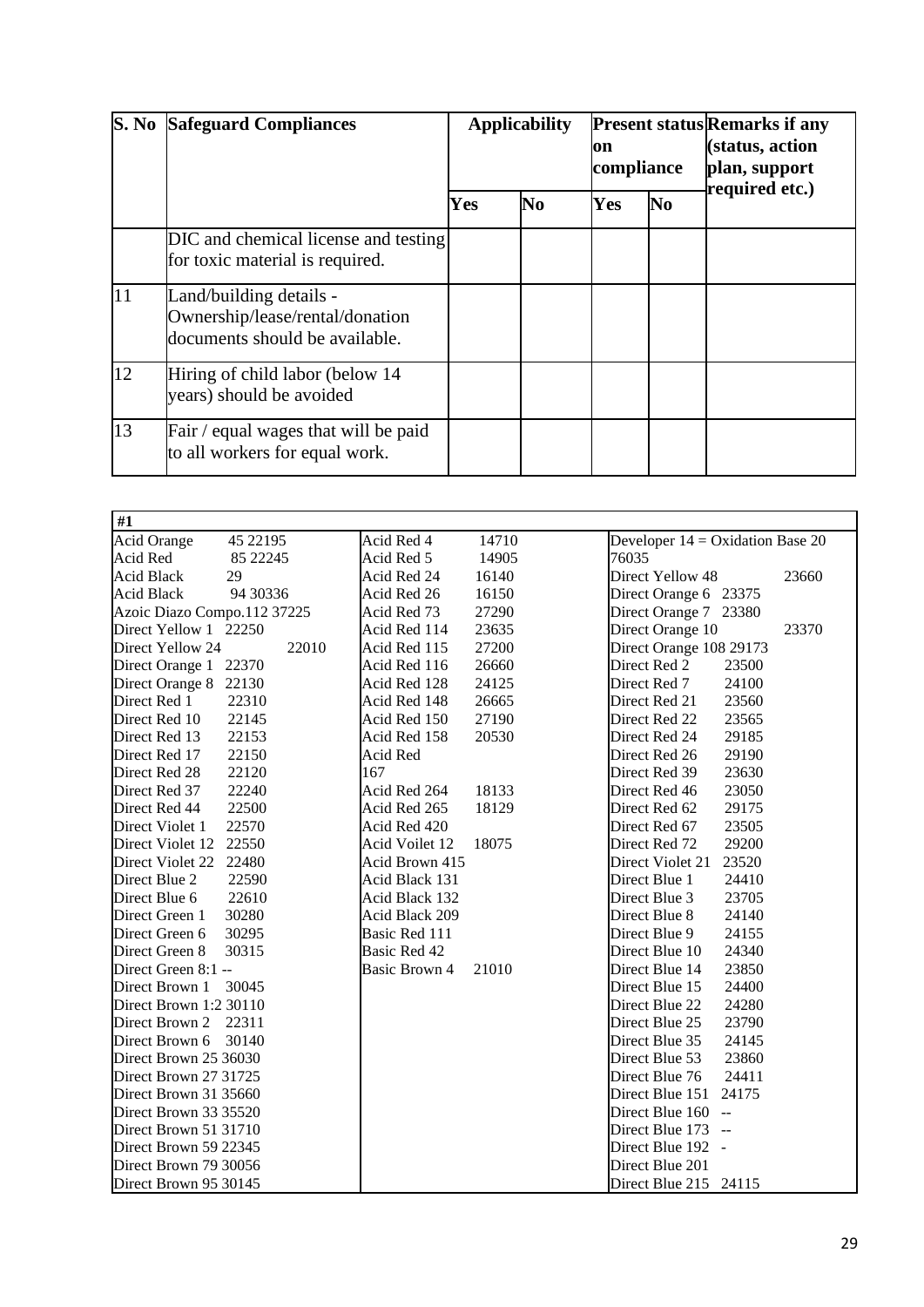| S. No | Safeguard Compliances | Applicability | | Present status on compliance | | Remarks if any (status, action plan, support required etc.) |
|---|---|---|---|---|---|---|
| | | Yes | No | Yes | No | |
| | DIC and chemical license and testing for toxic material is required. | | | | | |
| 11 | Land/building details - Ownership/lease/rental/donation documents should be available. | | | | | |
| 12 | Hiring of child labor (below 14 years) should be avoided | | | | | |
| 13 | Fair / equal wages that will be paid to all workers for equal work. | | | | | |

| #1 | | |
|---|---|---|
| Acid Orange 45 22195 | Acid Red 4 14710 | Developer 14 = Oxidation Base 20 76035 |
| Acid Red 85 22245 | Acid Red 5 14905 | Direct Yellow 48 23660 |
| Acid Black 29 | Acid Red 24 16140 | Direct Orange 6 23375 |
| Acid Black 94 30336 | Acid Red 26 16150 | Direct Orange 7 23380 |
| Azoic Diazo Compo.112 37225 | Acid Red 73 27290 | Direct Orange 10 23370 |
| Direct Yellow 1 22250 | Acid Red 114 23635 | Direct Orange 108 29173 |
| Direct Yellow 24 22010 | Acid Red 115 27200 | Direct Red 2 23500 |
| Direct Orange 1 22370 | Acid Red 116 26660 | Direct Red 7 24100 |
| Direct Orange 8 22130 | Acid Red 128 24125 | Direct Red 21 23560 |
| Direct Red 1 22310 | Acid Red 148 26665 | Direct Red 22 23565 |
| Direct Red 10 22145 | Acid Red 150 27190 | Direct Red 24 29185 |
| Direct Red 13 22153 | Acid Red 158 20530 | Direct Red 26 29190 |
| Direct Red 17 22150 | Acid Red 167 | Direct Red 39 23630 |
| Direct Red 28 22120 | Acid Red 264 18133 | Direct Red 46 23050 |
| Direct Red 37 22240 | Acid Red 265 18129 | Direct Red 62 29175 |
| Direct Red 44 22500 | Acid Red 420 | Direct Red 67 23505 |
| Direct Violet 1 22570 | Acid Voilet 12 18075 | Direct Red 72 29200 |
| Direct Violet 12 22550 | Acid Brown 415 | Direct Violet 21 23520 |
| Direct Violet 22 22480 | Acid Black 131 | Direct Blue 1 24410 |
| Direct Blue 2 22590 | Acid Black 132 | Direct Blue 3 23705 |
| Direct Blue 6 22610 | Acid Black 209 | Direct Blue 8 24140 |
| Direct Green 1 30280 | Basic Red 111 | Direct Blue 9 24155 |
| Direct Green 6 30295 | Basic Red 42 | Direct Blue 10 24340 |
| Direct Green 8 30315 | Basic Brown 4 21010 | Direct Blue 14 23850 |
| Direct Green 8:1 -- | | Direct Blue 15 24400 |
| Direct Brown 1 30045 | | Direct Blue 22 24280 |
| Direct Brown 1:2 30110 | | Direct Blue 25 23790 |
| Direct Brown 2 22311 | | Direct Blue 35 24145 |
| Direct Brown 6 30140 | | Direct Blue 53 23860 |
| Direct Brown 25 36030 | | Direct Blue 76 24411 |
| Direct Brown 27 31725 | | Direct Blue 151 24175 |
| Direct Brown 31 35660 | | Direct Blue 160 -- |
| Direct Brown 33 35520 | | Direct Blue 173 -- |
| Direct Brown 51 31710 | | Direct Blue 192 - |
| Direct Brown 59 22345 | | Direct Blue 201 |
| Direct Brown 79 30056 | | Direct Blue 215 24115 |
| Direct Brown 95 30145 | | |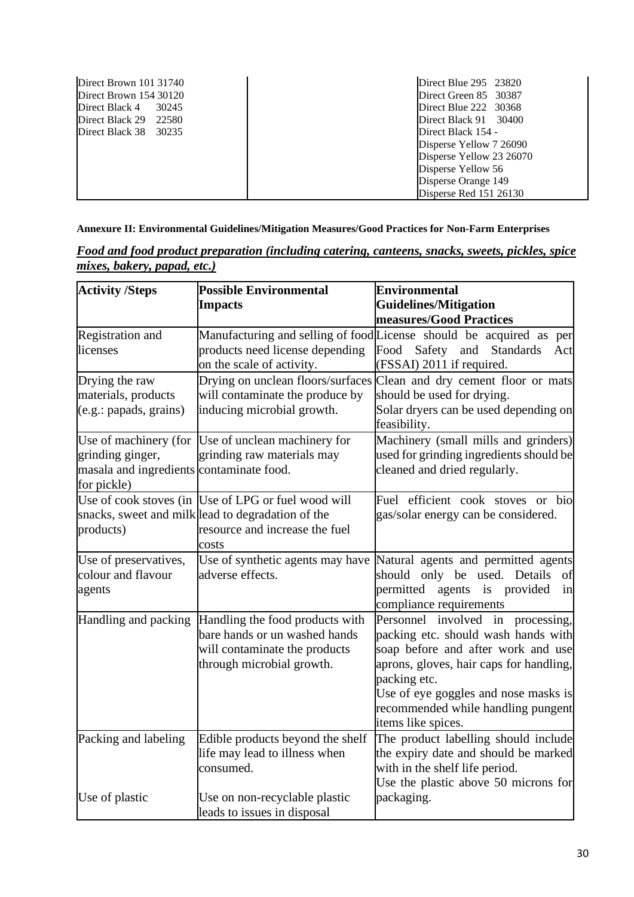| | | |
|---|---|---|
| Direct Brown 101 31740<br>Direct Brown 154 30120<br>Direct Black 4 30245<br>Direct Black 29 22580<br>Direct Black 38 30235 | | Direct Blue 295 23820<br>Direct Green 85 30387<br>Direct Blue 222 30368<br>Direct Black 91 30400<br>Direct Black 154 -<br>Disperse Yellow 7 26090<br>Disperse Yellow 23 26070<br>Disperse Yellow 56<br>Disperse Orange 149<br>Disperse Red 151 26130 |

**Annexure II: Environmental Guidelines/Mitigation Measures/Good Practices for Non-Farm Enterprises**

***Food and food product preparation (including catering, canteens, snacks, sweets, pickles, spice mixes, bakery, papad, etc.)***

| Activity /Steps | Possible Environmental Impacts | Environmental Guidelines/Mitigation measures/Good Practices |
|---|---|---|
| Registration and licenses | Manufacturing and selling of food products need license depending on the scale of activity. | License should be acquired as per Food Safety and Standards Act (FSSAI) 2011 if required. |
| Drying the raw materials, products (e.g.: papads, grains) | Drying on unclean floors/surfaces will contaminate the produce by inducing microbial growth. | Clean and dry cement floor or mats should be used for drying.<br>Solar dryers can be used depending on feasibility. |
| Use of machinery (for grinding ginger, masala and ingredients for pickle) | Use of unclean machinery for grinding raw materials may contaminate food. | Machinery (small mills and grinders) used for grinding ingredients should be cleaned and dried regularly. |
| Use of cook stoves (in snacks, sweet and milk products) | Use of LPG or fuel wood will lead to degradation of the resource and increase the fuel costs | Fuel efficient cook stoves or bio gas/solar energy can be considered. |
| Use of preservatives, colour and flavour agents | Use of synthetic agents may have adverse effects. | Natural agents and permitted agents should only be used. Details of permitted agents is provided in compliance requirements |
| Handling and packing | Handling the food products with bare hands or un washed hands will contaminate the products through microbial growth. | Personnel involved in processing, packing etc. should wash hands with soap before and after work and use aprons, gloves, hair caps for handling, packing etc.<br>Use of eye goggles and nose masks is recommended while handling pungent items like spices. |
| Packing and labeling<br><br>Use of plastic | Edible products beyond the shelf life may lead to illness when consumed.<br><br>Use on non-recyclable plastic leads to issues in disposal | The product labelling should include the expiry date and should be marked with in the shelf life period.<br>Use the plastic above 50 microns for packaging. |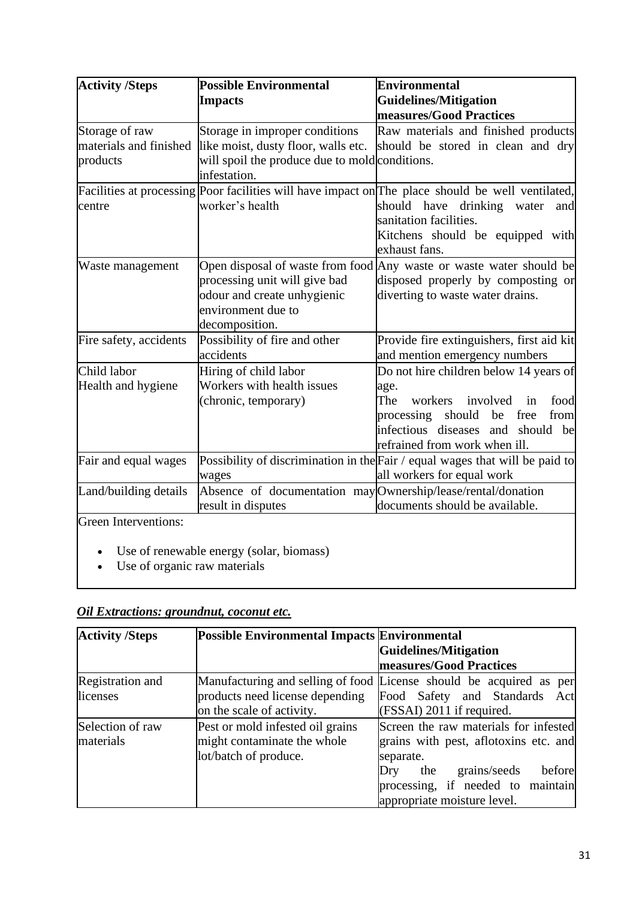| Activity /Steps | Possible Environmental Impacts | Environmental Guidelines/Mitigation measures/Good Practices |
|---|---|---|
| Storage of raw materials and finished products | Storage in improper conditions like moist, dusty floor, walls etc. will spoil the produce due to mold infestation. | Raw materials and finished products should be stored in clean and dry conditions. |
| Facilities at processing centre | Poor facilities will have impact on worker's health | The place should be well ventilated, should have drinking water and sanitation facilities.<br>Kitchens should be equipped with exhaust fans. |
| Waste management | Open disposal of waste from food processing unit will give bad odour and create unhygienic environment due to decomposition. | Any waste or waste water should be disposed properly by composting or diverting to waste water drains. |
| Fire safety, accidents | Possibility of fire and other accidents | Provide fire extinguishers, first aid kit and mention emergency numbers |
| Child labor<br>Health and hygiene | Hiring of child labor<br>Workers with health issues (chronic, temporary) | Do not hire children below 14 years of age.<br>The workers involved in food processing should be free from infectious diseases and should be refrained from work when ill. |
| Fair and equal wages | Possibility of discrimination in the wages | Fair / equal wages that will be paid to all workers for equal work |
| Land/building details | Absence of documentation may result in disputes | Ownership/lease/rental/donation documents should be available. |

Green Interventions:

- Use of renewable energy (solar, biomass)
- Use of organic raw materials

***Oil Extractions: groundnut, coconut etc.***

| Activity /Steps | Possible Environmental Impacts | Environmental Guidelines/Mitigation measures/Good Practices |
|---|---|---|
| Registration and licenses | Manufacturing and selling of food products need license depending on the scale of activity. | License should be acquired as per Food Safety and Standards Act (FSSAI) 2011 if required. |
| Selection of raw materials | Pest or mold infested oil grains might contaminate the whole lot/batch of produce. | Screen the raw materials for infested grains with pest, aflotoxins etc. and separate.<br>Dry the grains/seeds before processing, if needed to maintain appropriate moisture level. |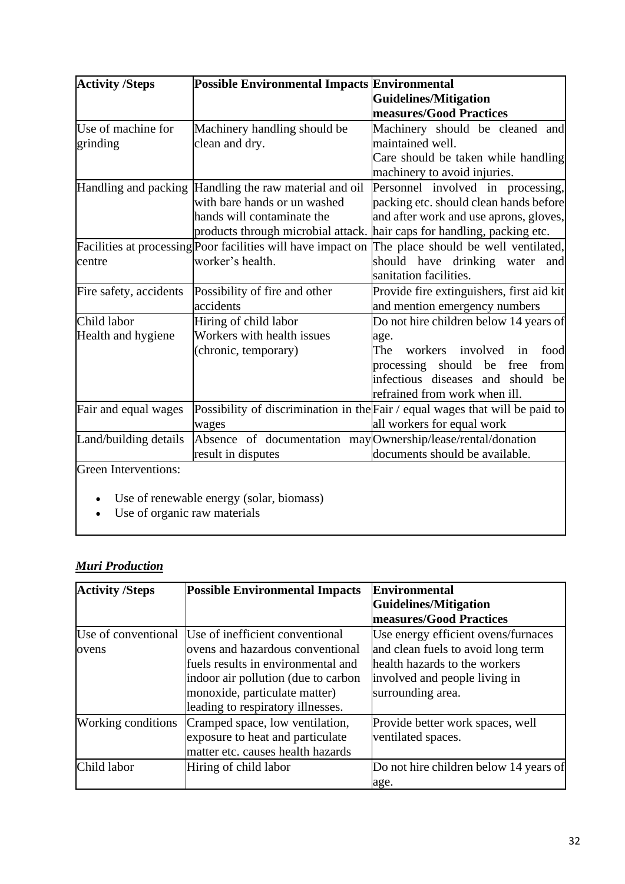| Activity /Steps | Possible Environmental Impacts | Environmental Guidelines/Mitigation measures/Good Practices |
|---|---|---|
| Use of machine for grinding | Machinery handling should be clean and dry. | Machinery should be cleaned and maintained well.<br>Care should be taken while handling machinery to avoid injuries. |
| Handling and packing | Handling the raw material and oil with bare hands or un washed hands will contaminate the products through microbial attack. | Personnel involved in processing, packing etc. should clean hands before and after work and use aprons, gloves, hair caps for handling, packing etc. |
| Facilities at processing centre | Poor facilities will have impact on worker's health. | The place should be well ventilated, should have drinking water and sanitation facilities. |
| Fire safety, accidents | Possibility of fire and other accidents | Provide fire extinguishers, first aid kit and mention emergency numbers |
| Child labor<br>Health and hygiene | Hiring of child labor<br>Workers with health issues (chronic, temporary) | Do not hire children below 14 years of age.<br>The workers involved in food processing should be free from infectious diseases and should be refrained from work when ill. |
| Fair and equal wages | Possibility of discrimination in the wages | Fair / equal wages that will be paid to all workers for equal work |
| Land/building details | Absence of documentation may result in disputes | Ownership/lease/rental/donation documents should be available. |

Green Interventions:

- Use of renewable energy (solar, biomass)
- Use of organic raw materials

***Muri Production***

| Activity /Steps | Possible Environmental Impacts | Environmental Guidelines/Mitigation measures/Good Practices |
|---|---|---|
| Use of conventional ovens | Use of inefficient conventional ovens and hazardous conventional fuels results in environmental and indoor air pollution (due to carbon monoxide, particulate matter) leading to respiratory illnesses. | Use energy efficient ovens/furnaces and clean fuels to avoid long term health hazards to the workers involved and people living in surrounding area. |
| Working conditions | Cramped space, low ventilation, exposure to heat and particulate matter etc. causes health hazards | Provide better work spaces, well ventilated spaces. |
| Child labor | Hiring of child labor | Do not hire children below 14 years of age. |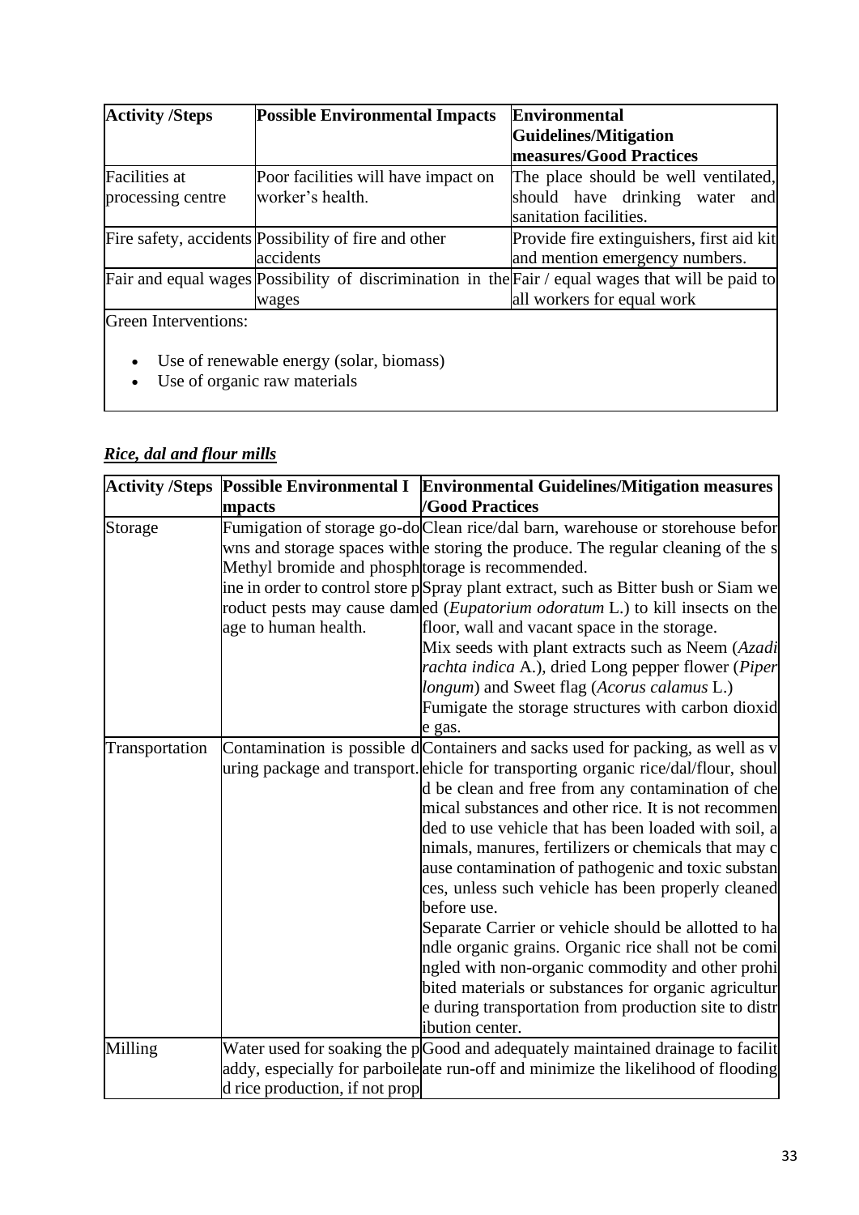| Activity /Steps | Possible Environmental Impacts | Environmental Guidelines/Mitigation measures/Good Practices |
|---|---|---|
| Facilities at processing centre | Poor facilities will have impact on worker's health. | The place should be well ventilated, should have drinking water and sanitation facilities. |
| Fire safety, accidents | Possibility of fire and other accidents | Provide fire extinguishers, first aid kit and mention emergency numbers. |
| Fair and equal wages | Possibility of discrimination in the wages | Fair / equal wages that will be paid to all workers for equal work |
| Green Interventions:<br><br>• Use of renewable energy (solar, biomass)<br>• Use of organic raw materials | | |

## *Rice, dal and flour mills*

| Activity /Steps | Possible Environmental Impacts | Environmental Guidelines/Mitigation measures /Good Practices |
|---|---|---|
| Storage | Fumigation of storage go-downs and storage spaces with Methyl bromide and phosphine in order to control store product pests may cause damage to human health. | Clean rice/dal barn, warehouse or storehouse before storing the produce. The regular cleaning of the storage is recommended.<br>Spray plant extract, such as Bitter bush or Siam weed (*Eupatorium odoratum* L.) to kill insects on the floor, wall and vacant space in the storage.<br>Mix seeds with plant extracts such as Neem (*Azadirachta indica* A.), dried Long pepper flower (*Piper longum*) and Sweet flag (*Acorus calamus* L.)<br>Fumigate the storage structures with carbon dioxide gas. |
| Transportation | Contamination is possible during package and transport. | Containers and sacks used for packing, as well as vehicle for transporting organic rice/dal/flour, should be clean and free from any contamination of chemical substances and other rice. It is not recommended to use vehicle that has been loaded with soil, animals, manures, fertilizers or chemicals that may cause contamination of pathogenic and toxic substances, unless such vehicle has been properly cleaned before use.<br>Separate Carrier or vehicle should be allotted to handle organic grains. Organic rice shall not be comingled with non-organic commodity and other prohibited materials or substances for organic agriculture during transportation from production site to distribution center. |
| Milling | Water used for soaking the paddy, especially for parboiled rice production, if not prop | Good and adequately maintained drainage to facilitate run-off and minimize the likelihood of flooding |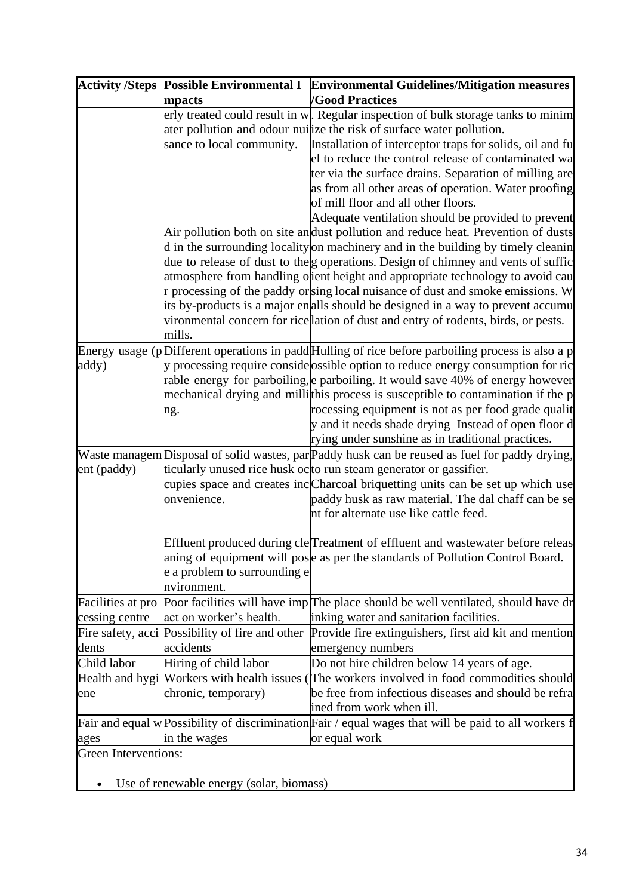| Activity /Steps | Possible Environmental Impacts | Environmental Guidelines/Mitigation measures /Good Practices |
|---|---|---|
| | erly treated could result in water pollution and odour nuisance to local community. | . Regular inspection of bulk storage tanks to minimize the risk of surface water pollution.<br>Installation of interceptor traps for solids, oil and fuel to reduce the control release of contaminated water via the surface drains. Separation of milling areas from all other areas of operation. Water proofing of mill floor and all other floors. |
| | Air pollution both on site and in the surrounding locality due to release of dust to the atmosphere from handling or processing of the paddy or its by-products is a major environmental concern for rice mills. | Adequate ventilation should be provided to prevent dust pollution and reduce heat. Prevention of dusts on machinery and in the building by timely cleaning operations. Design of chimney and vents of sufficient height and appropriate technology to avoid causing local nuisance of dust and smoke emissions. Walls should be designed in a way to prevent accumulation of dust and entry of rodents, birds, or pests. |
| Energy usage (paddy) | Different operations in paddy processing require considerable energy for parboiling, mechanical drying and milling. | Hulling of rice before parboiling process is also a possible option to reduce energy consumption for rice parboiling. It would save 40% of energy however this process is susceptible to contamination if the processing equipment is not as per food grade quality and it needs shade drying Instead of open floor drying under sunshine as in traditional practices. |
| Waste management (paddy) | Disposal of solid wastes, particularly unused rice husk occupies space and creates inconvenience. | Paddy husk can be reused as fuel for paddy drying, to run steam generator or gassifier.<br>Charcoal briquetting units can be set up which use paddy husk as raw material. The dal chaff can be sent for alternate use like cattle feed. |
| | Effluent produced during cleaning of equipment will pose a problem to surrounding environment. | Treatment of effluent and wastewater before release as per the standards of Pollution Control Board. |
| Facilities at processing centre | Poor facilities will have impact on worker's health. | The place should be well ventilated, should have drinking water and sanitation facilities. |
| Fire safety, accidents | Possibility of fire and other accidents | Provide fire extinguishers, first aid kit and mention emergency numbers |
| Child labor | Hiring of child labor | Do not hire children below 14 years of age. |
| Health and hygiene | Workers with health issues (chronic, temporary) | The workers involved in food commodities should be free from infectious diseases and should be refrained from work when ill. |
| Fair and equal wages | Possibility of discrimination in the wages | Fair / equal wages that will be paid to all workers for equal work |
| Green Interventions:<br><br>• Use of renewable energy (solar, biomass) | | |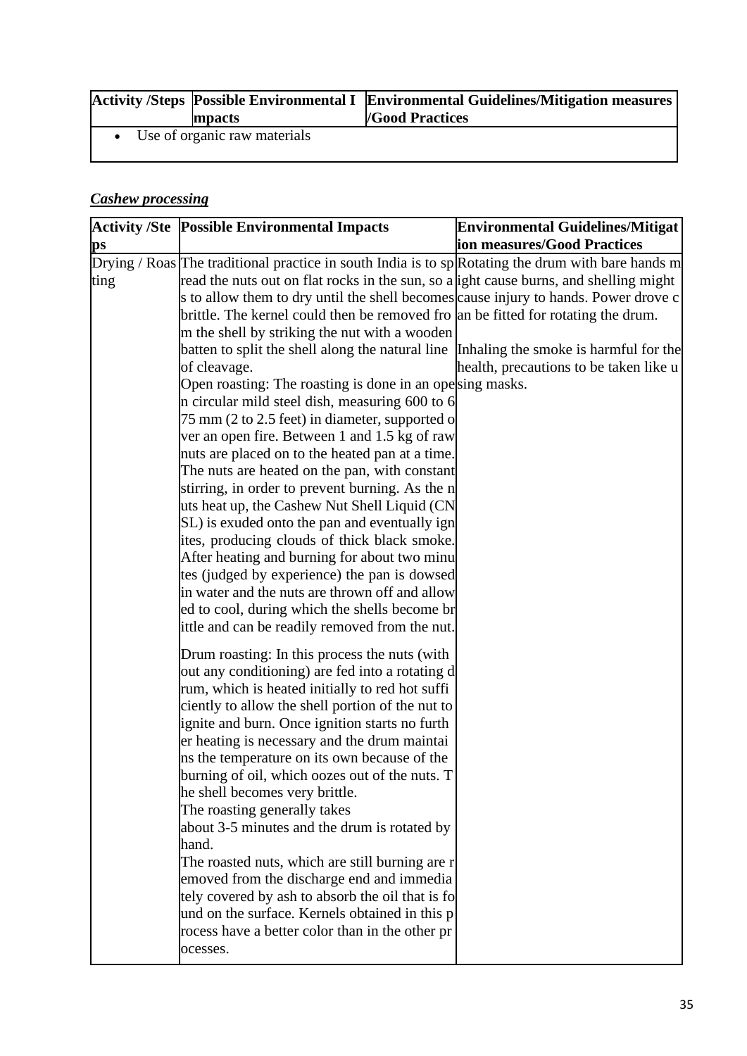| Activity /Steps | Possible Environmental Impacts | Environmental Guidelines/Mitigation measures /Good Practices |
|---|---|---|
| • Use of organic raw materials | | |

***Cashew processing***

| Activity /Steps | Possible Environmental Impacts | Environmental Guidelines/Mitigation measures/Good Practices |
|---|---|---|
| Drying / Roasting | The traditional practice in south India is to spread the nuts out on flat rocks in the sun, so as to allow them to dry until the shell becomes brittle. The kernel could then be removed from the shell by striking the nut with a wooden batten to split the shell along the natural line of cleavage.<br>Open roasting: The roasting is done in an open circular mild steel dish, measuring 600 to 675 mm (2 to 2.5 feet) in diameter, supported over an open fire. Between 1 and 1.5 kg of raw nuts are placed on to the heated pan at a time. The nuts are heated on the pan, with constant stirring, in order to prevent burning. As the nuts heat up, the Cashew Nut Shell Liquid (CNSL) is exuded onto the pan and eventually ignites, producing clouds of thick black smoke. After heating and burning for about two minutes (judged by experience) the pan is dowsed in water and the nuts are thrown off and allowed to cool, during which the shells become brittle and can be readily removed from the nut.<br><br>Drum roasting: In this process the nuts (without any conditioning) are fed into a rotating drum, which is heated initially to red hot sufficiently to allow the shell portion of the nut to ignite and burn. Once ignition starts no further heating is necessary and the drum maintains the temperature on its own because of the burning of oil, which oozes out of the nuts. The shell becomes very brittle.<br>The roasting generally takes about 3-5 minutes and the drum is rotated by hand.<br>The roasted nuts, which are still burning are removed from the discharge end and immediately covered by ash to absorb the oil that is found on the surface. Kernels obtained in this process have a better color than in the other processes. | Rotating the drum with bare hands might cause burns, and shelling might cause injury to hands. Power drove can be fitted for rotating the drum.<br><br>Inhaling the smoke is harmful for the health, precautions to be taken like using masks. |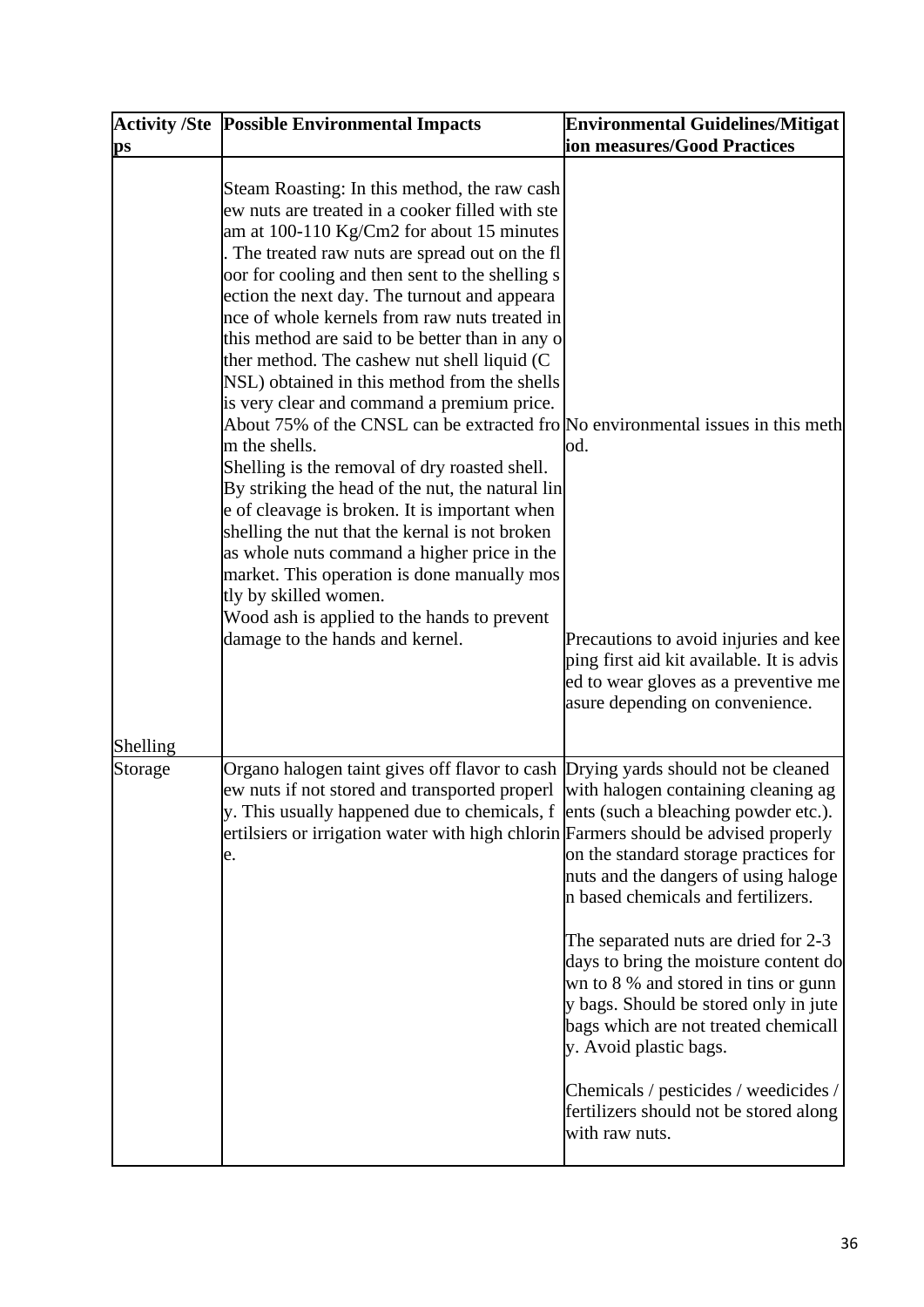| Activity /Steps | Possible Environmental Impacts | Environmental Guidelines/Mitigation measures/Good Practices |
|---|---|---|
| Shelling | Steam Roasting: In this method, the raw cashew nuts are treated in a cooker filled with steam at 100-110 Kg/Cm2 for about 15 minutes. The treated raw nuts are spread out on the floor for cooling and then sent to the shelling section the next day. The turnout and appearance of whole kernels from raw nuts treated in this method are said to be better than in any other method. The cashew nut shell liquid (CNSL) obtained in this method from the shells is very clear and command a premium price. About 75% of the CNSL can be extracted from the shells.<br>Shelling is the removal of dry roasted shell. By striking the head of the nut, the natural line of cleavage is broken. It is important when shelling the nut that the kernal is not broken as whole nuts command a higher price in the market. This operation is done manually mostly by skilled women.<br>Wood ash is applied to the hands to prevent damage to the hands and kernel. | No environmental issues in this method.<br><br>Precautions to avoid injuries and keeping first aid kit available. It is advised to wear gloves as a preventive measure depending on convenience. |
| Storage | Organo halogen taint gives off flavor to cashew nuts if not stored and transported properly. This usually happened due to chemicals, fertilsiers or irrigation water with high chlorine. | Drying yards should not be cleaned with halogen containing cleaning agents (such a bleaching powder etc.). Farmers should be advised properly on the standard storage practices for nuts and the dangers of using halogen based chemicals and fertilizers.<br><br>The separated nuts are dried for 2-3 days to bring the moisture content down to 8 % and stored in tins or gunny bags. Should be stored only in jute bags which are not treated chemically. Avoid plastic bags.<br><br>Chemicals / pesticides / weedicides / fertilizers should not be stored along with raw nuts. |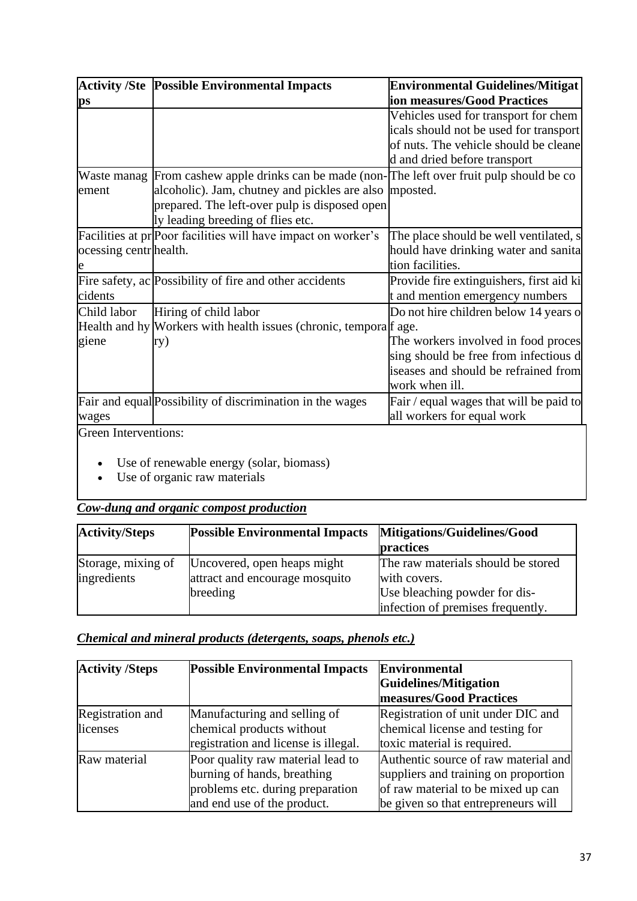| Activity /Steps | Possible Environmental Impacts | Environmental Guidelines/Mitigation measures/Good Practices |
|---|---|---|
| | | Vehicles used for transport for chemicals should not be used for transport of nuts. The vehicle should be cleaned and dried before transport |
| Waste management | From cashew apple drinks can be made (non-alcoholic). Jam, chutney and pickles are also prepared. The left-over pulp is disposed openly leading breeding of flies etc. | The left over fruit pulp should be composted. |
| Facilities at processing centre | Poor facilities will have impact on worker's health. | The place should be well ventilated, should have drinking water and sanitation facilities. |
| Fire safety, accidents | Possibility of fire and other accidents | Provide fire extinguishers, first aid kit and mention emergency numbers |
| Child labor<br>Health and hygiene | Hiring of child labor<br>Workers with health issues (chronic, temporary) | Do not hire children below 14 years of age.<br>The workers involved in food processing should be free from infectious diseases and should be refrained from work when ill. |
| Fair and equal wages | Possibility of discrimination in the wages | Fair / equal wages that will be paid to all workers for equal work |
| Green Interventions:<br>• Use of renewable energy (solar, biomass)<br>• Use of organic raw materials | | |

***Cow-dung and organic compost production***

| Activity/Steps | Possible Environmental Impacts | Mitigations/Guidelines/Good practices |
|---|---|---|
| Storage, mixing of ingredients | Uncovered, open heaps might attract and encourage mosquito breeding | The raw materials should be stored with covers.<br>Use bleaching powder for dis-infection of premises frequently. |

***Chemical and mineral products (detergents, soaps, phenols etc.)***

| Activity /Steps | Possible Environmental Impacts | Environmental Guidelines/Mitigation measures/Good Practices |
|---|---|---|
| Registration and licenses | Manufacturing and selling of chemical products without registration and license is illegal. | Registration of unit under DIC and chemical license and testing for toxic material is required. |
| Raw material | Poor quality raw material lead to burning of hands, breathing problems etc. during preparation and end use of the product. | Authentic source of raw material and suppliers and training on proportion of raw material to be mixed up can be given so that entrepreneurs will |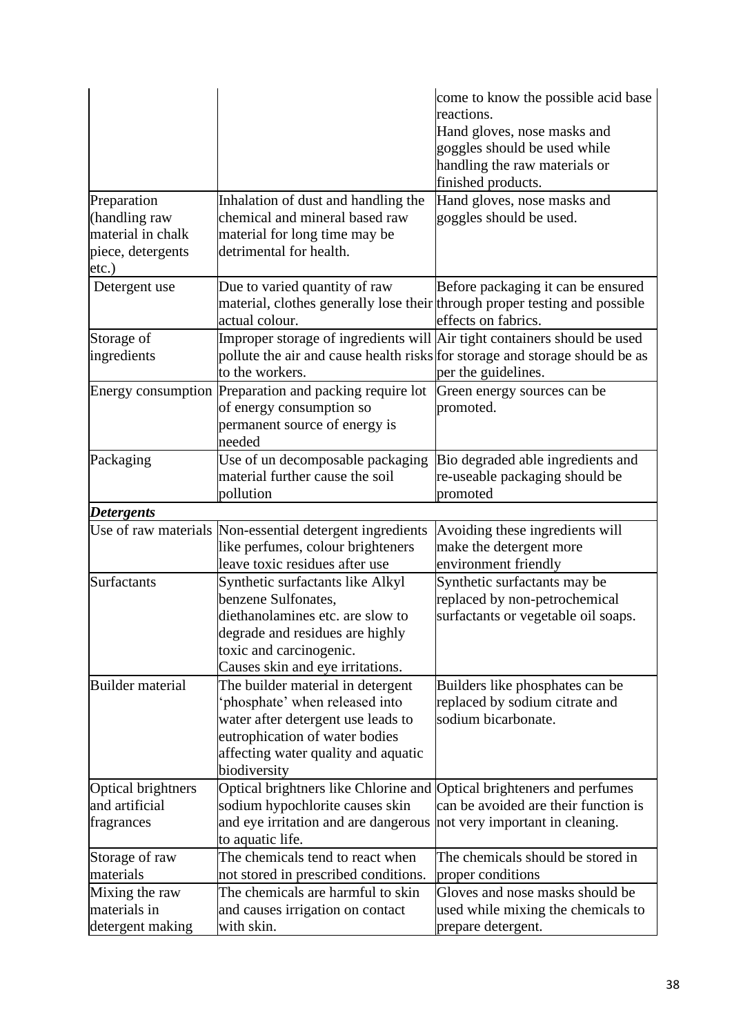| | | |
|---|---|---|
| | | come to know the possible acid base reactions. Hand gloves, nose masks and goggles should be used while handling the raw materials or finished products. |
| Preparation (handling raw material in chalk piece, detergents etc.) | Inhalation of dust and handling the chemical and mineral based raw material for long time may be detrimental for health. | Hand gloves, nose masks and goggles should be used. |
| Detergent use | Due to varied quantity of raw material, clothes generally lose their actual colour. | Before packaging it can be ensured through proper testing and possible effects on fabrics. |
| Storage of ingredients | Improper storage of ingredients will pollute the air and cause health risks to the workers. | Air tight containers should be used for storage and storage should be as per the guidelines. |
| Energy consumption | Preparation and packing require lot of energy consumption so permanent source of energy is needed | Green energy sources can be promoted. |
| Packaging | Use of un decomposable packaging material further cause the soil pollution | Bio degraded able ingredients and re-useable packaging should be promoted |
| ***Detergents*** | | |
| Use of raw materials | Non-essential detergent ingredients like perfumes, colour brighteners leave toxic residues after use | Avoiding these ingredients will make the detergent more environment friendly |
| Surfactants | Synthetic surfactants like Alkyl benzene Sulfonates, diethanolamines etc. are slow to degrade and residues are highly toxic and carcinogenic. Causes skin and eye irritations. | Synthetic surfactants may be replaced by non-petrochemical surfactants or vegetable oil soaps. |
| Builder material | The builder material in detergent 'phosphate' when released into water after detergent use leads to eutrophication of water bodies affecting water quality and aquatic biodiversity | Builders like phosphates can be replaced by sodium citrate and sodium bicarbonate. |
| Optical brightners and artificial fragrances | Optical brightners like Chlorine and sodium hypochlorite causes skin and eye irritation and are dangerous to aquatic life. | Optical brighteners and perfumes can be avoided are their function is not very important in cleaning. |
| Storage of raw materials | The chemicals tend to react when not stored in prescribed conditions. | The chemicals should be stored in proper conditions |
| Mixing the raw materials in detergent making | The chemicals are harmful to skin and causes irrigation on contact with skin. | Gloves and nose masks should be used while mixing the chemicals to prepare detergent. |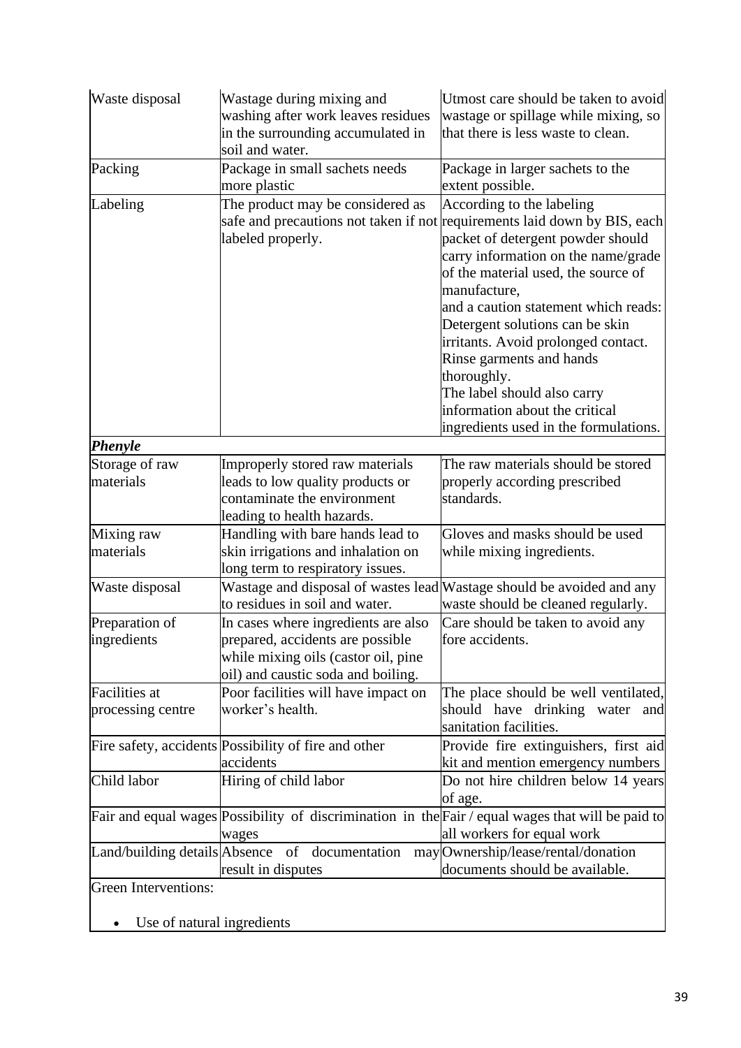| | | |
|---|---|---|
| Waste disposal | Wastage during mixing and washing after work leaves residues in the surrounding accumulated in soil and water. | Utmost care should be taken to avoid wastage or spillage while mixing, so that there is less waste to clean. |
| Packing | Package in small sachets needs more plastic | Package in larger sachets to the extent possible. |
| Labeling | The product may be considered as safe and precautions not taken if not labeled properly. | According to the labeling requirements laid down by BIS, each packet of detergent powder should carry information on the name/grade of the material used, the source of manufacture, and a caution statement which reads: Detergent solutions can be skin irritants. Avoid prolonged contact. Rinse garments and hands thoroughly. The label should also carry information about the critical ingredients used in the formulations. |
| ***Phenyle*** | | |
| Storage of raw materials | Improperly stored raw materials leads to low quality products or contaminate the environment leading to health hazards. | The raw materials should be stored properly according prescribed standards. |
| Mixing raw materials | Handling with bare hands lead to skin irrigations and inhalation on long term to respiratory issues. | Gloves and masks should be used while mixing ingredients. |
| Waste disposal | Wastage and disposal of wastes lead to residues in soil and water. | Wastage should be avoided and any waste should be cleaned regularly. |
| Preparation of ingredients | In cases where ingredients are also prepared, accidents are possible while mixing oils (castor oil, pine oil) and caustic soda and boiling. | Care should be taken to avoid any fore accidents. |
| Facilities at processing centre | Poor facilities will have impact on worker's health. | The place should be well ventilated, should have drinking water and sanitation facilities. |
| Fire safety, accidents | Possibility of fire and other accidents | Provide fire extinguishers, first aid kit and mention emergency numbers |
| Child labor | Hiring of child labor | Do not hire children below 14 years of age. |
| Fair and equal wages | Possibility of discrimination in the wages | Fair / equal wages that will be paid to all workers for equal work |
| Land/building details | Absence of documentation may result in disputes | Ownership/lease/rental/donation documents should be available. |

Green Interventions:

- Use of natural ingredients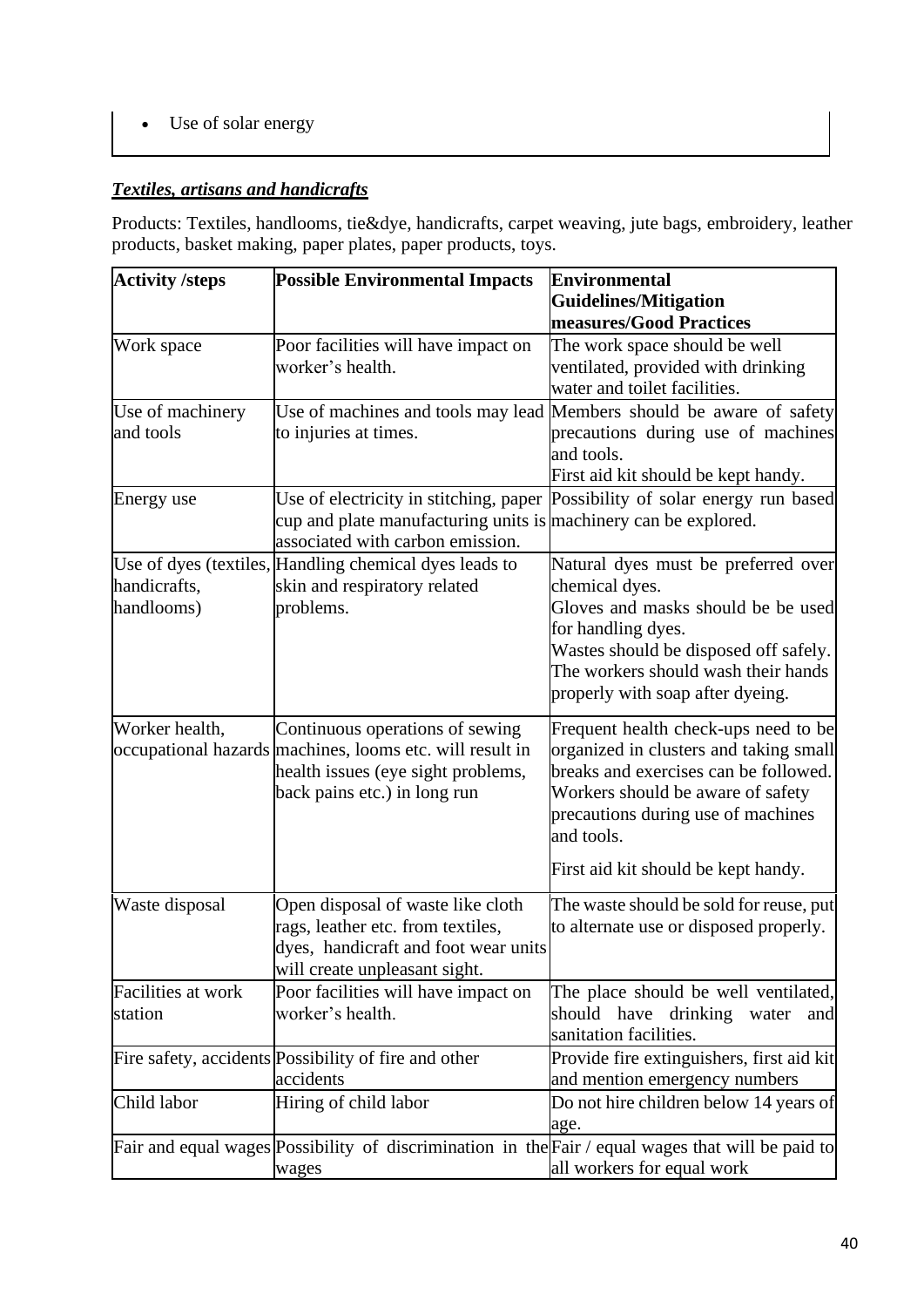- Use of solar energy

### ***Textiles, artisans and handicrafts***

Products: Textiles, handlooms, tie&dye, handicrafts, carpet weaving, jute bags, embroidery, leather products, basket making, paper plates, paper products, toys.

| Activity /steps | Possible Environmental Impacts | Environmental Guidelines/Mitigation measures/Good Practices |
|---|---|---|
| Work space | Poor facilities will have impact on worker's health. | The work space should be well ventilated, provided with drinking water and toilet facilities. |
| Use of machinery and tools | Use of machines and tools may lead to injuries at times. | Members should be aware of safety precautions during use of machines and tools.<br>First aid kit should be kept handy. |
| Energy use | Use of electricity in stitching, paper cup and plate manufacturing units is associated with carbon emission. | Possibility of solar energy run based machinery can be explored. |
| Use of dyes (textiles, handicrafts, handlooms) | Handling chemical dyes leads to skin and respiratory related problems. | Natural dyes must be preferred over chemical dyes.<br>Gloves and masks should be be used for handling dyes.<br>Wastes should be disposed off safely.<br>The workers should wash their hands properly with soap after dyeing. |
| Worker health, occupational hazards | Continuous operations of sewing machines, looms etc. will result in health issues (eye sight problems, back pains etc.) in long run | Frequent health check-ups need to be organized in clusters and taking small breaks and exercises can be followed. Workers should be aware of safety precautions during use of machines and tools.<br>First aid kit should be kept handy. |
| Waste disposal | Open disposal of waste like cloth rags, leather etc. from textiles, dyes, handicraft and foot wear units will create unpleasant sight. | The waste should be sold for reuse, put to alternate use or disposed properly. |
| Facilities at work station | Poor facilities will have impact on worker's health. | The place should be well ventilated, should have drinking water and sanitation facilities. |
| Fire safety, accidents | Possibility of fire and other accidents | Provide fire extinguishers, first aid kit and mention emergency numbers |
| Child labor | Hiring of child labor | Do not hire children below 14 years of age. |
| Fair and equal wages | Possibility of discrimination in the wages | Fair / equal wages that will be paid to all workers for equal work |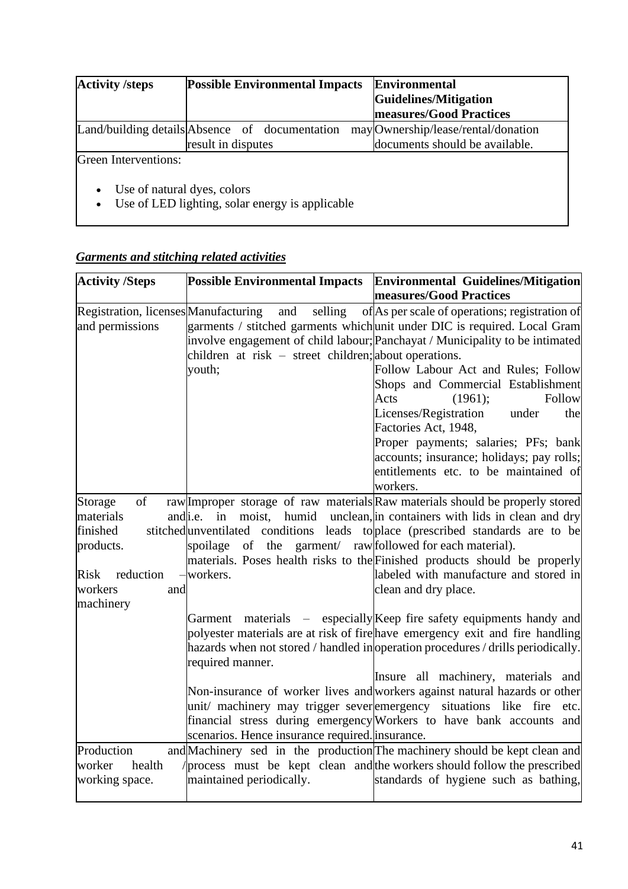| Activity /steps | Possible Environmental Impacts | Environmental Guidelines/Mitigation measures/Good Practices |
|---|---|---|
| Land/building details | Absence of documentation may result in disputes | Ownership/lease/rental/donation documents should be available. |
| Green Interventions:<br><br>• Use of natural dyes, colors<br>• Use of LED lighting, solar energy is applicable | | |

### *Garments and stitching related activities*

| Activity /Steps | Possible Environmental Impacts | Environmental Guidelines/Mitigation measures/Good Practices |
|---|---|---|
| Registration, licenses and permissions | Manufacturing and selling of garments / stitched garments which involve engagement of child labour; children at risk – street children; youth; | As per scale of operations; registration of unit under DIC is required. Local Gram Panchayat / Municipality to be intimated about operations.<br>Follow Labour Act and Rules; Follow Shops and Commercial Establishment Acts (1961); Follow Licenses/Registration under the Factories Act, 1948,<br>Proper payments; salaries; PFs; bank accounts; insurance; holidays; pay rolls; entitlements etc. to be maintained of workers. |
| Storage of raw materials and finished stitched products.<br><br>Risk reduction – workers and machinery | Improper storage of raw materials i.e. in moist, humid unclean, unventilated conditions leads to spoilage of the garment/ raw materials. Poses health risks to the workers.<br><br>Garment materials – especially polyester materials are at risk of fire hazards when not stored / handled in required manner.<br><br>Non-insurance of worker lives and unit/ machinery may trigger sever financial stress during emergency scenarios. Hence insurance required. | Raw materials should be properly stored in containers with lids in clean and dry place (prescribed standards are to be followed for each material).<br>Finished products should be properly labeled with manufacture and stored in clean and dry place.<br><br>Keep fire safety equipments handy and have emergency exit and fire handling operation procedures / drills periodically.<br><br>Insure all machinery, materials and workers against natural hazards or other emergency situations like fire etc. Workers to have bank accounts and insurance. |
| Production and worker health / working space. | Machinery sed in the production process must be kept clean and maintained periodically. | The machinery should be kept clean and the workers should follow the prescribed standards of hygiene such as bathing, |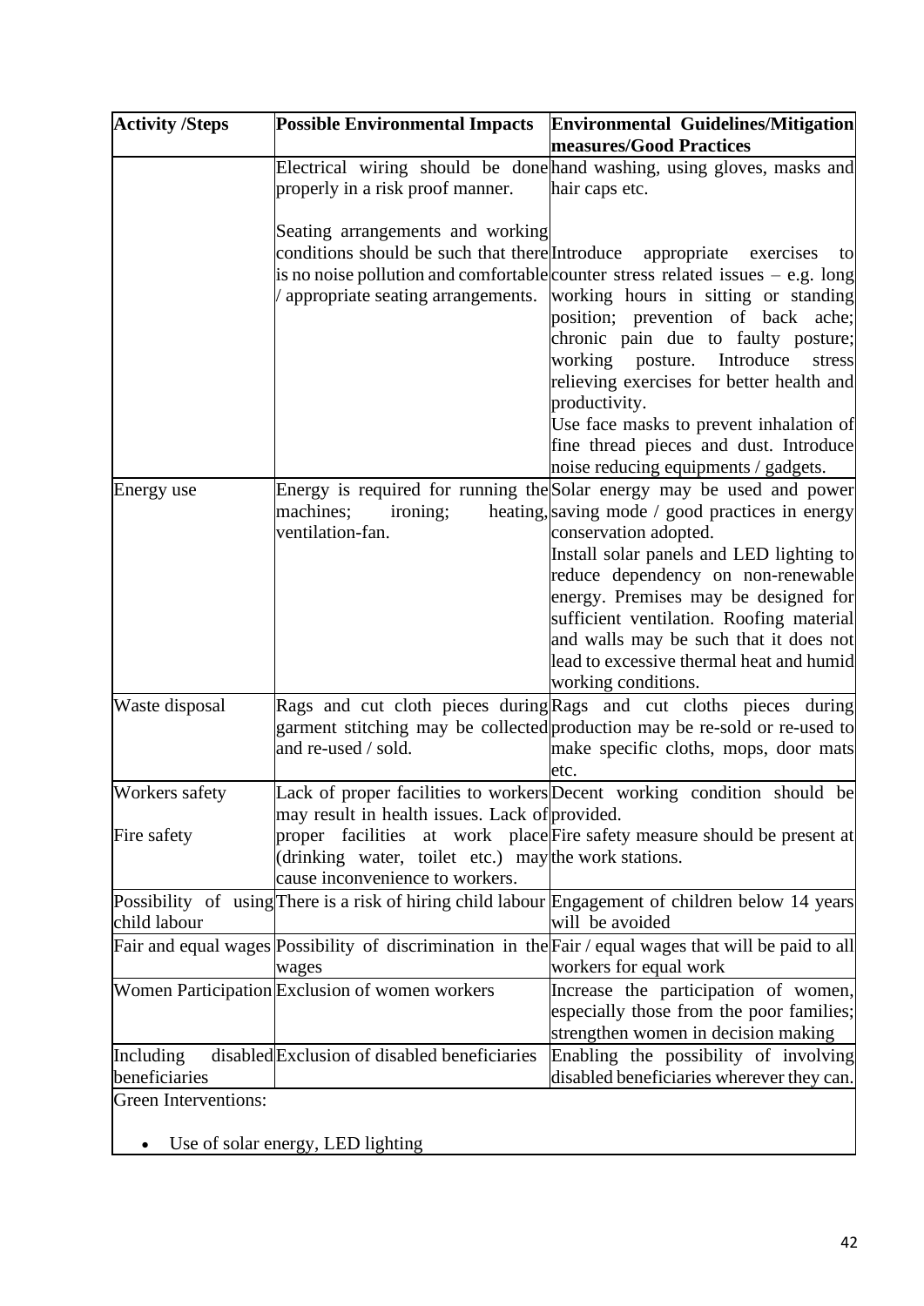| Activity /Steps | Possible Environmental Impacts | Environmental Guidelines/Mitigation measures/Good Practices |
|---|---|---|
| | Electrical wiring should be done properly in a risk proof manner.<br><br>Seating arrangements and working conditions should be such that there is no noise pollution and comfortable / appropriate seating arrangements. | hand washing, using gloves, masks and hair caps etc.<br><br>Introduce appropriate exercises to counter stress related issues – e.g. long working hours in sitting or standing position; prevention of back ache; chronic pain due to faulty posture; working posture. Introduce stress relieving exercises for better health and productivity.<br>Use face masks to prevent inhalation of fine thread pieces and dust. Introduce noise reducing equipments / gadgets. |
| Energy use | Energy is required for running the machines; ironing; heating, ventilation-fan. | Solar energy may be used and power saving mode / good practices in energy conservation adopted.<br>Install solar panels and LED lighting to reduce dependency on non-renewable energy. Premises may be designed for sufficient ventilation. Roofing material and walls may be such that it does not lead to excessive thermal heat and humid working conditions. |
| Waste disposal | Rags and cut cloth pieces during garment stitching may be collected and re-used / sold. | Rags and cut cloths pieces during production may be re-sold or re-used to make specific cloths, mops, door mats etc. |
| Workers safety<br><br>Fire safety | Lack of proper facilities to workers may result in health issues. Lack of proper facilities at work place (drinking water, toilet etc.) may cause inconvenience to workers. | Decent working condition should be provided.<br>Fire safety measure should be present at the work stations. |
| Possibility of using child labour | There is a risk of hiring child labour | Engagement of children below 14 years will be avoided |
| Fair and equal wages | Possibility of discrimination in the wages | Fair / equal wages that will be paid to all workers for equal work |
| Women Participation | Exclusion of women workers | Increase the participation of women, especially those from the poor families; strengthen women in decision making |
| Including disabled beneficiaries | Exclusion of disabled beneficiaries | Enabling the possibility of involving disabled beneficiaries wherever they can. |

Green Interventions:

- Use of solar energy, LED lighting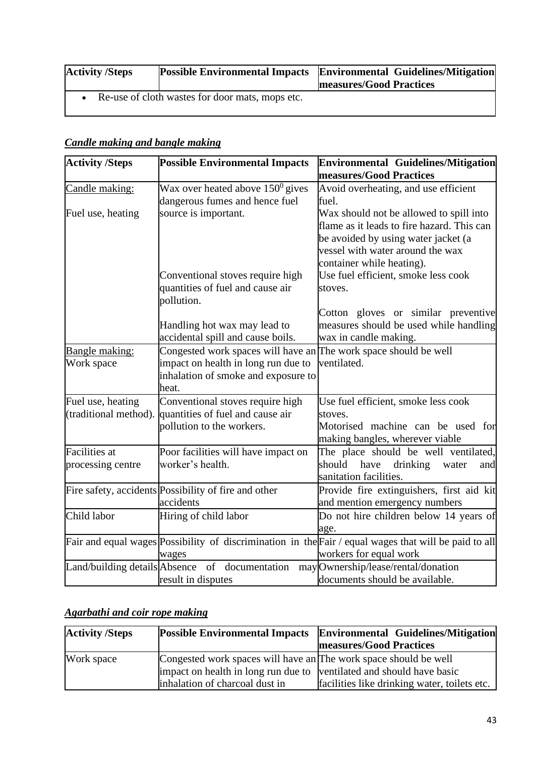| Activity /Steps | Possible Environmental Impacts | Environmental Guidelines/Mitigation measures/Good Practices |
|---|---|---|
| • Re-use of cloth wastes for door mats, mops etc. | | |

### *Candle making and bangle making*

| Activity /Steps | Possible Environmental Impacts | Environmental Guidelines/Mitigation measures/Good Practices |
|---|---|---|
| Candle making:<br><br>Fuel use, heating | Wax over heated above $150^0$ gives dangerous fumes and hence fuel source is important.<br><br>Conventional stoves require high quantities of fuel and cause air pollution.<br><br>Handling hot wax may lead to accidental spill and cause boils. | Avoid overheating, and use efficient fuel.<br>Wax should not be allowed to spill into flame as it leads to fire hazard. This can be avoided by using water jacket (a vessel with water around the wax container while heating).<br>Use fuel efficient, smoke less cook stoves.<br><br>Cotton gloves or similar preventive measures should be used while handling wax in candle making. |
| Bangle making:<br>Work space | Congested work spaces will have an impact on health in long run due to inhalation of smoke and exposure to heat. | The work space should be well ventilated. |
| Fuel use, heating (traditional method). | Conventional stoves require high quantities of fuel and cause air pollution to the workers. | Use fuel efficient, smoke less cook stoves.<br>Motorised machine can be used for making bangles, wherever viable |
| Facilities at processing centre | Poor facilities will have impact on worker's health. | The place should be well ventilated, should have drinking water and sanitation facilities. |
| Fire safety, accidents | Possibility of fire and other accidents | Provide fire extinguishers, first aid kit and mention emergency numbers |
| Child labor | Hiring of child labor | Do not hire children below 14 years of age. |
| Fair and equal wages | Possibility of discrimination in the wages | Fair / equal wages that will be paid to all workers for equal work |
| Land/building details | Absence of documentation may result in disputes | Ownership/lease/rental/donation documents should be available. |

### *Agarbathi and coir rope making*

| Activity /Steps | Possible Environmental Impacts | Environmental Guidelines/Mitigation measures/Good Practices |
|---|---|---|
| Work space | Congested work spaces will have an impact on health in long run due to inhalation of charcoal dust in | The work space should be well ventilated and should have basic facilities like drinking water, toilets etc. |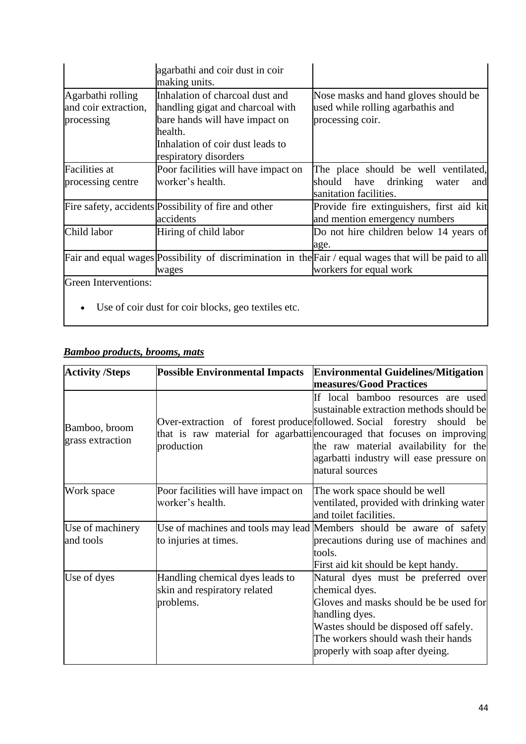|  |  |  |
|---|---|---|
|  | agarbathi and coir dust in coir making units. |  |
| Agarbathi rolling and coir extraction, processing | Inhalation of charcoal dust and handling gigat and charcoal with bare hands will have impact on health.<br>Inhalation of coir dust leads to respiratory disorders | Nose masks and hand gloves should be used while rolling agarbathis and processing coir. |
| Facilities at processing centre | Poor facilities will have impact on worker's health. | The place should be well ventilated, should have drinking water and sanitation facilities. |
| Fire safety, accidents | Possibility of fire and other accidents | Provide fire extinguishers, first aid kit and mention emergency numbers |
| Child labor | Hiring of child labor | Do not hire children below 14 years of age. |
| Fair and equal wages | Possibility of discrimination in the wages | Fair / equal wages that will be paid to all workers for equal work |
| Green Interventions:<br>• Use of coir dust for coir blocks, geo textiles etc. | | |

***Bamboo products, brooms, mats***

| Activity /Steps | Possible Environmental Impacts | Environmental Guidelines/Mitigation measures/Good Practices |
|---|---|---|
| Bamboo, broom grass extraction | Over-extraction of forest produce that is raw material for agarbatti production | If local bamboo resources are used sustainable extraction methods should be followed. Social forestry should be encouraged that focuses on improving the raw material availability for the agarbatti industry will ease pressure on natural sources |
| Work space | Poor facilities will have impact on worker's health. | The work space should be well ventilated, provided with drinking water and toilet facilities. |
| Use of machinery and tools | Use of machines and tools may lead to injuries at times. | Members should be aware of safety precautions during use of machines and tools.<br>First aid kit should be kept handy. |
| Use of dyes | Handling chemical dyes leads to skin and respiratory related problems. | Natural dyes must be preferred over chemical dyes.<br>Gloves and masks should be be used for handling dyes.<br>Wastes should be disposed off safely.<br>The workers should wash their hands properly with soap after dyeing. |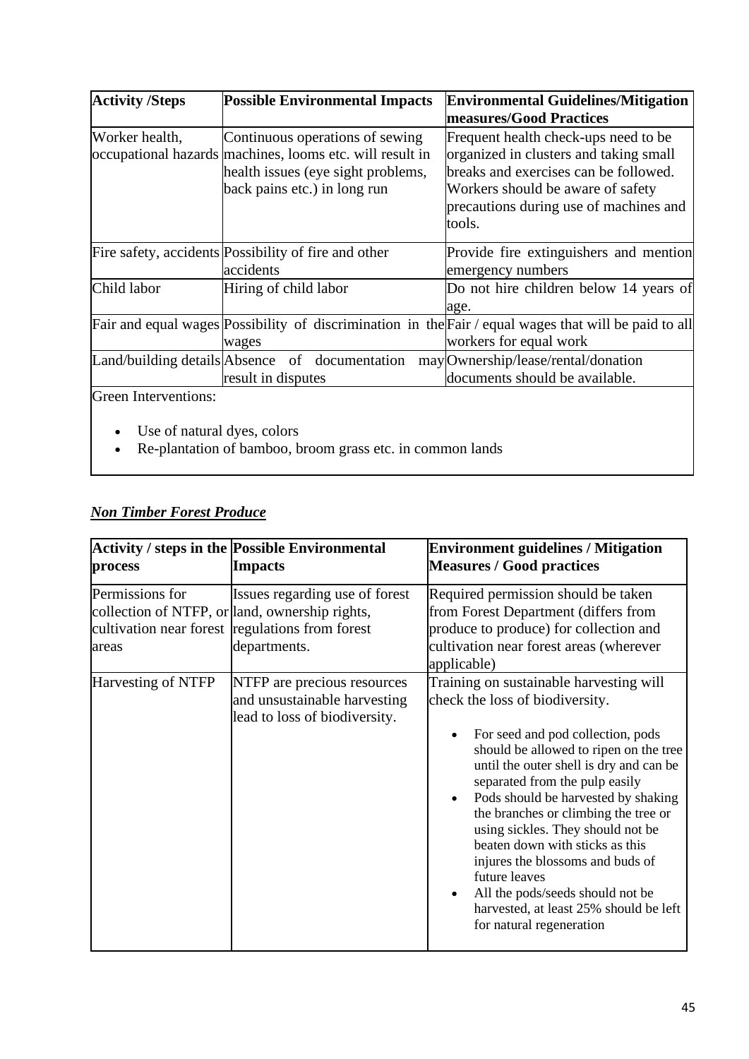| Activity /Steps | Possible Environmental Impacts | Environmental Guidelines/Mitigation measures/Good Practices |
|---|---|---|
| Worker health, occupational hazards | Continuous operations of sewing machines, looms etc. will result in health issues (eye sight problems, back pains etc.) in long run | Frequent health check-ups need to be organized in clusters and taking small breaks and exercises can be followed. Workers should be aware of safety precautions during use of machines and tools. |
| Fire safety, accidents | Possibility of fire and other accidents | Provide fire extinguishers and mention emergency numbers |
| Child labor | Hiring of child labor | Do not hire children below 14 years of age. |
| Fair and equal wages | Possibility of discrimination in the wages | Fair / equal wages that will be paid to all workers for equal work |
| Land/building details | Absence of documentation may result in disputes | Ownership/lease/rental/donation documents should be available. |

Green Interventions:

- Use of natural dyes, colors
- Re-plantation of bamboo, broom grass etc. in common lands

## *Non Timber Forest Produce*

| Activity / steps in the process | Possible Environmental Impacts | Environment guidelines / Mitigation Measures / Good practices |
|---|---|---|
| Permissions for collection of NTFP, or cultivation near forest areas | Issues regarding use of forest land, ownership rights, regulations from forest departments. | Required permission should be taken from Forest Department (differs from produce to produce) for collection and cultivation near forest areas (wherever applicable) |
| Harvesting of NTFP | NTFP are precious resources and unsustainable harvesting lead to loss of biodiversity. | Training on sustainable harvesting will check the loss of biodiversity.<br>• For seed and pod collection, pods should be allowed to ripen on the tree until the outer shell is dry and can be separated from the pulp easily<br>• Pods should be harvested by shaking the branches or climbing the tree or using sickles. They should not be beaten down with sticks as this injures the blossoms and buds of future leaves<br>• All the pods/seeds should not be harvested, at least 25% should be left for natural regeneration |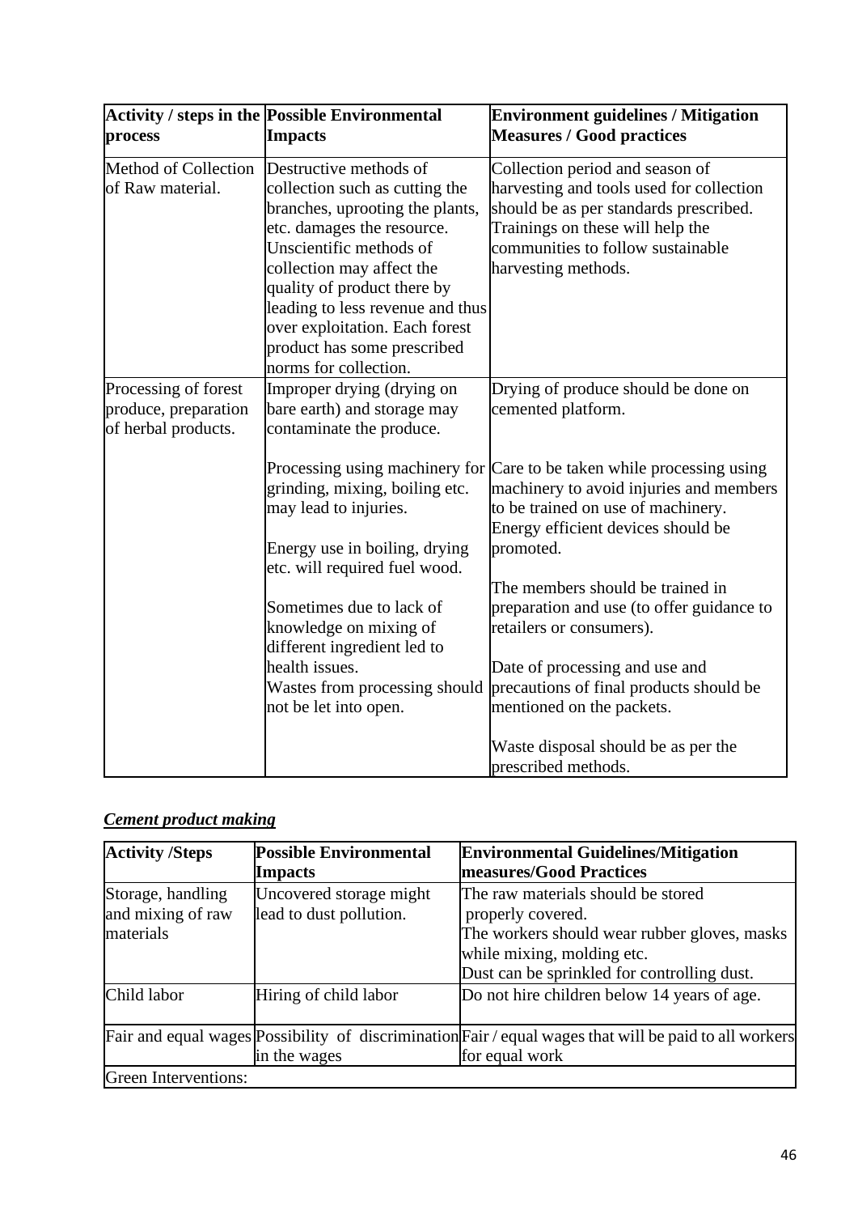| Activity / steps in the process | Possible Environmental Impacts | Environment guidelines / Mitigation Measures / Good practices |
|---|---|---|
| Method of Collection of Raw material. | Destructive methods of collection such as cutting the branches, uprooting the plants, etc. damages the resource. Unscientific methods of collection may affect the quality of product there by leading to less revenue and thus over exploitation. Each forest product has some prescribed norms for collection. | Collection period and season of harvesting and tools used for collection should be as per standards prescribed. Trainings on these will help the communities to follow sustainable harvesting methods. |
| Processing of forest produce, preparation of herbal products. | Improper drying (drying on bare earth) and storage may contaminate the produce.<br><br>Processing using machinery for grinding, mixing, boiling etc. may lead to injuries.<br><br>Energy use in boiling, drying etc. will required fuel wood.<br><br>Sometimes due to lack of knowledge on mixing of different ingredient led to health issues.<br>Wastes from processing should not be let into open. | Drying of produce should be done on cemented platform.<br><br>Care to be taken while processing using machinery to avoid injuries and members to be trained on use of machinery. Energy efficient devices should be promoted.<br><br>The members should be trained in preparation and use (to offer guidance to retailers or consumers).<br><br>Date of processing and use and precautions of final products should be mentioned on the packets.<br><br>Waste disposal should be as per the prescribed methods. |

***Cement product making***

| Activity /Steps | Possible Environmental Impacts | Environmental Guidelines/Mitigation measures/Good Practices |
|---|---|---|
| Storage, handling and mixing of raw materials | Uncovered storage might lead to dust pollution. | The raw materials should be stored properly covered.<br>The workers should wear rubber gloves, masks while mixing, molding etc.<br>Dust can be sprinkled for controlling dust. |
| Child labor | Hiring of child labor | Do not hire children below 14 years of age. |
| Fair and equal wages | Possibility of discrimination in the wages | Fair / equal wages that will be paid to all workers for equal work |
| Green Interventions: | | |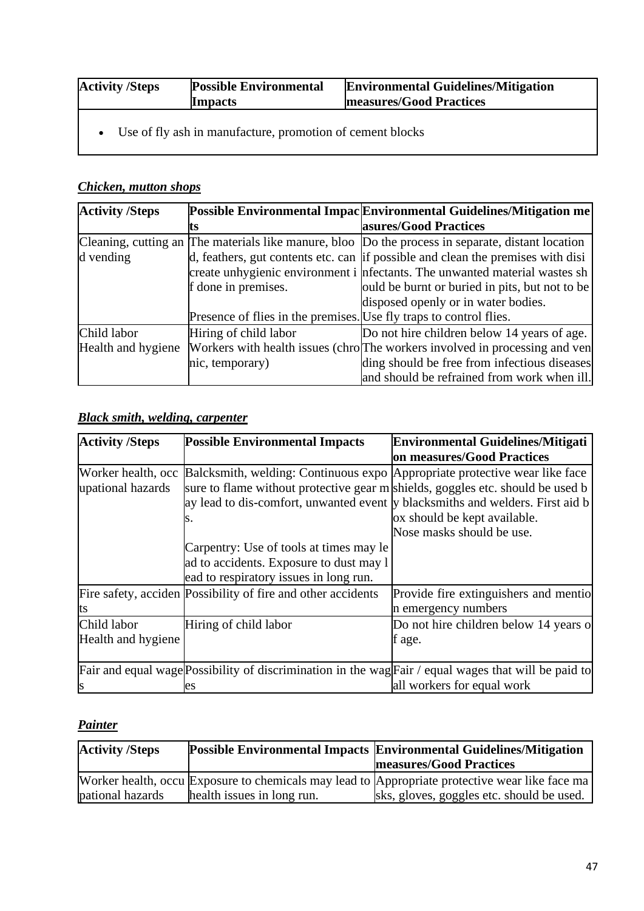| Activity /Steps | Possible Environmental Impacts | Environmental Guidelines/Mitigation measures/Good Practices |
|---|---|---|
| • Use of fly ash in manufacture, promotion of cement blocks | | |

### *Chicken, mutton shops*

| Activity /Steps | Possible Environmental Impacts | Environmental Guidelines/Mitigation measures/Good Practices |
|---|---|---|
| Cleaning, cutting and vending | The materials like manure, blood, feathers, gut contents etc. can create unhygienic environment if done in premises.<br><br>Presence of flies in the premises. | Do the process in separate, distant location if possible and clean the premises with disinfectants. The unwanted material wastes should be burnt or buried in pits, but not to be disposed openly or in water bodies.<br><br>Use fly traps to control flies. |
| Child labor<br>Health and hygiene | Hiring of child labor<br>Workers with health issues (chronic, temporary) | Do not hire children below 14 years of age.<br>The workers involved in processing and vending should be free from infectious diseases and should be refrained from work when ill. |

### *Black smith, welding, carpenter*

| Activity /Steps | Possible Environmental Impacts | Environmental Guidelines/Mitigation measures/Good Practices |
|---|---|---|
| Worker health, occupational hazards | Balcksmith, welding: Continuous exposure to flame without protective gear may lead to dis-comfort, unwanted events.<br><br>Carpentry: Use of tools at times may lead to accidents. Exposure to dust may lead to respiratory issues in long run. | Appropriate protective wear like face shields, goggles etc. should be used by blacksmiths and welders. First aid box should be kept available.<br>Nose masks should be use. |
| Fire safety, accidents | Possibility of fire and other accidents | Provide fire extinguishers and mention emergency numbers |
| Child labor<br>Health and hygiene | Hiring of child labor | Do not hire children below 14 years of age. |
| Fair and equal wages | Possibility of discrimination in the wages | Fair / equal wages that will be paid to all workers for equal work |

### *Painter*

| Activity /Steps | Possible Environmental Impacts | Environmental Guidelines/Mitigation measures/Good Practices |
|---|---|---|
| Worker health, occupational hazards | Exposure to chemicals may lead to health issues in long run. | Appropriate protective wear like face masks, gloves, goggles etc. should be used. |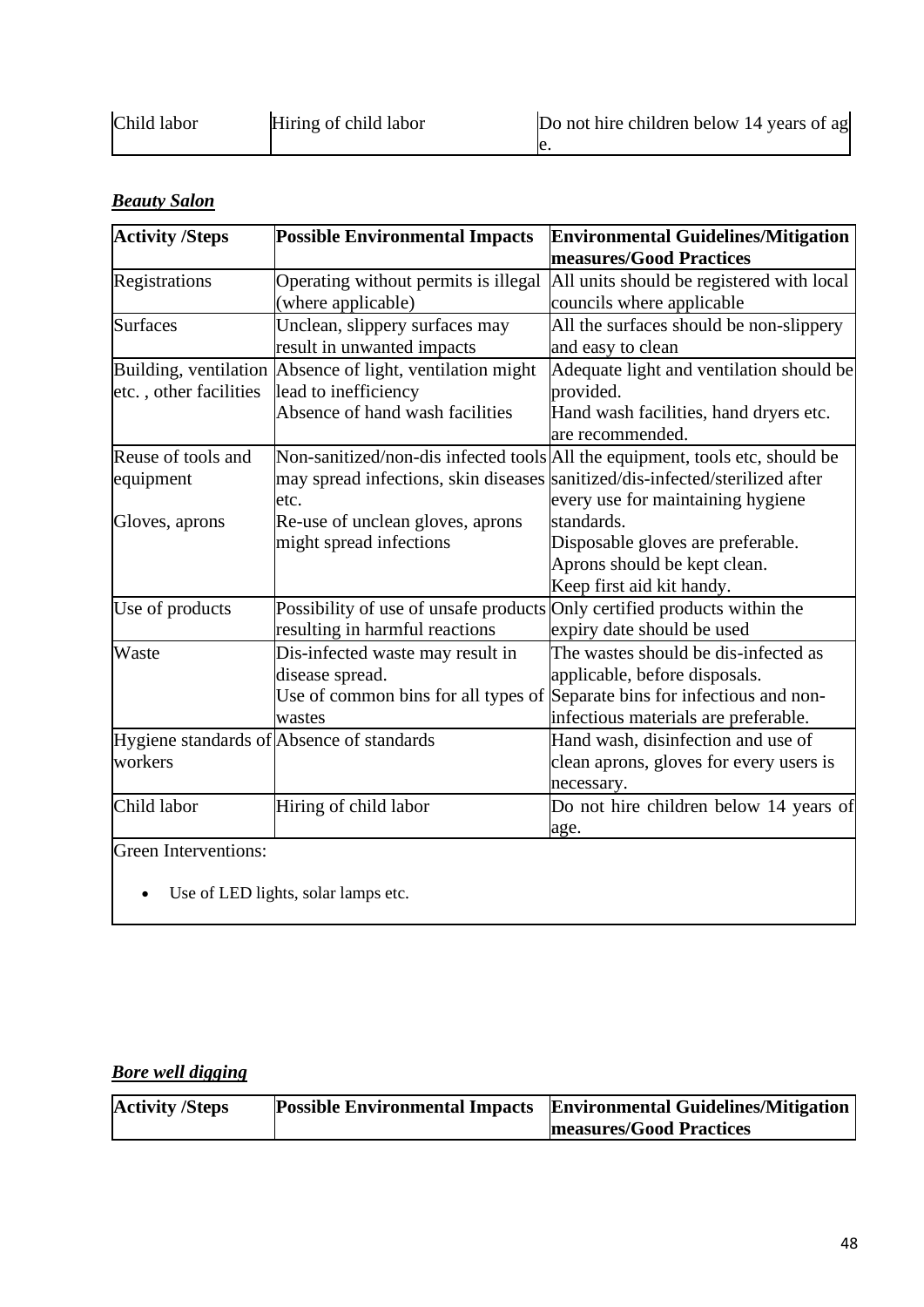| Child labor | Hiring of child labor | Do not hire children below 14 years of age. |
|---|---|---|

***Beauty Salon***

| Activity /Steps | Possible Environmental Impacts | Environmental Guidelines/Mitigation measures/Good Practices |
|---|---|---|
| Registrations | Operating without permits is illegal (where applicable) | All units should be registered with local councils where applicable |
| Surfaces | Unclean, slippery surfaces may result in unwanted impacts | All the surfaces should be non-slippery and easy to clean |
| Building, ventilation etc. , other facilities | Absence of light, ventilation might lead to inefficiency<br>Absence of hand wash facilities | Adequate light and ventilation should be provided.<br>Hand wash facilities, hand dryers etc. are recommended. |
| Reuse of tools and equipment<br><br>Gloves, aprons | Non-sanitized/non-dis infected tools may spread infections, skin diseases etc.<br>Re-use of unclean gloves, aprons might spread infections | All the equipment, tools etc, should be sanitized/dis-infected/sterilized after every use for maintaining hygiene standards.<br>Disposable gloves are preferable.<br>Aprons should be kept clean.<br>Keep first aid kit handy. |
| Use of products | Possibility of use of unsafe products resulting in harmful reactions | Only certified products within the expiry date should be used |
| Waste | Dis-infected waste may result in disease spread.<br>Use of common bins for all types of wastes | The wastes should be dis-infected as applicable, before disposals.<br>Separate bins for infectious and non-infectious materials are preferable. |
| Hygiene standards of workers | Absence of standards | Hand wash, disinfection and use of clean aprons, gloves for every users is necessary. |
| Child labor | Hiring of child labor | Do not hire children below 14 years of age. |
| Green Interventions:<br><br>• Use of LED lights, solar lamps etc. | | |

***Bore well digging***

| Activity /Steps | Possible Environmental Impacts | Environmental Guidelines/Mitigation measures/Good Practices |
|---|---|---|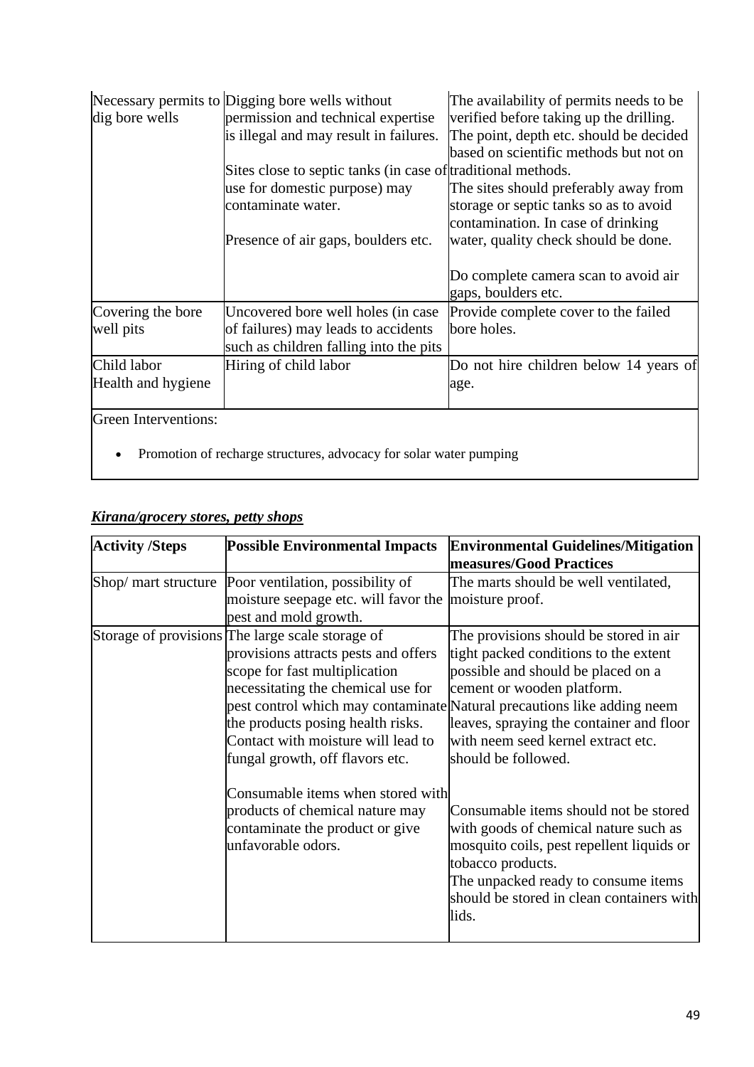| | | |
|---|---|---|
| Necessary permits to dig bore wells | Digging bore wells without permission and technical expertise is illegal and may result in failures.<br><br>Sites close to septic tanks (in case of use for domestic purpose) may contaminate water.<br><br>Presence of air gaps, boulders etc. | The availability of permits needs to be verified before taking up the drilling. The point, depth etc. should be decided based on scientific methods but not on traditional methods.<br>The sites should preferably away from storage or septic tanks so as to avoid contamination. In case of drinking water, quality check should be done.<br><br>Do complete camera scan to avoid air gaps, boulders etc. |
| Covering the bore well pits | Uncovered bore well holes (in case of failures) may leads to accidents such as children falling into the pits | Provide complete cover to the failed bore holes. |
| Child labor<br>Health and hygiene | Hiring of child labor | Do not hire children below 14 years of age. |
| Green Interventions:<br><br>• Promotion of recharge structures, advocacy for solar water pumping | | |

## ***Kirana/grocery stores, petty shops***

| **Activity /Steps** | **Possible Environmental Impacts** | **Environmental Guidelines/Mitigation measures/Good Practices** |
|---|---|---|
| Shop/ mart structure | Poor ventilation, possibility of moisture seepage etc. will favor the pest and mold growth. | The marts should be well ventilated, moisture proof. |
| Storage of provisions | The large scale storage of provisions attracts pests and offers scope for fast multiplication necessitating the chemical use for pest control which may contaminate the products posing health risks. Contact with moisture will lead to fungal growth, off flavors etc.<br><br>Consumable items when stored with products of chemical nature may contaminate the product or give unfavorable odors. | The provisions should be stored in air tight packed conditions to the extent possible and should be placed on a cement or wooden platform.<br>Natural precautions like adding neem leaves, spraying the container and floor with neem seed kernel extract etc. should be followed.<br><br>Consumable items should not be stored with goods of chemical nature such as mosquito coils, pest repellent liquids or tobacco products.<br>The unpacked ready to consume items should be stored in clean containers with lids. |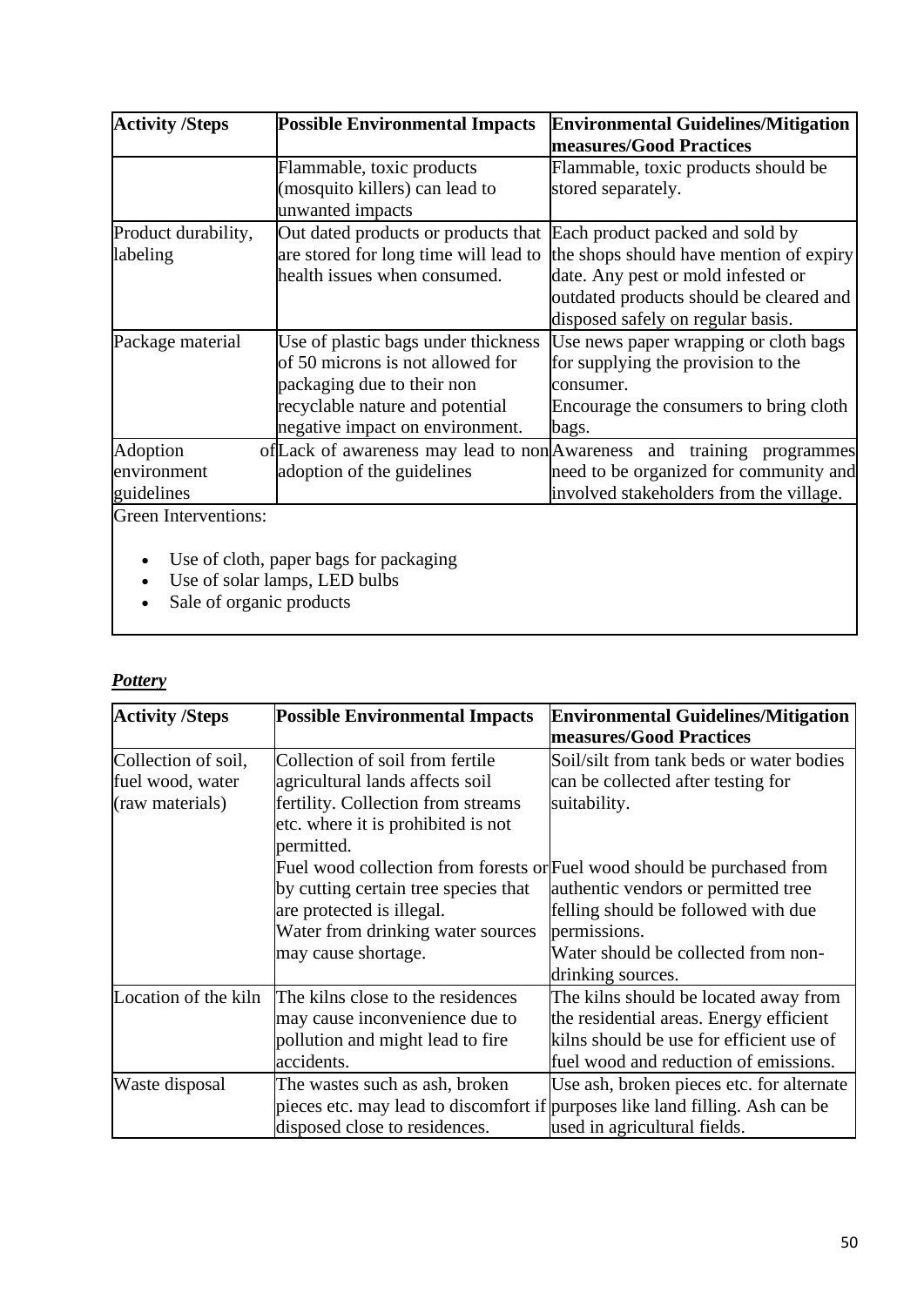| Activity /Steps | Possible Environmental Impacts | Environmental Guidelines/Mitigation measures/Good Practices |
|---|---|---|
| | Flammable, toxic products (mosquito killers) can lead to unwanted impacts | Flammable, toxic products should be stored separately. |
| Product durability, labeling | Out dated products or products that are stored for long time will lead to health issues when consumed. | Each product packed and sold by the shops should have mention of expiry date. Any pest or mold infested or outdated products should be cleared and disposed safely on regular basis. |
| Package material | Use of plastic bags under thickness of 50 microns is not allowed for packaging due to their non recyclable nature and potential negative impact on environment. | Use news paper wrapping or cloth bags for supplying the provision to the consumer. Encourage the consumers to bring cloth bags. |
| Adoption of environment guidelines | Lack of awareness may lead to non adoption of the guidelines | Awareness and training programmes need to be organized for community and involved stakeholders from the village. |

Green Interventions:

- Use of cloth, paper bags for packaging
- Use of solar lamps, LED bulbs
- Sale of organic products

***Pottery***

| Activity /Steps | Possible Environmental Impacts | Environmental Guidelines/Mitigation measures/Good Practices |
|---|---|---|
| Collection of soil, fuel wood, water (raw materials) | Collection of soil from fertile agricultural lands affects soil fertility. Collection from streams etc. where it is prohibited is not permitted. | Soil/silt from tank beds or water bodies can be collected after testing for suitability. |
| | Fuel wood collection from forests or by cutting certain tree species that are protected is illegal. Water from drinking water sources may cause shortage. | Fuel wood should be purchased from authentic vendors or permitted tree felling should be followed with due permissions. Water should be collected from non-drinking sources. |
| Location of the kiln | The kilns close to the residences may cause inconvenience due to pollution and might lead to fire accidents. | The kilns should be located away from the residential areas. Energy efficient kilns should be use for efficient use of fuel wood and reduction of emissions. |
| Waste disposal | The wastes such as ash, broken pieces etc. may lead to discomfort if disposed close to residences. | Use ash, broken pieces etc. for alternate purposes like land filling. Ash can be used in agricultural fields. |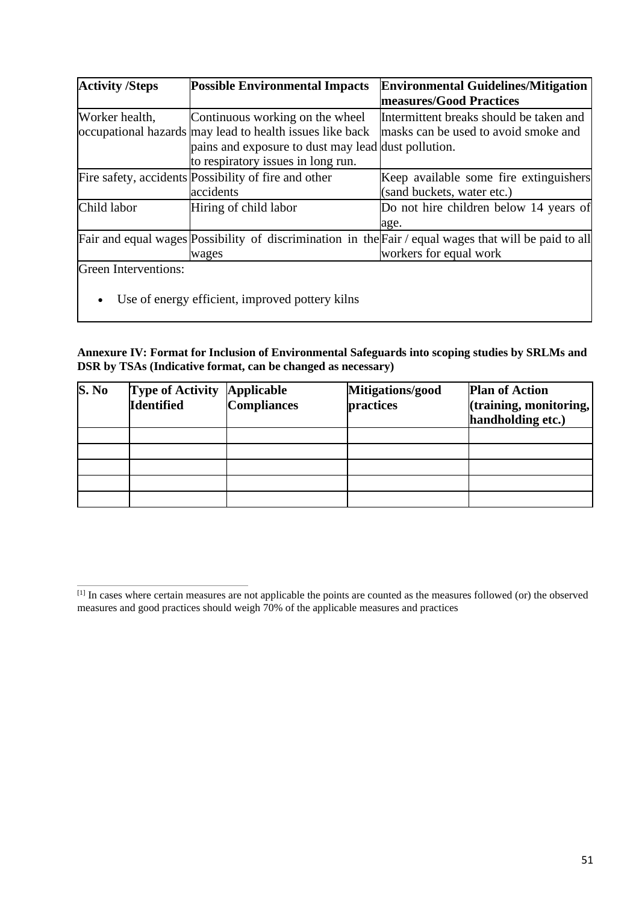| Activity /Steps | Possible Environmental Impacts | Environmental Guidelines/Mitigation measures/Good Practices |
| --- | --- | --- |
| Worker health, occupational hazards | Continuous working on the wheel may lead to health issues like back pains and exposure to dust may lead to respiratory issues in long run. | Intermittent breaks should be taken and masks can be used to avoid smoke and dust pollution. |
| Fire safety, accidents | Possibility of fire and other accidents | Keep available some fire extinguishers (sand buckets, water etc.) |
| Child labor | Hiring of child labor | Do not hire children below 14 years of age. |
| Fair and equal wages | Possibility of discrimination in the wages | Fair / equal wages that will be paid to all workers for equal work |
| Green Interventions:<br>• Use of energy efficient, improved pottery kilns | | |

**Annexure IV: Format for Inclusion of Environmental Safeguards into scoping studies by SRLMs and DSR by TSAs (Indicative format, can be changed as necessary)**

| S. No | Type of Activity Identified | Applicable Compliances | Mitigations/good practices | Plan of Action (training, monitoring, handholding etc.) |
| --- | --- | --- | --- | --- |
| | | | | |
| | | | | |
| | | | | |
| | | | | |
| | | | | |

[1] In cases where certain measures are not applicable the points are counted as the measures followed (or) the observed measures and good practices should weigh 70% of the applicable measures and practices